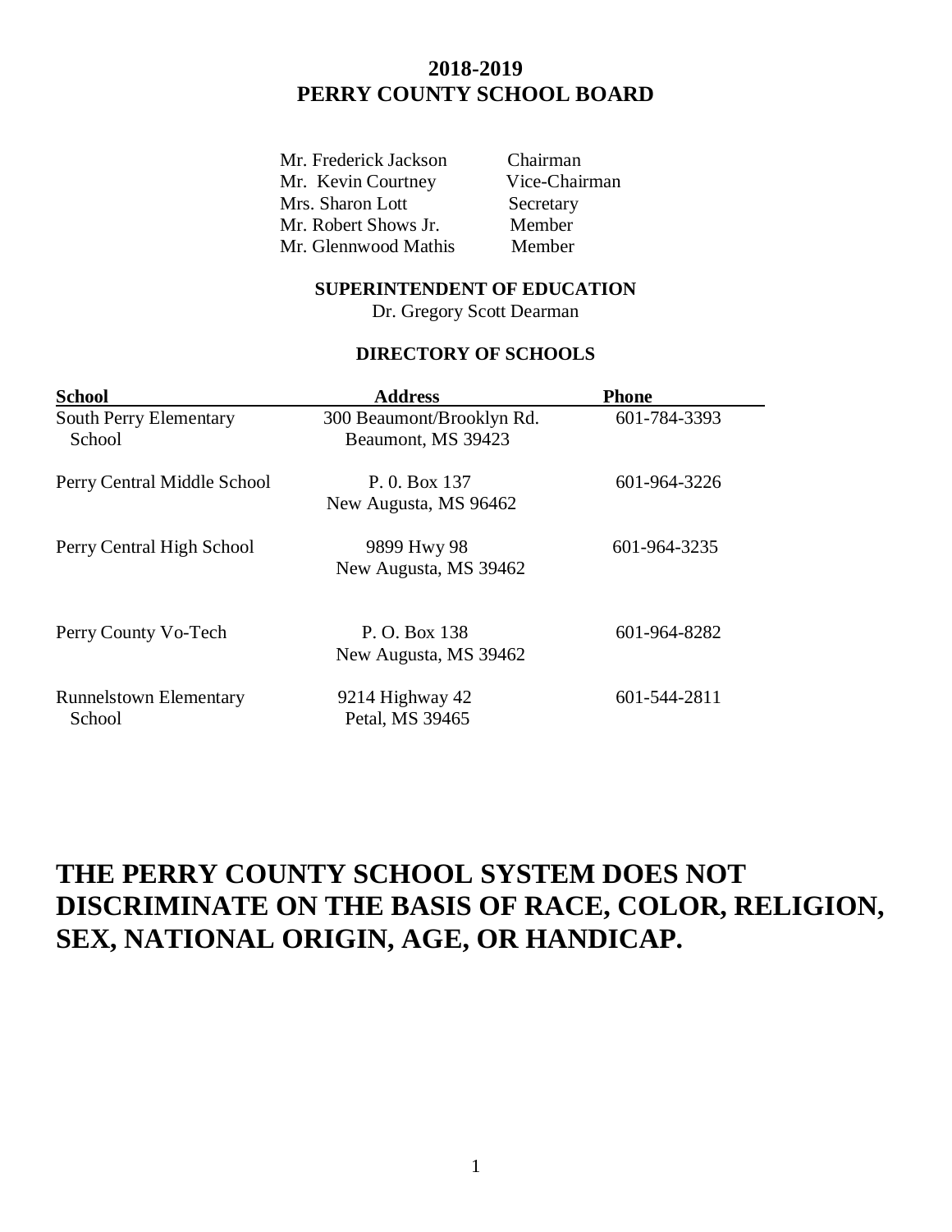# 2018-2019
# PERRY COUNTY SCHOOL BOARD

| | |
|---|---|
| Mr. Frederick Jackson | Chairman |
| Mr. Kevin Courtney | Vice-Chairman |
| Mrs. Sharon Lott | Secretary |
| Mr. Robert Shows Jr. | Member |
| Mr. Glennwood Mathis | Member |

**SUPERINTENDENT OF EDUCATION**

Dr. Gregory Scott Dearman

**DIRECTORY OF SCHOOLS**

| School | Address | Phone |
|---|---|---|
| South Perry Elementary School | 300 Beaumont/Brooklyn Rd.<br>Beaumont, MS 39423 | 601-784-3393 |
| Perry Central Middle School | P. 0. Box 137<br>New Augusta, MS 96462 | 601-964-3226 |
| Perry Central High School | 9899 Hwy 98<br>New Augusta, MS 39462 | 601-964-3235 |
| Perry County Vo-Tech | P. O. Box 138<br>New Augusta, MS 39462 | 601-964-8282 |
| Runnelstown Elementary School | 9214 Highway 42<br>Petal, MS 39465 | 601-544-2811 |

# THE PERRY COUNTY SCHOOL SYSTEM DOES NOT DISCRIMINATE ON THE BASIS OF RACE, COLOR, RELIGION, SEX, NATIONAL ORIGIN, AGE, OR HANDICAP.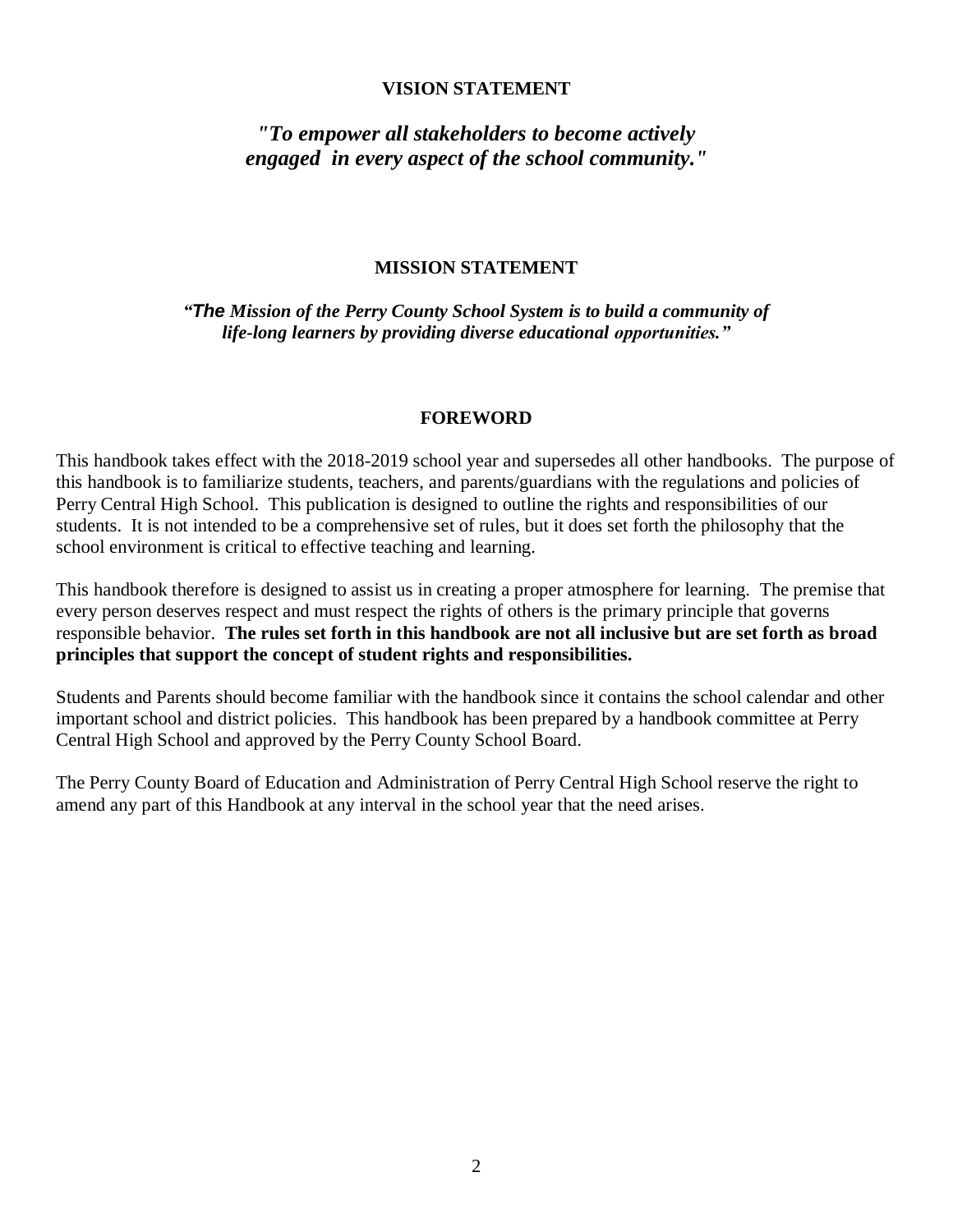## VISION STATEMENT

***"To empower all stakeholders to become actively engaged in every aspect of the school community."***

## MISSION STATEMENT

***"The Mission of the Perry County School System is to build a community of life-long learners by providing diverse educational opportunities."***

## FOREWORD

This handbook takes effect with the 2018-2019 school year and supersedes all other handbooks. The purpose of this handbook is to familiarize students, teachers, and parents/guardians with the regulations and policies of Perry Central High School. This publication is designed to outline the rights and responsibilities of our students. It is not intended to be a comprehensive set of rules, but it does set forth the philosophy that the school environment is critical to effective teaching and learning.

This handbook therefore is designed to assist us in creating a proper atmosphere for learning. The premise that every person deserves respect and must respect the rights of others is the primary principle that governs responsible behavior. **The rules set forth in this handbook are not all inclusive but are set forth as broad principles that support the concept of student rights and responsibilities.**

Students and Parents should become familiar with the handbook since it contains the school calendar and other important school and district policies. This handbook has been prepared by a handbook committee at Perry Central High School and approved by the Perry County School Board.

The Perry County Board of Education and Administration of Perry Central High School reserve the right to amend any part of this Handbook at any interval in the school year that the need arises.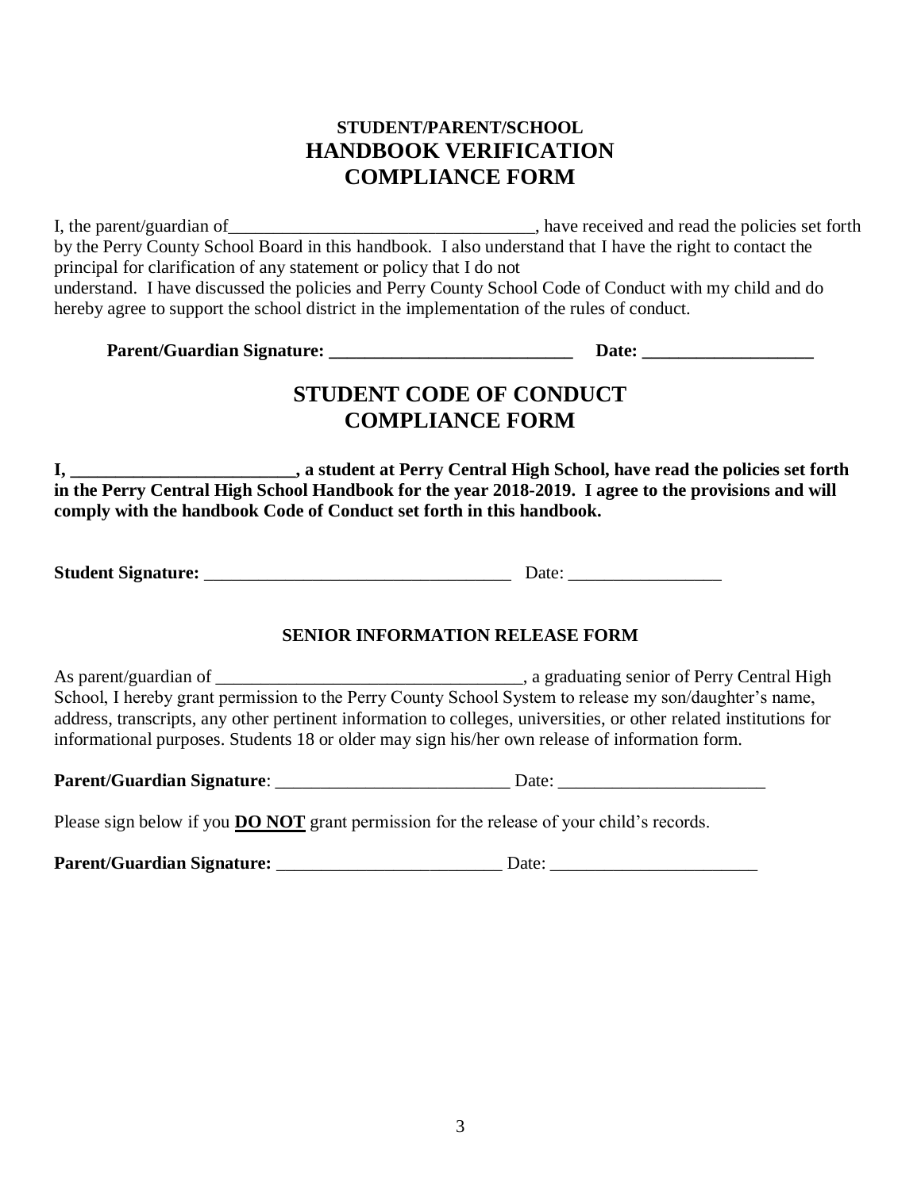**STUDENT/PARENT/SCHOOL**
## HANDBOOK VERIFICATION COMPLIANCE FORM

I, the parent/guardian of__________________________________, have received and read the policies set forth by the Perry County School Board in this handbook. I also understand that I have the right to contact the principal for clarification of any statement or policy that I do not understand. I have discussed the policies and Perry County School Code of Conduct with my child and do hereby agree to support the school district in the implementation of the rules of conduct.

**Parent/Guardian Signature: ___________________________ Date: ___________________**

## STUDENT CODE OF CONDUCT COMPLIANCE FORM

**I, _________________________, a student at Perry Central High School, have read the policies set forth in the Perry Central High School Handbook for the year 2018-2019. I agree to the provisions and will comply with the handbook Code of Conduct set forth in this handbook.**

**Student Signature:** __________________________________ Date: _________________

### SENIOR INFORMATION RELEASE FORM

As parent/guardian of __________________________________, a graduating senior of Perry Central High School, I hereby grant permission to the Perry County School System to release my son/daughter's name, address, transcripts, any other pertinent information to colleges, universities, or other related institutions for informational purposes. Students 18 or older may sign his/her own release of information form.

**Parent/Guardian Signature**: __________________________ Date: _______________________

Please sign below if you **DO NOT** grant permission for the release of your child's records.

**Parent/Guardian Signature:** _________________________ Date: _______________________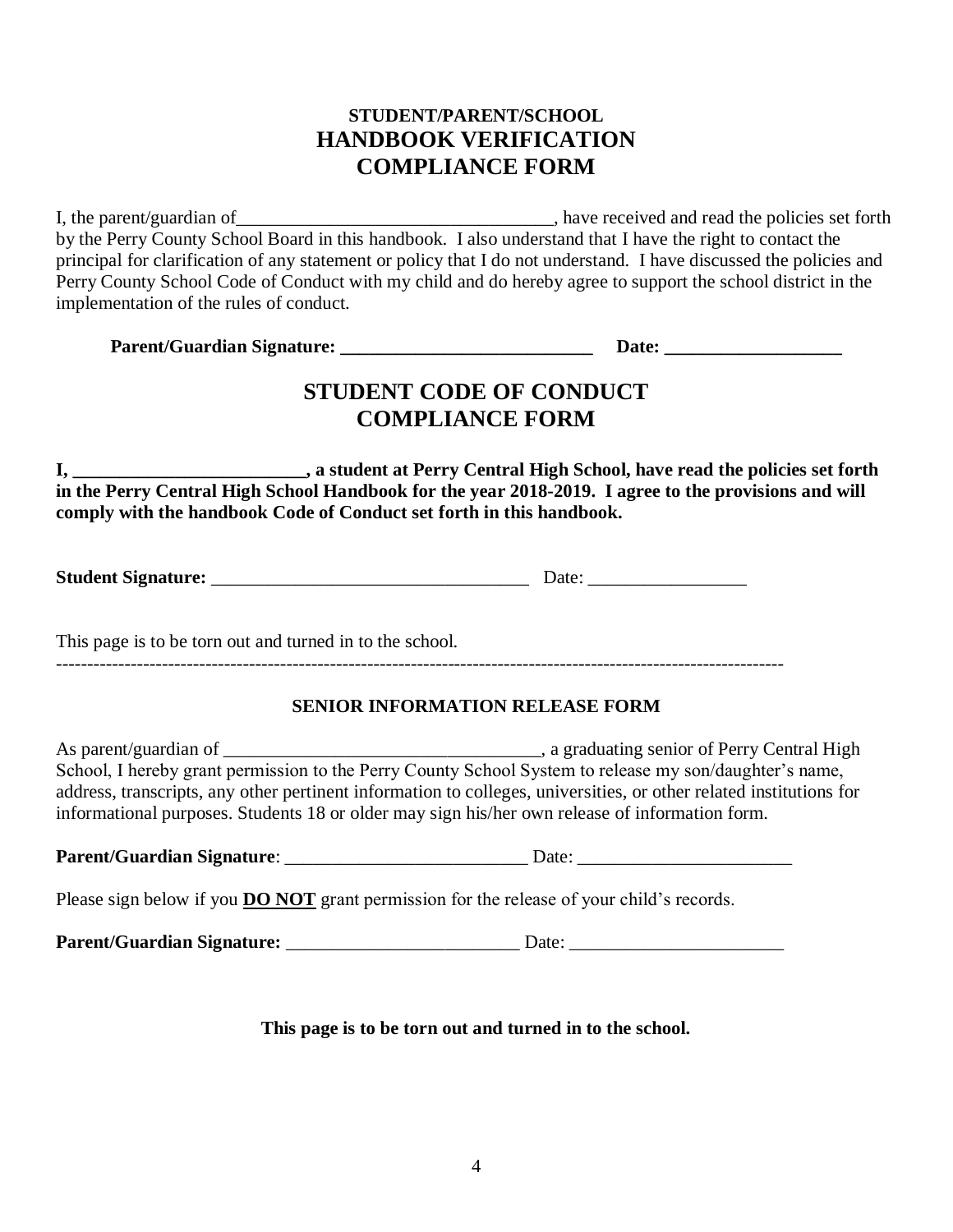### STUDENT/PARENT/SCHOOL

## HANDBOOK VERIFICATION COMPLIANCE FORM

I, the parent/guardian of___________________________________, have received and read the policies set forth by the Perry County School Board in this handbook. I also understand that I have the right to contact the principal for clarification of any statement or policy that I do not understand. I have discussed the policies and Perry County School Code of Conduct with my child and do hereby agree to support the school district in the implementation of the rules of conduct.

**Parent/Guardian Signature: ___________________________ Date: ___________________**

## STUDENT CODE OF CONDUCT COMPLIANCE FORM

**I, _________________________, a student at Perry Central High School, have read the policies set forth in the Perry Central High School Handbook for the year 2018-2019. I agree to the provisions and will comply with the handbook Code of Conduct set forth in this handbook.**

**Student Signature:** __________________________________ Date: _________________

This page is to be torn out and turned in to the school.

-------------------------------------------------------------------------------------------------------------------

### SENIOR INFORMATION RELEASE FORM

As parent/guardian of __________________________________, a graduating senior of Perry Central High School, I hereby grant permission to the Perry County School System to release my son/daughter's name, address, transcripts, any other pertinent information to colleges, universities, or other related institutions for informational purposes. Students 18 or older may sign his/her own release of information form.

**Parent/Guardian Signature**: __________________________ Date: _______________________

Please sign below if you **DO NOT** grant permission for the release of your child's records.

**Parent/Guardian Signature:** _________________________ Date: _______________________

**This page is to be torn out and turned in to the school.**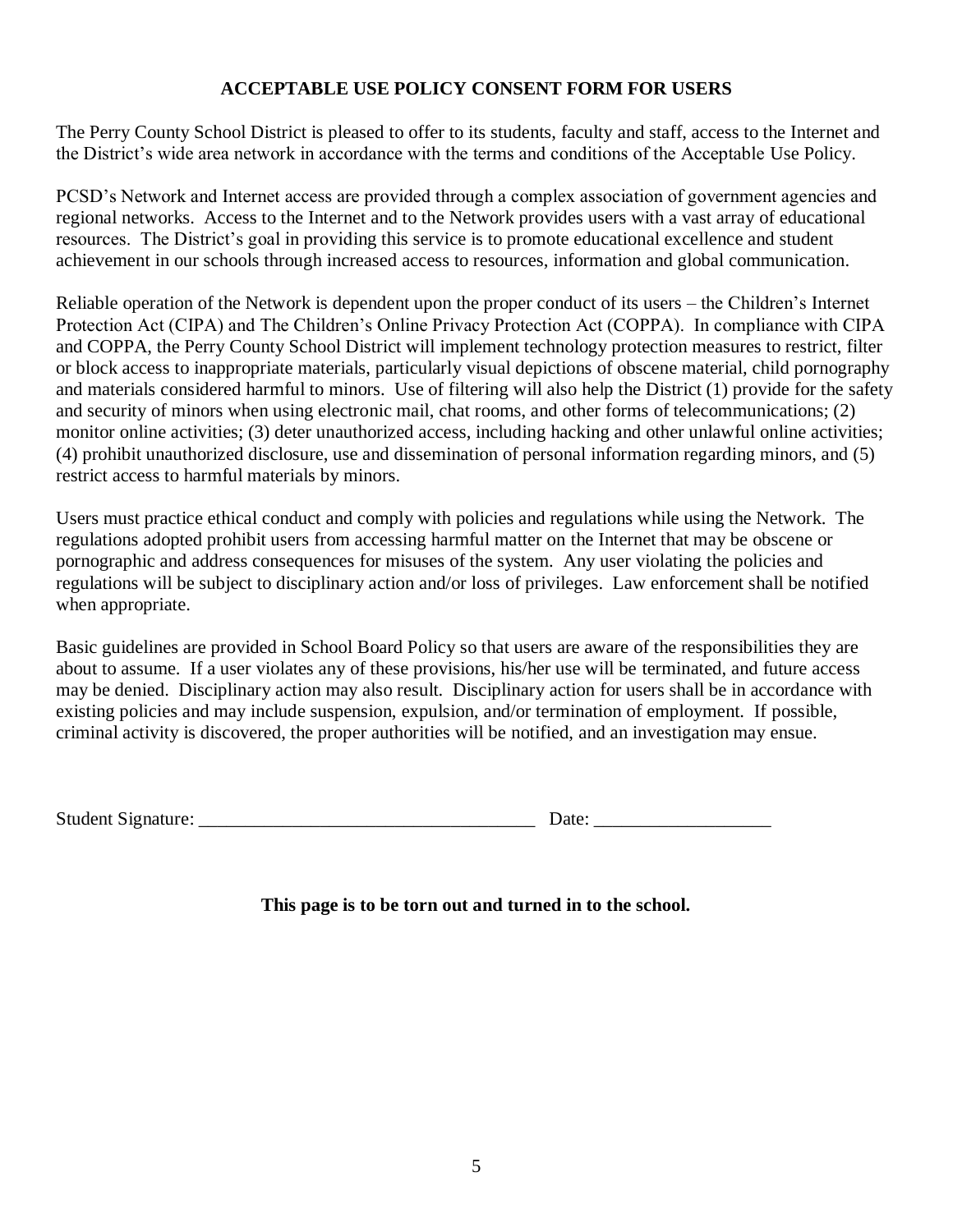## ACCEPTABLE USE POLICY CONSENT FORM FOR USERS

The Perry County School District is pleased to offer to its students, faculty and staff, access to the Internet and the District's wide area network in accordance with the terms and conditions of the Acceptable Use Policy.

PCSD's Network and Internet access are provided through a complex association of government agencies and regional networks. Access to the Internet and to the Network provides users with a vast array of educational resources. The District's goal in providing this service is to promote educational excellence and student achievement in our schools through increased access to resources, information and global communication.

Reliable operation of the Network is dependent upon the proper conduct of its users – the Children's Internet Protection Act (CIPA) and The Children's Online Privacy Protection Act (COPPA). In compliance with CIPA and COPPA, the Perry County School District will implement technology protection measures to restrict, filter or block access to inappropriate materials, particularly visual depictions of obscene material, child pornography and materials considered harmful to minors. Use of filtering will also help the District (1) provide for the safety and security of minors when using electronic mail, chat rooms, and other forms of telecommunications; (2) monitor online activities; (3) deter unauthorized access, including hacking and other unlawful online activities; (4) prohibit unauthorized disclosure, use and dissemination of personal information regarding minors, and (5) restrict access to harmful materials by minors.

Users must practice ethical conduct and comply with policies and regulations while using the Network. The regulations adopted prohibit users from accessing harmful matter on the Internet that may be obscene or pornographic and address consequences for misuses of the system. Any user violating the policies and regulations will be subject to disciplinary action and/or loss of privileges. Law enforcement shall be notified when appropriate.

Basic guidelines are provided in School Board Policy so that users are aware of the responsibilities they are about to assume. If a user violates any of these provisions, his/her use will be terminated, and future access may be denied. Disciplinary action may also result. Disciplinary action for users shall be in accordance with existing policies and may include suspension, expulsion, and/or termination of employment. If possible, criminal activity is discovered, the proper authorities will be notified, and an investigation may ensue.

Student Signature: ____________________________________ Date: ___________________

**This page is to be torn out and turned in to the school.**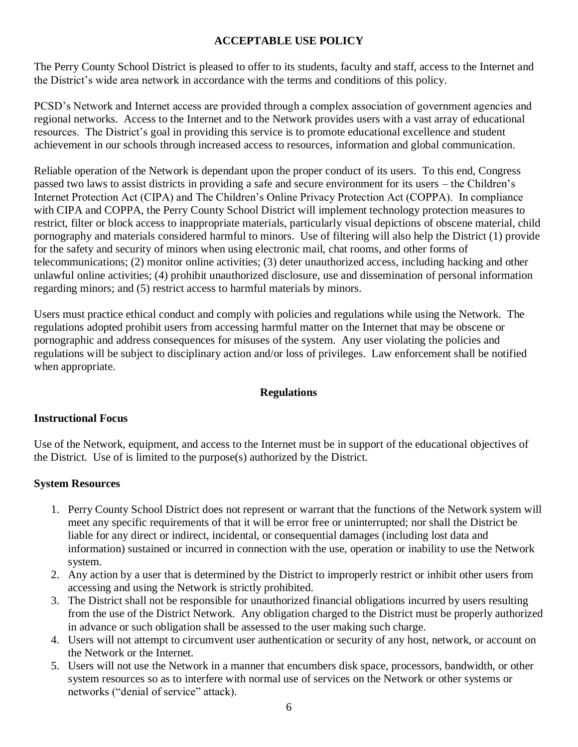# ACCEPTABLE USE POLICY

The Perry County School District is pleased to offer to its students, faculty and staff, access to the Internet and the District's wide area network in accordance with the terms and conditions of this policy.

PCSD's Network and Internet access are provided through a complex association of government agencies and regional networks. Access to the Internet and to the Network provides users with a vast array of educational resources. The District's goal in providing this service is to promote educational excellence and student achievement in our schools through increased access to resources, information and global communication.

Reliable operation of the Network is dependant upon the proper conduct of its users. To this end, Congress passed two laws to assist districts in providing a safe and secure environment for its users – the Children's Internet Protection Act (CIPA) and The Children's Online Privacy Protection Act (COPPA). In compliance with CIPA and COPPA, the Perry County School District will implement technology protection measures to restrict, filter or block access to inappropriate materials, particularly visual depictions of obscene material, child pornography and materials considered harmful to minors. Use of filtering will also help the District (1) provide for the safety and security of minors when using electronic mail, chat rooms, and other forms of telecommunications; (2) monitor online activities; (3) deter unauthorized access, including hacking and other unlawful online activities; (4) prohibit unauthorized disclosure, use and dissemination of personal information regarding minors; and (5) restrict access to harmful materials by minors.

Users must practice ethical conduct and comply with policies and regulations while using the Network. The regulations adopted prohibit users from accessing harmful matter on the Internet that may be obscene or pornographic and address consequences for misuses of the system. Any user violating the policies and regulations will be subject to disciplinary action and/or loss of privileges. Law enforcement shall be notified when appropriate.

## Regulations

### Instructional Focus

Use of the Network, equipment, and access to the Internet must be in support of the educational objectives of the District. Use of is limited to the purpose(s) authorized by the District.

### System Resources

1. Perry County School District does not represent or warrant that the functions of the Network system will meet any specific requirements of that it will be error free or uninterrupted; nor shall the District be liable for any direct or indirect, incidental, or consequential damages (including lost data and information) sustained or incurred in connection with the use, operation or inability to use the Network system.
2. Any action by a user that is determined by the District to improperly restrict or inhibit other users from accessing and using the Network is strictly prohibited.
3. The District shall not be responsible for unauthorized financial obligations incurred by users resulting from the use of the District Network. Any obligation charged to the District must be properly authorized in advance or such obligation shall be assessed to the user making such charge.
4. Users will not attempt to circumvent user authentication or security of any host, network, or account on the Network or the Internet.
5. Users will not use the Network in a manner that encumbers disk space, processors, bandwidth, or other system resources so as to interfere with normal use of services on the Network or other systems or networks ("denial of service" attack).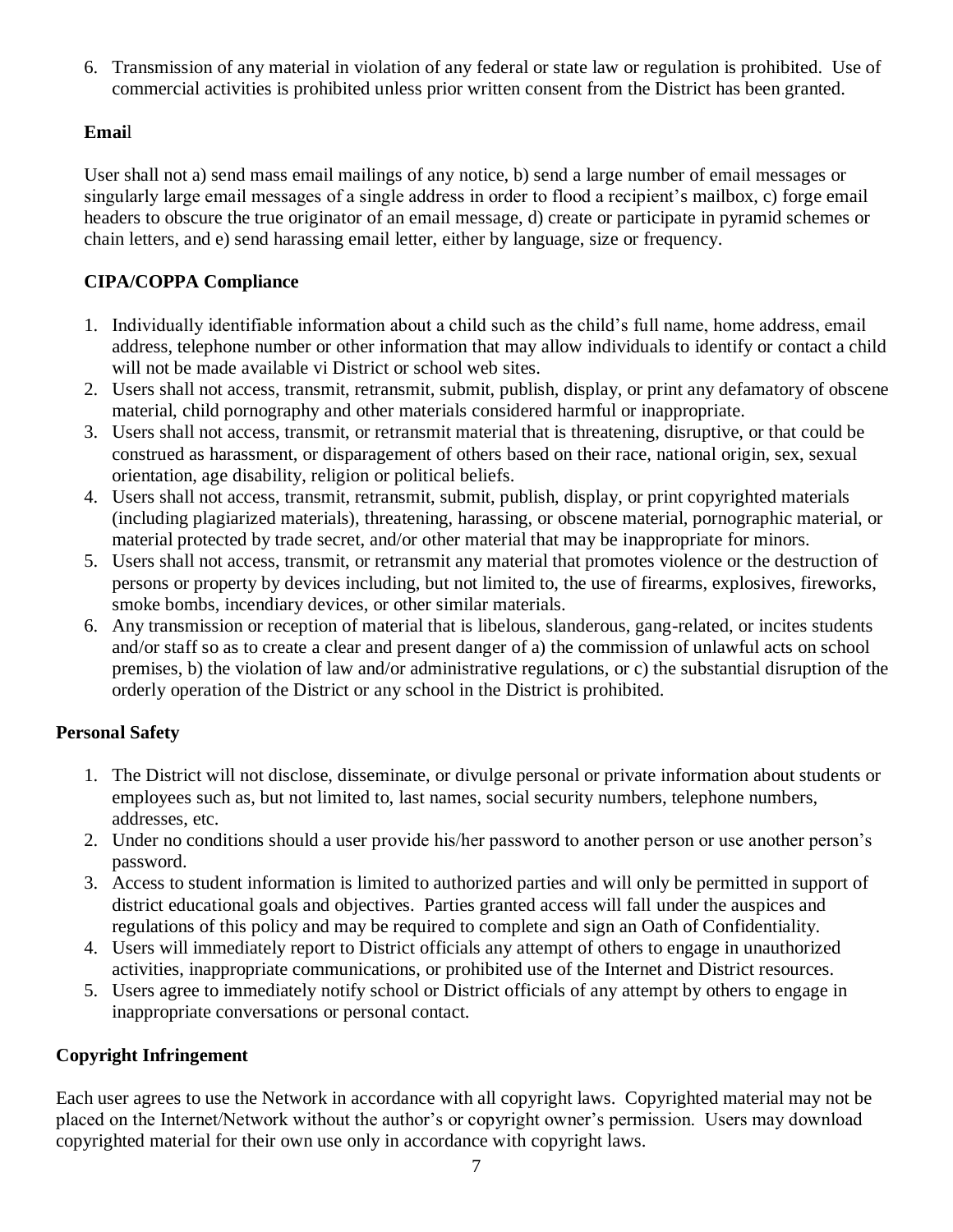6. Transmission of any material in violation of any federal or state law or regulation is prohibited. Use of commercial activities is prohibited unless prior written consent from the District has been granted.

**Email**

User shall not a) send mass email mailings of any notice, b) send a large number of email messages or singularly large email messages of a single address in order to flood a recipient's mailbox, c) forge email headers to obscure the true originator of an email message, d) create or participate in pyramid schemes or chain letters, and e) send harassing email letter, either by language, size or frequency.

**CIPA/COPPA Compliance**

1. Individually identifiable information about a child such as the child's full name, home address, email address, telephone number or other information that may allow individuals to identify or contact a child will not be made available vi District or school web sites.
2. Users shall not access, transmit, retransmit, submit, publish, display, or print any defamatory of obscene material, child pornography and other materials considered harmful or inappropriate.
3. Users shall not access, transmit, or retransmit material that is threatening, disruptive, or that could be construed as harassment, or disparagement of others based on their race, national origin, sex, sexual orientation, age disability, religion or political beliefs.
4. Users shall not access, transmit, retransmit, submit, publish, display, or print copyrighted materials (including plagiarized materials), threatening, harassing, or obscene material, pornographic material, or material protected by trade secret, and/or other material that may be inappropriate for minors.
5. Users shall not access, transmit, or retransmit any material that promotes violence or the destruction of persons or property by devices including, but not limited to, the use of firearms, explosives, fireworks, smoke bombs, incendiary devices, or other similar materials.
6. Any transmission or reception of material that is libelous, slanderous, gang-related, or incites students and/or staff so as to create a clear and present danger of a) the commission of unlawful acts on school premises, b) the violation of law and/or administrative regulations, or c) the substantial disruption of the orderly operation of the District or any school in the District is prohibited.

**Personal Safety**

1. The District will not disclose, disseminate, or divulge personal or private information about students or employees such as, but not limited to, last names, social security numbers, telephone numbers, addresses, etc.
2. Under no conditions should a user provide his/her password to another person or use another person's password.
3. Access to student information is limited to authorized parties and will only be permitted in support of district educational goals and objectives. Parties granted access will fall under the auspices and regulations of this policy and may be required to complete and sign an Oath of Confidentiality.
4. Users will immediately report to District officials any attempt of others to engage in unauthorized activities, inappropriate communications, or prohibited use of the Internet and District resources.
5. Users agree to immediately notify school or District officials of any attempt by others to engage in inappropriate conversations or personal contact.

**Copyright Infringement**

Each user agrees to use the Network in accordance with all copyright laws. Copyrighted material may not be placed on the Internet/Network without the author's or copyright owner's permission. Users may download copyrighted material for their own use only in accordance with copyright laws.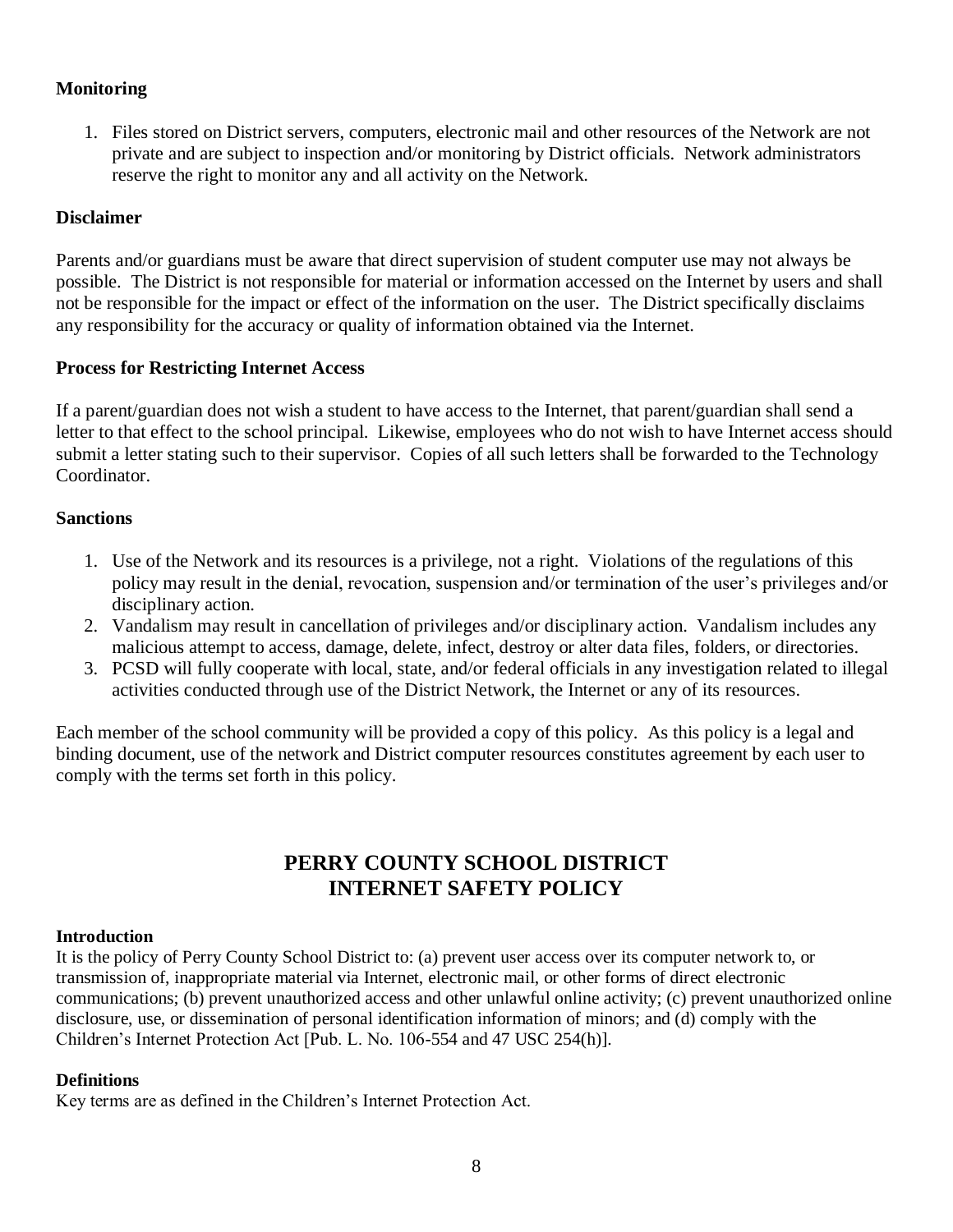**Monitoring**

1. Files stored on District servers, computers, electronic mail and other resources of the Network are not private and are subject to inspection and/or monitoring by District officials. Network administrators reserve the right to monitor any and all activity on the Network.

**Disclaimer**

Parents and/or guardians must be aware that direct supervision of student computer use may not always be possible. The District is not responsible for material or information accessed on the Internet by users and shall not be responsible for the impact or effect of the information on the user. The District specifically disclaims any responsibility for the accuracy or quality of information obtained via the Internet.

**Process for Restricting Internet Access**

If a parent/guardian does not wish a student to have access to the Internet, that parent/guardian shall send a letter to that effect to the school principal. Likewise, employees who do not wish to have Internet access should submit a letter stating such to their supervisor. Copies of all such letters shall be forwarded to the Technology Coordinator.

**Sanctions**

1. Use of the Network and its resources is a privilege, not a right. Violations of the regulations of this policy may result in the denial, revocation, suspension and/or termination of the user's privileges and/or disciplinary action.
2. Vandalism may result in cancellation of privileges and/or disciplinary action. Vandalism includes any malicious attempt to access, damage, delete, infect, destroy or alter data files, folders, or directories.
3. PCSD will fully cooperate with local, state, and/or federal officials in any investigation related to illegal activities conducted through use of the District Network, the Internet or any of its resources.

Each member of the school community will be provided a copy of this policy. As this policy is a legal and binding document, use of the network and District computer resources constitutes agreement by each user to comply with the terms set forth in this policy.

# PERRY COUNTY SCHOOL DISTRICT INTERNET SAFETY POLICY

**Introduction**

It is the policy of Perry County School District to: (a) prevent user access over its computer network to, or transmission of, inappropriate material via Internet, electronic mail, or other forms of direct electronic communications; (b) prevent unauthorized access and other unlawful online activity; (c) prevent unauthorized online disclosure, use, or dissemination of personal identification information of minors; and (d) comply with the Children's Internet Protection Act [Pub. L. No. 106-554 and 47 USC 254(h)].

**Definitions**

Key terms are as defined in the Children's Internet Protection Act.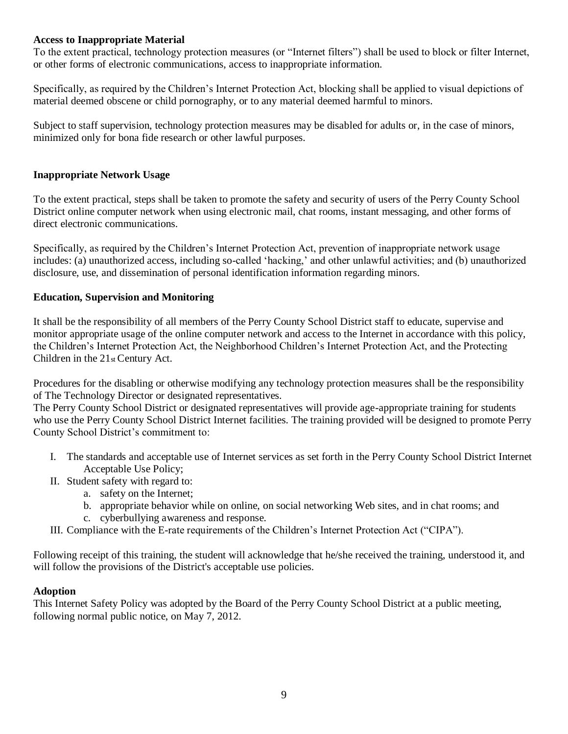**Access to Inappropriate Material**
To the extent practical, technology protection measures (or "Internet filters") shall be used to block or filter Internet, or other forms of electronic communications, access to inappropriate information.

Specifically, as required by the Children's Internet Protection Act, blocking shall be applied to visual depictions of material deemed obscene or child pornography, or to any material deemed harmful to minors.

Subject to staff supervision, technology protection measures may be disabled for adults or, in the case of minors, minimized only for bona fide research or other lawful purposes.

**Inappropriate Network Usage**

To the extent practical, steps shall be taken to promote the safety and security of users of the Perry County School District online computer network when using electronic mail, chat rooms, instant messaging, and other forms of direct electronic communications.

Specifically, as required by the Children's Internet Protection Act, prevention of inappropriate network usage includes: (a) unauthorized access, including so-called 'hacking,' and other unlawful activities; and (b) unauthorized disclosure, use, and dissemination of personal identification information regarding minors.

**Education, Supervision and Monitoring**

It shall be the responsibility of all members of the Perry County School District staff to educate, supervise and monitor appropriate usage of the online computer network and access to the Internet in accordance with this policy, the Children's Internet Protection Act, the Neighborhood Children's Internet Protection Act, and the Protecting Children in the 21st Century Act.

Procedures for the disabling or otherwise modifying any technology protection measures shall be the responsibility of The Technology Director or designated representatives.
The Perry County School District or designated representatives will provide age-appropriate training for students who use the Perry County School District Internet facilities. The training provided will be designed to promote Perry County School District's commitment to:

I. The standards and acceptable use of Internet services as set forth in the Perry County School District Internet Acceptable Use Policy;
II. Student safety with regard to:
   a. safety on the Internet;
   b. appropriate behavior while on online, on social networking Web sites, and in chat rooms; and
   c. cyberbullying awareness and response.
III. Compliance with the E-rate requirements of the Children's Internet Protection Act ("CIPA").

Following receipt of this training, the student will acknowledge that he/she received the training, understood it, and will follow the provisions of the District's acceptable use policies.

**Adoption**
This Internet Safety Policy was adopted by the Board of the Perry County School District at a public meeting, following normal public notice, on May 7, 2012.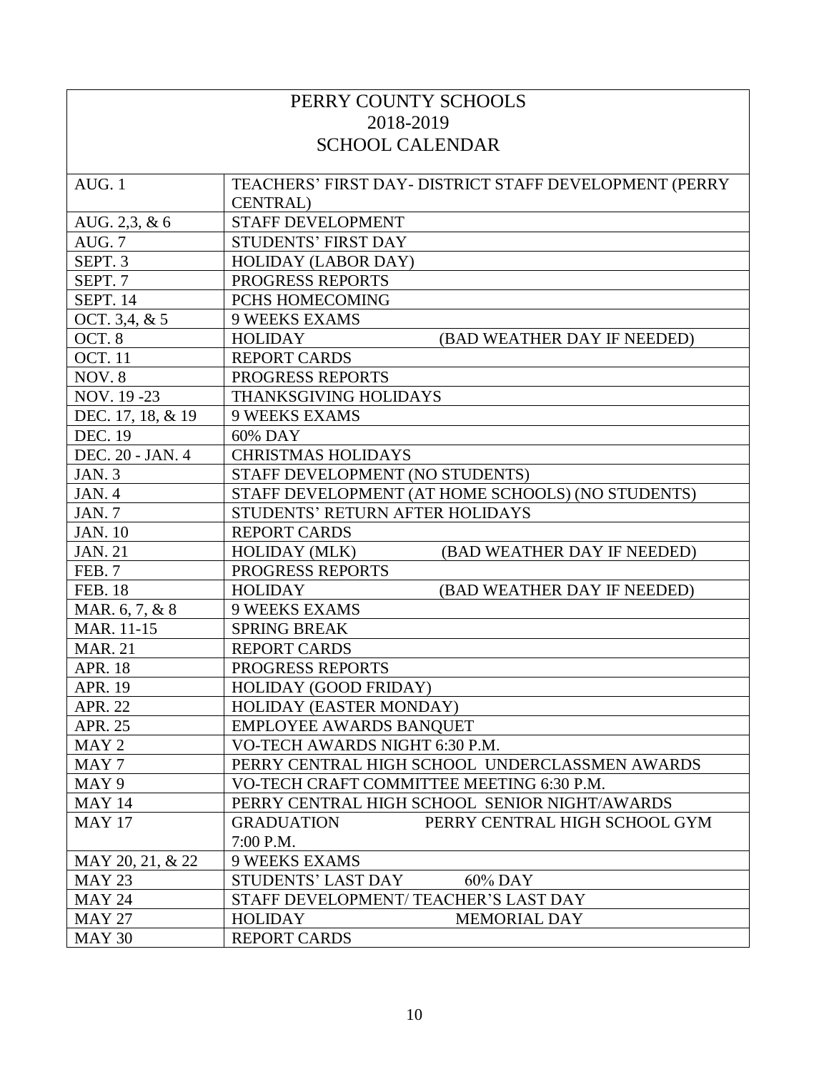# PERRY COUNTY SCHOOLS
## 2018-2019
## SCHOOL CALENDAR

| Date | Event |
|---|---|
| AUG. 1 | TEACHERS' FIRST DAY- DISTRICT STAFF DEVELOPMENT (PERRY CENTRAL) |
| AUG. 2,3, & 6 | STAFF DEVELOPMENT |
| AUG. 7 | STUDENTS' FIRST DAY |
| SEPT. 3 | HOLIDAY (LABOR DAY) |
| SEPT. 7 | PROGRESS REPORTS |
| SEPT. 14 | PCHS HOMECOMING |
| OCT. 3,4, & 5 | 9 WEEKS EXAMS |
| OCT. 8 | HOLIDAY (BAD WEATHER DAY IF NEEDED) |
| OCT. 11 | REPORT CARDS |
| NOV. 8 | PROGRESS REPORTS |
| NOV. 19 -23 | THANKSGIVING HOLIDAYS |
| DEC. 17, 18, & 19 | 9 WEEKS EXAMS |
| DEC. 19 | 60% DAY |
| DEC. 20 - JAN. 4 | CHRISTMAS HOLIDAYS |
| JAN. 3 | STAFF DEVELOPMENT (NO STUDENTS) |
| JAN. 4 | STAFF DEVELOPMENT (AT HOME SCHOOLS) (NO STUDENTS) |
| JAN. 7 | STUDENTS' RETURN AFTER HOLIDAYS |
| JAN. 10 | REPORT CARDS |
| JAN. 21 | HOLIDAY (MLK) (BAD WEATHER DAY IF NEEDED) |
| FEB. 7 | PROGRESS REPORTS |
| FEB. 18 | HOLIDAY (BAD WEATHER DAY IF NEEDED) |
| MAR. 6, 7, & 8 | 9 WEEKS EXAMS |
| MAR. 11-15 | SPRING BREAK |
| MAR. 21 | REPORT CARDS |
| APR. 18 | PROGRESS REPORTS |
| APR. 19 | HOLIDAY (GOOD FRIDAY) |
| APR. 22 | HOLIDAY (EASTER MONDAY) |
| APR. 25 | EMPLOYEE AWARDS BANQUET |
| MAY 2 | VO-TECH AWARDS NIGHT 6:30 P.M. |
| MAY 7 | PERRY CENTRAL HIGH SCHOOL UNDERCLASSMEN AWARDS |
| MAY 9 | VO-TECH CRAFT COMMITTEE MEETING 6:30 P.M. |
| MAY 14 | PERRY CENTRAL HIGH SCHOOL SENIOR NIGHT/AWARDS |
| MAY 17 | GRADUATION PERRY CENTRAL HIGH SCHOOL GYM 7:00 P.M. |
| MAY 20, 21, & 22 | 9 WEEKS EXAMS |
| MAY 23 | STUDENTS' LAST DAY 60% DAY |
| MAY 24 | STAFF DEVELOPMENT/ TEACHER'S LAST DAY |
| MAY 27 | HOLIDAY MEMORIAL DAY |
| MAY 30 | REPORT CARDS |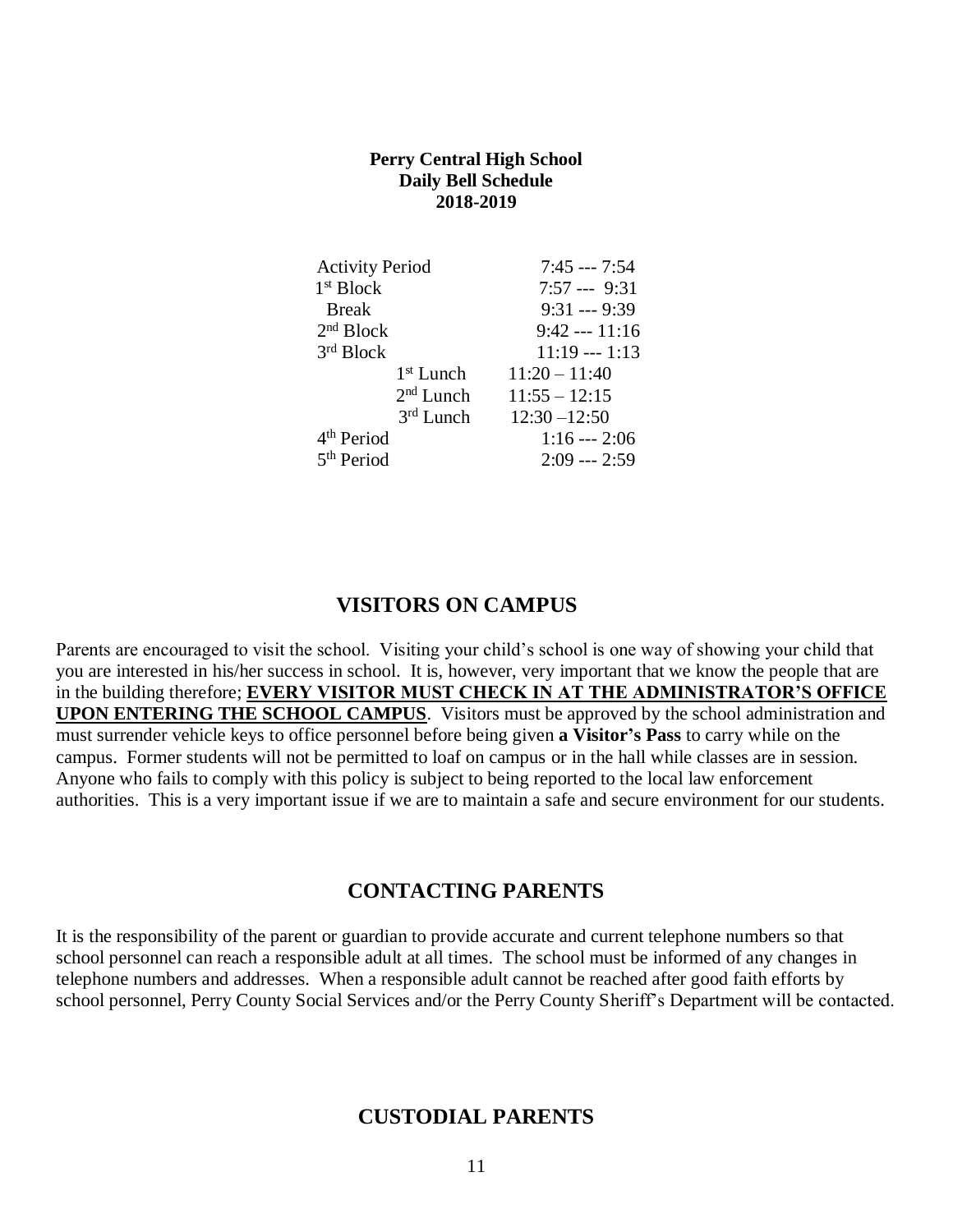**Perry Central High School**
**Daily Bell Schedule**
**2018-2019**

| Period | Time |
| --- | --- |
| Activity Period | 7:45 --- 7:54 |
| 1st Block | 7:57 --- 9:31 |
| Break | 9:31 --- 9:39 |
| 2nd Block | 9:42 --- 11:16 |
| 3rd Block | 11:19 --- 1:13 |
| 1st Lunch | 11:20 – 11:40 |
| 2nd Lunch | 11:55 – 12:15 |
| 3rd Lunch | 12:30 –12:50 |
| 4th Period | 1:16 --- 2:06 |
| 5th Period | 2:09 --- 2:59 |

## VISITORS ON CAMPUS

Parents are encouraged to visit the school. Visiting your child's school is one way of showing your child that you are interested in his/her success in school. It is, however, very important that we know the people that are in the building therefore; **EVERY VISITOR MUST CHECK IN AT THE ADMINISTRATOR'S OFFICE UPON ENTERING THE SCHOOL CAMPUS**. Visitors must be approved by the school administration and must surrender vehicle keys to office personnel before being given **a Visitor's Pass** to carry while on the campus. Former students will not be permitted to loaf on campus or in the hall while classes are in session. Anyone who fails to comply with this policy is subject to being reported to the local law enforcement authorities. This is a very important issue if we are to maintain a safe and secure environment for our students.

## CONTACTING PARENTS

It is the responsibility of the parent or guardian to provide accurate and current telephone numbers so that school personnel can reach a responsible adult at all times. The school must be informed of any changes in telephone numbers and addresses. When a responsible adult cannot be reached after good faith efforts by school personnel, Perry County Social Services and/or the Perry County Sheriff's Department will be contacted.

## CUSTODIAL PARENTS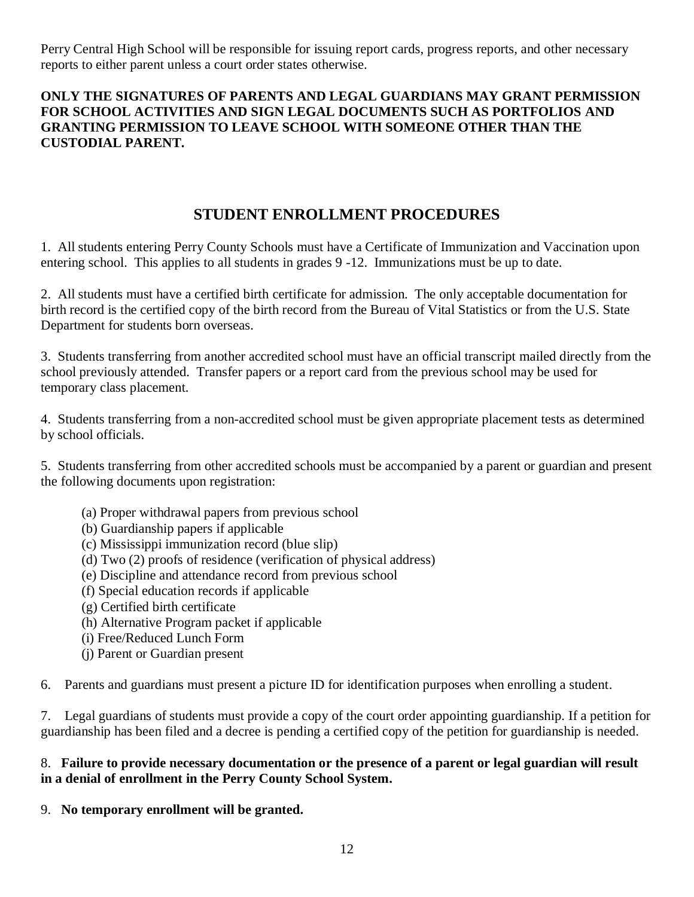Perry Central High School will be responsible for issuing report cards, progress reports, and other necessary reports to either parent unless a court order states otherwise.

**ONLY THE SIGNATURES OF PARENTS AND LEGAL GUARDIANS MAY GRANT PERMISSION FOR SCHOOL ACTIVITIES AND SIGN LEGAL DOCUMENTS SUCH AS PORTFOLIOS AND GRANTING PERMISSION TO LEAVE SCHOOL WITH SOMEONE OTHER THAN THE CUSTODIAL PARENT.**

## STUDENT ENROLLMENT PROCEDURES

1. All students entering Perry County Schools must have a Certificate of Immunization and Vaccination upon entering school. This applies to all students in grades 9 -12. Immunizations must be up to date.

2. All students must have a certified birth certificate for admission. The only acceptable documentation for birth record is the certified copy of the birth record from the Bureau of Vital Statistics or from the U.S. State Department for students born overseas.

3. Students transferring from another accredited school must have an official transcript mailed directly from the school previously attended. Transfer papers or a report card from the previous school may be used for temporary class placement.

4. Students transferring from a non-accredited school must be given appropriate placement tests as determined by school officials.

5. Students transferring from other accredited schools must be accompanied by a parent or guardian and present the following documents upon registration:

   (a) Proper withdrawal papers from previous school
   (b) Guardianship papers if applicable
   (c) Mississippi immunization record (blue slip)
   (d) Two (2) proofs of residence (verification of physical address)
   (e) Discipline and attendance record from previous school
   (f) Special education records if applicable
   (g) Certified birth certificate
   (h) Alternative Program packet if applicable
   (i) Free/Reduced Lunch Form
   (j) Parent or Guardian present

6. Parents and guardians must present a picture ID for identification purposes when enrolling a student.

7. Legal guardians of students must provide a copy of the court order appointing guardianship. If a petition for guardianship has been filed and a decree is pending a certified copy of the petition for guardianship is needed.

8. **Failure to provide necessary documentation or the presence of a parent or legal guardian will result in a denial of enrollment in the Perry County School System.**

9. **No temporary enrollment will be granted.**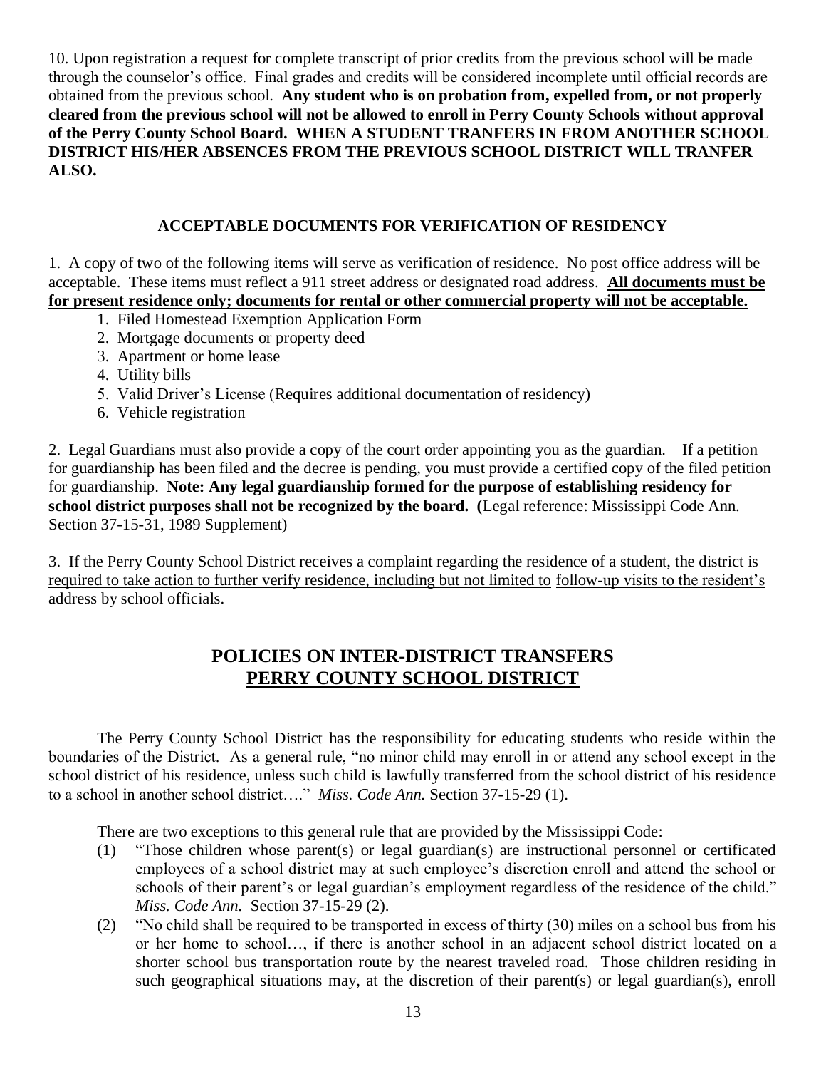10. Upon registration a request for complete transcript of prior credits from the previous school will be made through the counselor's office. Final grades and credits will be considered incomplete until official records are obtained from the previous school. **Any student who is on probation from, expelled from, or not properly cleared from the previous school will not be allowed to enroll in Perry County Schools without approval of the Perry County School Board. WHEN A STUDENT TRANFERS IN FROM ANOTHER SCHOOL DISTRICT HIS/HER ABSENCES FROM THE PREVIOUS SCHOOL DISTRICT WILL TRANFER ALSO.**

## ACCEPTABLE DOCUMENTS FOR VERIFICATION OF RESIDENCY

1. A copy of two of the following items will serve as verification of residence. No post office address will be acceptable. These items must reflect a 911 street address or designated road address. **<u>All documents must be for present residence only; documents for rental or other commercial property will not be acceptable.</u>**
   1. Filed Homestead Exemption Application Form
   2. Mortgage documents or property deed
   3. Apartment or home lease
   4. Utility bills
   5. Valid Driver's License (Requires additional documentation of residency)
   6. Vehicle registration

2. Legal Guardians must also provide a copy of the court order appointing you as the guardian. If a petition for guardianship has been filed and the decree is pending, you must provide a certified copy of the filed petition for guardianship. **Note: Any legal guardianship formed for the purpose of establishing residency for school district purposes shall not be recognized by the board. (**Legal reference: Mississippi Code Ann. Section 37-15-31, 1989 Supplement)

3. <u>If the Perry County School District receives a complaint regarding the residence of a student, the district is required to take action to further verify residence, including but not limited to follow-up visits to the resident's address by school officials.</u>

## POLICIES ON INTER-DISTRICT TRANSFERS
## <u>PERRY COUNTY SCHOOL DISTRICT</u>

The Perry County School District has the responsibility for educating students who reside within the boundaries of the District. As a general rule, "no minor child may enroll in or attend any school except in the school district of his residence, unless such child is lawfully transferred from the school district of his residence to a school in another school district…." *Miss. Code Ann.* Section 37-15-29 (1).

There are two exceptions to this general rule that are provided by the Mississippi Code:

(1) "Those children whose parent(s) or legal guardian(s) are instructional personnel or certificated employees of a school district may at such employee's discretion enroll and attend the school or schools of their parent's or legal guardian's employment regardless of the residence of the child." *Miss. Code Ann.* Section 37-15-29 (2).

(2) "No child shall be required to be transported in excess of thirty (30) miles on a school bus from his or her home to school…, if there is another school in an adjacent school district located on a shorter school bus transportation route by the nearest traveled road. Those children residing in such geographical situations may, at the discretion of their parent(s) or legal guardian(s), enroll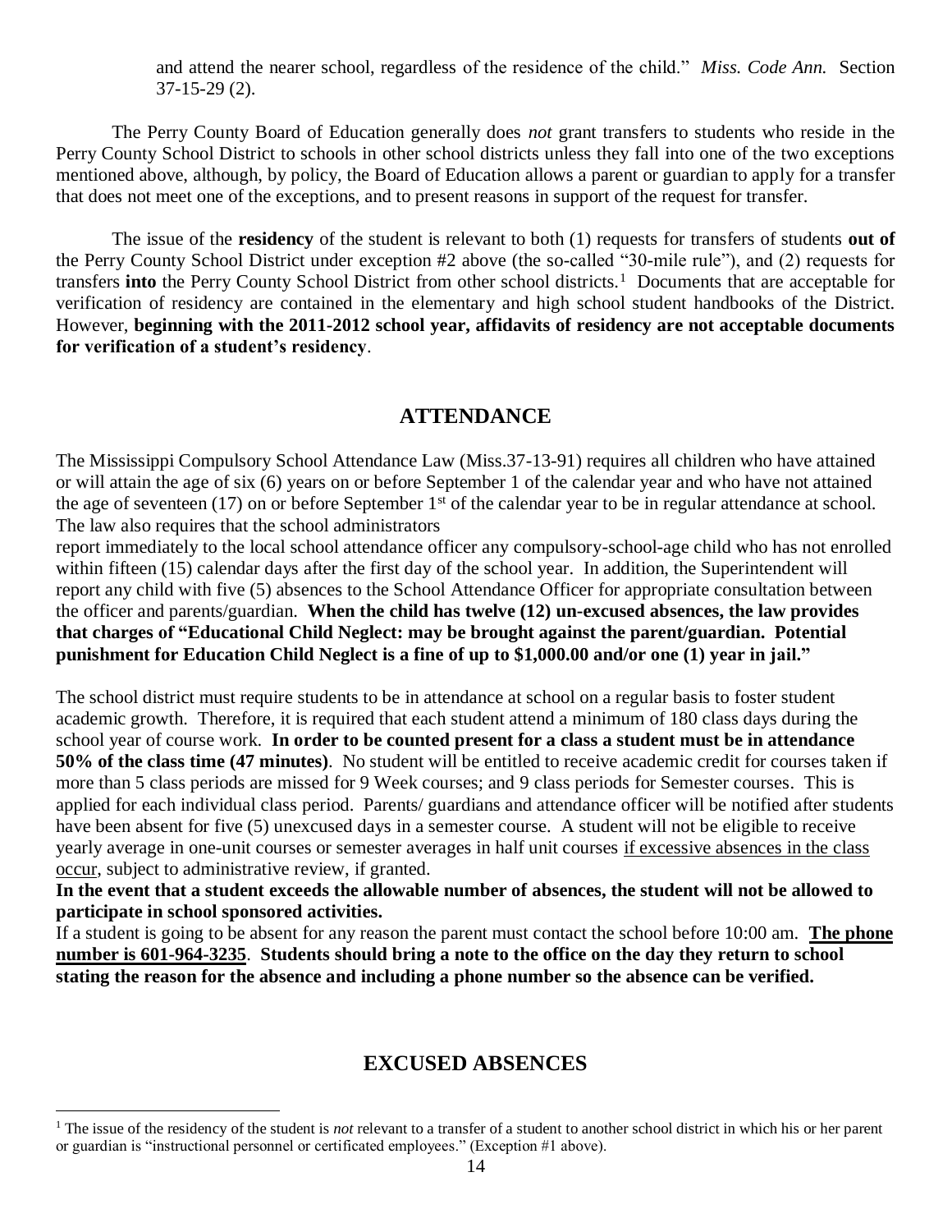and attend the nearer school, regardless of the residence of the child." *Miss. Code Ann.* Section 37-15-29 (2).

The Perry County Board of Education generally does *not* grant transfers to students who reside in the Perry County School District to schools in other school districts unless they fall into one of the two exceptions mentioned above, although, by policy, the Board of Education allows a parent or guardian to apply for a transfer that does not meet one of the exceptions, and to present reasons in support of the request for transfer.

The issue of the **residency** of the student is relevant to both (1) requests for transfers of students **out of** the Perry County School District under exception #2 above (the so-called "30-mile rule"), and (2) requests for transfers **into** the Perry County School District from other school districts.[1] Documents that are acceptable for verification of residency are contained in the elementary and high school student handbooks of the District. However, **beginning with the 2011-2012 school year, affidavits of residency are not acceptable documents for verification of a student's residency**.

## ATTENDANCE

The Mississippi Compulsory School Attendance Law (Miss.37-13-91) requires all children who have attained or will attain the age of six (6) years on or before September 1 of the calendar year and who have not attained the age of seventeen (17) on or before September 1st of the calendar year to be in regular attendance at school. The law also requires that the school administrators report immediately to the local school attendance officer any compulsory-school-age child who has not enrolled within fifteen (15) calendar days after the first day of the school year. In addition, the Superintendent will report any child with five (5) absences to the School Attendance Officer for appropriate consultation between the officer and parents/guardian. **When the child has twelve (12) un-excused absences, the law provides that charges of "Educational Child Neglect: may be brought against the parent/guardian. Potential punishment for Education Child Neglect is a fine of up to $1,000.00 and/or one (1) year in jail."**

The school district must require students to be in attendance at school on a regular basis to foster student academic growth. Therefore, it is required that each student attend a minimum of 180 class days during the school year of course work. **In order to be counted present for a class a student must be in attendance 50% of the class time (47 minutes)**. No student will be entitled to receive academic credit for courses taken if more than 5 class periods are missed for 9 Week courses; and 9 class periods for Semester courses. This is applied for each individual class period. Parents/ guardians and attendance officer will be notified after students have been absent for five (5) unexcused days in a semester course. A student will not be eligible to receive yearly average in one-unit courses or semester averages in half unit courses <u>if excessive absences in the class occur</u>, subject to administrative review, if granted.

**In the event that a student exceeds the allowable number of absences, the student will not be allowed to participate in school sponsored activities.**

If a student is going to be absent for any reason the parent must contact the school before 10:00 am. **<u>The phone number is 601-964-3235</u>**. **Students should bring a note to the office on the day they return to school stating the reason for the absence and including a phone number so the absence can be verified.**

## EXCUSED ABSENCES

[1] The issue of the residency of the student is *not* relevant to a transfer of a student to another school district in which his or her parent or guardian is "instructional personnel or certificated employees." (Exception #1 above).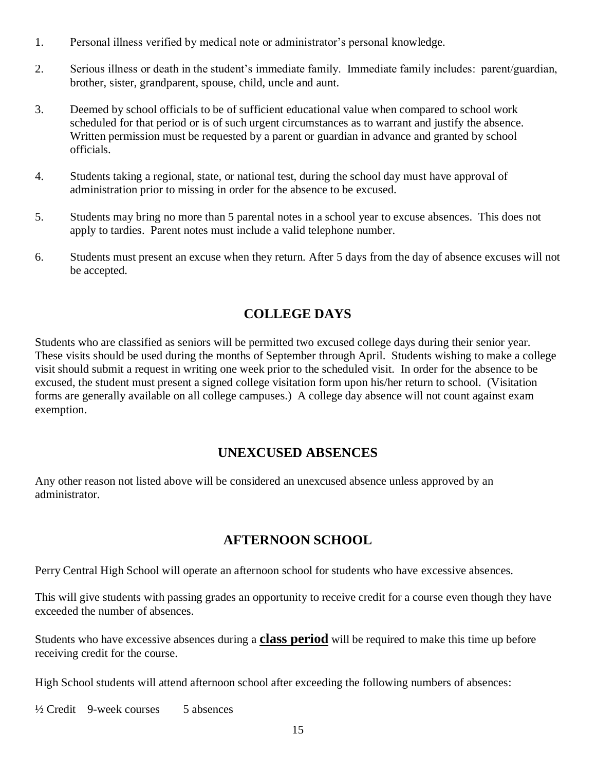1. Personal illness verified by medical note or administrator's personal knowledge.

2. Serious illness or death in the student's immediate family. Immediate family includes: parent/guardian, brother, sister, grandparent, spouse, child, uncle and aunt.

3. Deemed by school officials to be of sufficient educational value when compared to school work scheduled for that period or is of such urgent circumstances as to warrant and justify the absence. Written permission must be requested by a parent or guardian in advance and granted by school officials.

4. Students taking a regional, state, or national test, during the school day must have approval of administration prior to missing in order for the absence to be excused.

5. Students may bring no more than 5 parental notes in a school year to excuse absences. This does not apply to tardies. Parent notes must include a valid telephone number.

6. Students must present an excuse when they return. After 5 days from the day of absence excuses will not be accepted.

## COLLEGE DAYS

Students who are classified as seniors will be permitted two excused college days during their senior year. These visits should be used during the months of September through April. Students wishing to make a college visit should submit a request in writing one week prior to the scheduled visit. In order for the absence to be excused, the student must present a signed college visitation form upon his/her return to school. (Visitation forms are generally available on all college campuses.) A college day absence will not count against exam exemption.

## UNEXCUSED ABSENCES

Any other reason not listed above will be considered an unexcused absence unless approved by an administrator.

## AFTERNOON SCHOOL

Perry Central High School will operate an afternoon school for students who have excessive absences.

This will give students with passing grades an opportunity to receive credit for a course even though they have exceeded the number of absences.

Students who have excessive absences during a <u>**class period**</u> will be required to make this time up before receiving credit for the course.

High School students will attend afternoon school after exceeding the following numbers of absences:

½ Credit 9-week courses 5 absences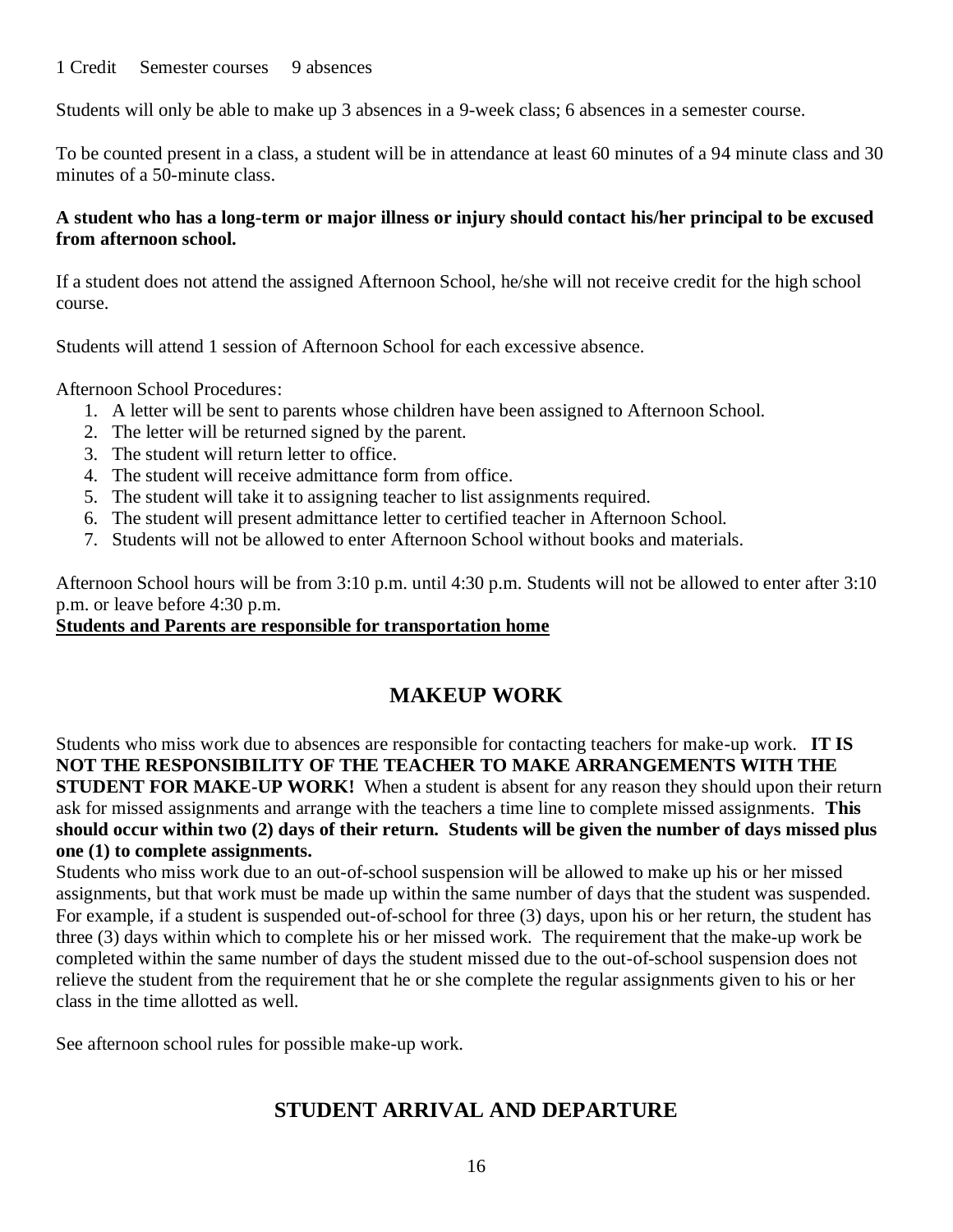1 Credit Semester courses 9 absences

Students will only be able to make up 3 absences in a 9-week class; 6 absences in a semester course.

To be counted present in a class, a student will be in attendance at least 60 minutes of a 94 minute class and 30 minutes of a 50-minute class.

**A student who has a long-term or major illness or injury should contact his/her principal to be excused from afternoon school.**

If a student does not attend the assigned Afternoon School, he/she will not receive credit for the high school course.

Students will attend 1 session of Afternoon School for each excessive absence.

Afternoon School Procedures:

1. A letter will be sent to parents whose children have been assigned to Afternoon School.
2. The letter will be returned signed by the parent.
3. The student will return letter to office.
4. The student will receive admittance form from office.
5. The student will take it to assigning teacher to list assignments required.
6. The student will present admittance letter to certified teacher in Afternoon School.
7. Students will not be allowed to enter Afternoon School without books and materials.

Afternoon School hours will be from 3:10 p.m. until 4:30 p.m. Students will not be allowed to enter after 3:10 p.m. or leave before 4:30 p.m.

**Students and Parents are responsible for transportation home**

## MAKEUP WORK

Students who miss work due to absences are responsible for contacting teachers for make-up work. **IT IS NOT THE RESPONSIBILITY OF THE TEACHER TO MAKE ARRANGEMENTS WITH THE STUDENT FOR MAKE-UP WORK!** When a student is absent for any reason they should upon their return ask for missed assignments and arrange with the teachers a time line to complete missed assignments. **This should occur within two (2) days of their return. Students will be given the number of days missed plus one (1) to complete assignments.**

Students who miss work due to an out-of-school suspension will be allowed to make up his or her missed assignments, but that work must be made up within the same number of days that the student was suspended. For example, if a student is suspended out-of-school for three (3) days, upon his or her return, the student has three (3) days within which to complete his or her missed work. The requirement that the make-up work be completed within the same number of days the student missed due to the out-of-school suspension does not relieve the student from the requirement that he or she complete the regular assignments given to his or her class in the time allotted as well.

See afternoon school rules for possible make-up work.

## STUDENT ARRIVAL AND DEPARTURE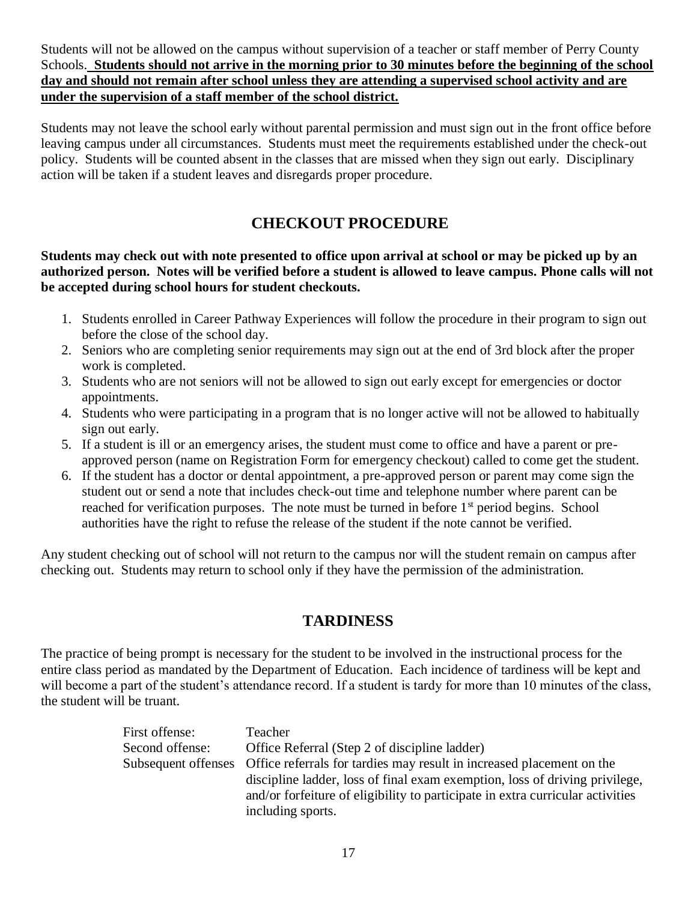Students will not be allowed on the campus without supervision of a teacher or staff member of Perry County Schools. **Students should not arrive in the morning prior to 30 minutes before the beginning of the school day and should not remain after school unless they are attending a supervised school activity and are under the supervision of a staff member of the school district.**

Students may not leave the school early without parental permission and must sign out in the front office before leaving campus under all circumstances. Students must meet the requirements established under the check-out policy. Students will be counted absent in the classes that are missed when they sign out early. Disciplinary action will be taken if a student leaves and disregards proper procedure.

## CHECKOUT PROCEDURE

**Students may check out with note presented to office upon arrival at school or may be picked up by an authorized person. Notes will be verified before a student is allowed to leave campus. Phone calls will not be accepted during school hours for student checkouts.**

1. Students enrolled in Career Pathway Experiences will follow the procedure in their program to sign out before the close of the school day.
2. Seniors who are completing senior requirements may sign out at the end of 3rd block after the proper work is completed.
3. Students who are not seniors will not be allowed to sign out early except for emergencies or doctor appointments.
4. Students who were participating in a program that is no longer active will not be allowed to habitually sign out early.
5. If a student is ill or an emergency arises, the student must come to office and have a parent or pre-approved person (name on Registration Form for emergency checkout) called to come get the student.
6. If the student has a doctor or dental appointment, a pre-approved person or parent may come sign the student out or send a note that includes check-out time and telephone number where parent can be reached for verification purposes. The note must be turned in before 1st period begins. School authorities have the right to refuse the release of the student if the note cannot be verified.

Any student checking out of school will not return to the campus nor will the student remain on campus after checking out. Students may return to school only if they have the permission of the administration.

## TARDINESS

The practice of being prompt is necessary for the student to be involved in the instructional process for the entire class period as mandated by the Department of Education. Each incidence of tardiness will be kept and will become a part of the student's attendance record. If a student is tardy for more than 10 minutes of the class, the student will be truant.

| | |
|---|---|
| First offense: | Teacher |
| Second offense: | Office Referral (Step 2 of discipline ladder) |
| Subsequent offenses | Office referrals for tardies may result in increased placement on the discipline ladder, loss of final exam exemption, loss of driving privilege, and/or forfeiture of eligibility to participate in extra curricular activities including sports. |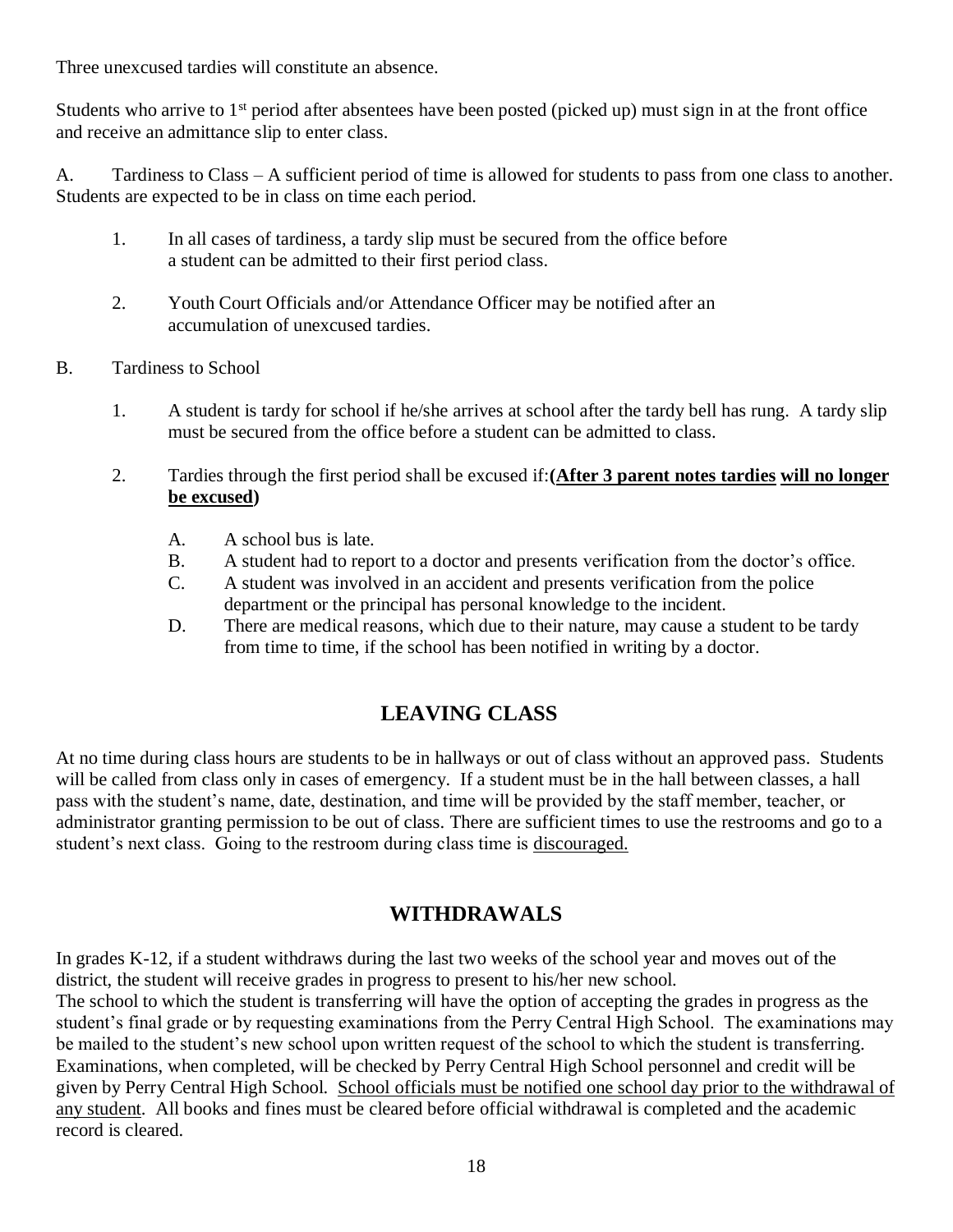Three unexcused tardies will constitute an absence.

Students who arrive to 1st period after absentees have been posted (picked up) must sign in at the front office and receive an admittance slip to enter class.

A. Tardiness to Class – A sufficient period of time is allowed for students to pass from one class to another. Students are expected to be in class on time each period.

1. In all cases of tardiness, a tardy slip must be secured from the office before a student can be admitted to their first period class.

2. Youth Court Officials and/or Attendance Officer may be notified after an accumulation of unexcused tardies.

B. Tardiness to School

1. A student is tardy for school if he/she arrives at school after the tardy bell has rung. A tardy slip must be secured from the office before a student can be admitted to class.

2. Tardies through the first period shall be excused if: **(<u>After 3 parent notes tardies</u> <u>will no longer be excused</u>)**

   A. A school bus is late.
   
   B. A student had to report to a doctor and presents verification from the doctor's office.
   
   C. A student was involved in an accident and presents verification from the police department or the principal has personal knowledge to the incident.
   
   D. There are medical reasons, which due to their nature, may cause a student to be tardy from time to time, if the school has been notified in writing by a doctor.

## LEAVING CLASS

At no time during class hours are students to be in hallways or out of class without an approved pass. Students will be called from class only in cases of emergency. If a student must be in the hall between classes, a hall pass with the student's name, date, destination, and time will be provided by the staff member, teacher, or administrator granting permission to be out of class. There are sufficient times to use the restrooms and go to a student's next class. Going to the restroom during class time is <u>discouraged.</u>

## WITHDRAWALS

In grades K-12, if a student withdraws during the last two weeks of the school year and moves out of the district, the student will receive grades in progress to present to his/her new school.
The school to which the student is transferring will have the option of accepting the grades in progress as the student's final grade or by requesting examinations from the Perry Central High School. The examinations may be mailed to the student's new school upon written request of the school to which the student is transferring. Examinations, when completed, will be checked by Perry Central High School personnel and credit will be given by Perry Central High School. <u>School officials must be notified one school day prior to the withdrawal of any student</u>. All books and fines must be cleared before official withdrawal is completed and the academic record is cleared.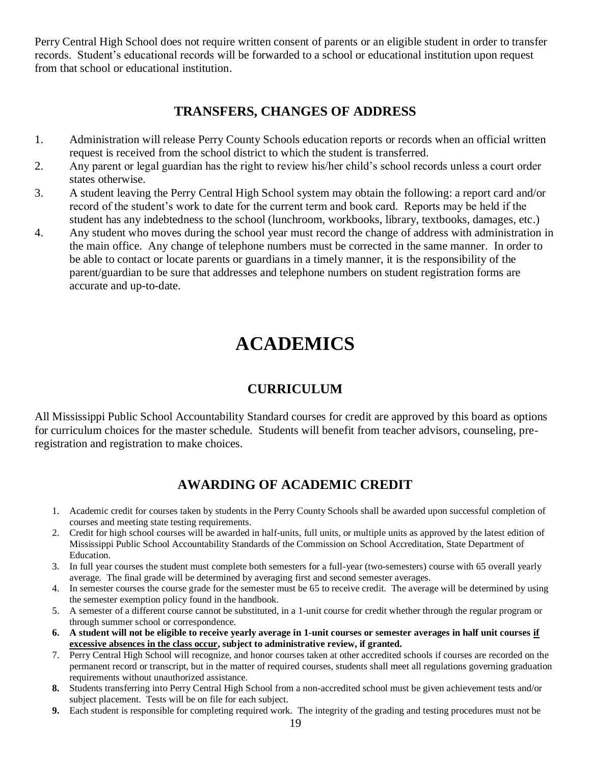Perry Central High School does not require written consent of parents or an eligible student in order to transfer records. Student's educational records will be forwarded to a school or educational institution upon request from that school or educational institution.

## TRANSFERS, CHANGES OF ADDRESS

1. Administration will release Perry County Schools education reports or records when an official written request is received from the school district to which the student is transferred.
2. Any parent or legal guardian has the right to review his/her child's school records unless a court order states otherwise.
3. A student leaving the Perry Central High School system may obtain the following: a report card and/or record of the student's work to date for the current term and book card. Reports may be held if the student has any indebtedness to the school (lunchroom, workbooks, library, textbooks, damages, etc.)
4. Any student who moves during the school year must record the change of address with administration in the main office. Any change of telephone numbers must be corrected in the same manner. In order to be able to contact or locate parents or guardians in a timely manner, it is the responsibility of the parent/guardian to be sure that addresses and telephone numbers on student registration forms are accurate and up-to-date.

# ACADEMICS

## CURRICULUM

All Mississippi Public School Accountability Standard courses for credit are approved by this board as options for curriculum choices for the master schedule. Students will benefit from teacher advisors, counseling, pre-registration and registration to make choices.

## AWARDING OF ACADEMIC CREDIT

1. Academic credit for courses taken by students in the Perry County Schools shall be awarded upon successful completion of courses and meeting state testing requirements.
2. Credit for high school courses will be awarded in half-units, full units, or multiple units as approved by the latest edition of Mississippi Public School Accountability Standards of the Commission on School Accreditation, State Department of Education.
3. In full year courses the student must complete both semesters for a full-year (two-semesters) course with 65 overall yearly average. The final grade will be determined by averaging first and second semester averages.
4. In semester courses the course grade for the semester must be 65 to receive credit. The average will be determined by using the semester exemption policy found in the handbook.
5. A semester of a different course cannot be substituted, in a 1-unit course for credit whether through the regular program or through summer school or correspondence.
6. **A student will not be eligible to receive yearly average in 1-unit courses or semester averages in half unit courses <u>if excessive absences in the class occur</u>, subject to administrative review, if granted.**
7. Perry Central High School will recognize, and honor courses taken at other accredited schools if courses are recorded on the permanent record or transcript, but in the matter of required courses, students shall meet all regulations governing graduation requirements without unauthorized assistance.
8. Students transferring into Perry Central High School from a non-accredited school must be given achievement tests and/or subject placement. Tests will be on file for each subject.
9. Each student is responsible for completing required work. The integrity of the grading and testing procedures must not be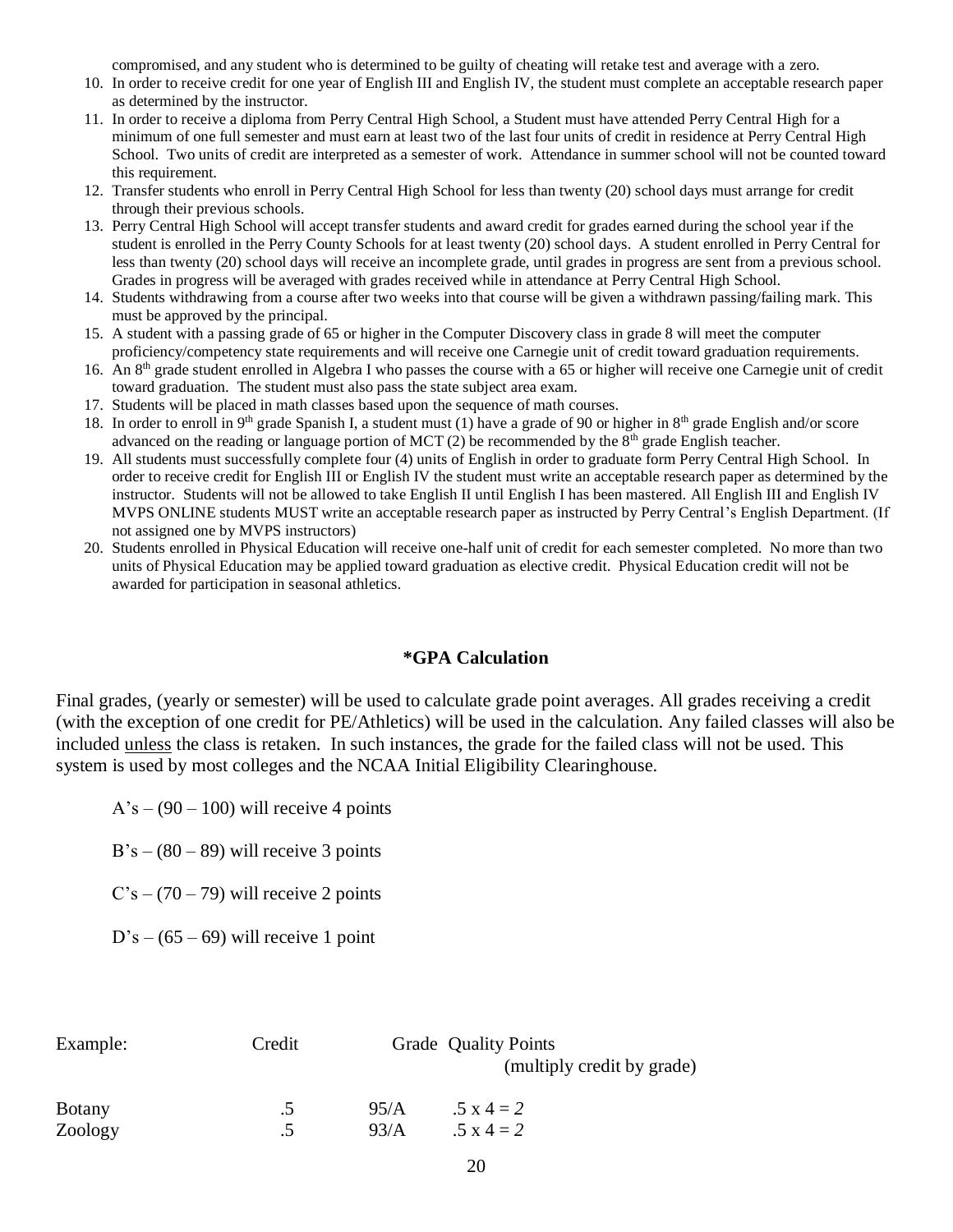compromised, and any student who is determined to be guilty of cheating will retake test and average with a zero.

10. In order to receive credit for one year of English III and English IV, the student must complete an acceptable research paper as determined by the instructor.
11. In order to receive a diploma from Perry Central High School, a Student must have attended Perry Central High for a minimum of one full semester and must earn at least two of the last four units of credit in residence at Perry Central High School. Two units of credit are interpreted as a semester of work. Attendance in summer school will not be counted toward this requirement.
12. Transfer students who enroll in Perry Central High School for less than twenty (20) school days must arrange for credit through their previous schools.
13. Perry Central High School will accept transfer students and award credit for grades earned during the school year if the student is enrolled in the Perry County Schools for at least twenty (20) school days. A student enrolled in Perry Central for less than twenty (20) school days will receive an incomplete grade, until grades in progress are sent from a previous school. Grades in progress will be averaged with grades received while in attendance at Perry Central High School.
14. Students withdrawing from a course after two weeks into that course will be given a withdrawn passing/failing mark. This must be approved by the principal.
15. A student with a passing grade of 65 or higher in the Computer Discovery class in grade 8 will meet the computer proficiency/competency state requirements and will receive one Carnegie unit of credit toward graduation requirements.
16. An 8th grade student enrolled in Algebra I who passes the course with a 65 or higher will receive one Carnegie unit of credit toward graduation. The student must also pass the state subject area exam.
17. Students will be placed in math classes based upon the sequence of math courses.
18. In order to enroll in 9th grade Spanish I, a student must (1) have a grade of 90 or higher in 8th grade English and/or score advanced on the reading or language portion of MCT (2) be recommended by the 8th grade English teacher.
19. All students must successfully complete four (4) units of English in order to graduate form Perry Central High School. In order to receive credit for English III or English IV the student must write an acceptable research paper as determined by the instructor. Students will not be allowed to take English II until English I has been mastered. All English III and English IV MVPS ONLINE students MUST write an acceptable research paper as instructed by Perry Central's English Department. (If not assigned one by MVPS instructors)
20. Students enrolled in Physical Education will receive one-half unit of credit for each semester completed. No more than two units of Physical Education may be applied toward graduation as elective credit. Physical Education credit will not be awarded for participation in seasonal athletics.

## *GPA Calculation

Final grades, (yearly or semester) will be used to calculate grade point averages. All grades receiving a credit (with the exception of one credit for PE/Athletics) will be used in the calculation. Any failed classes will also be included <u>unless</u> the class is retaken. In such instances, the grade for the failed class will not be used. This system is used by most colleges and the NCAA Initial Eligibility Clearinghouse.

A's – (90 – 100) will receive 4 points

B's – (80 – 89) will receive 3 points

C's – (70 – 79) will receive 2 points

D's – (65 – 69) will receive 1 point

| Example: | Credit | Grade | Quality Points (multiply credit by grade) |
|---|---|---|---|
| Botany | .5 | 95/A | .5 x 4 = *2* |
| Zoology | .5 | 93/A | .5 x 4 = *2* |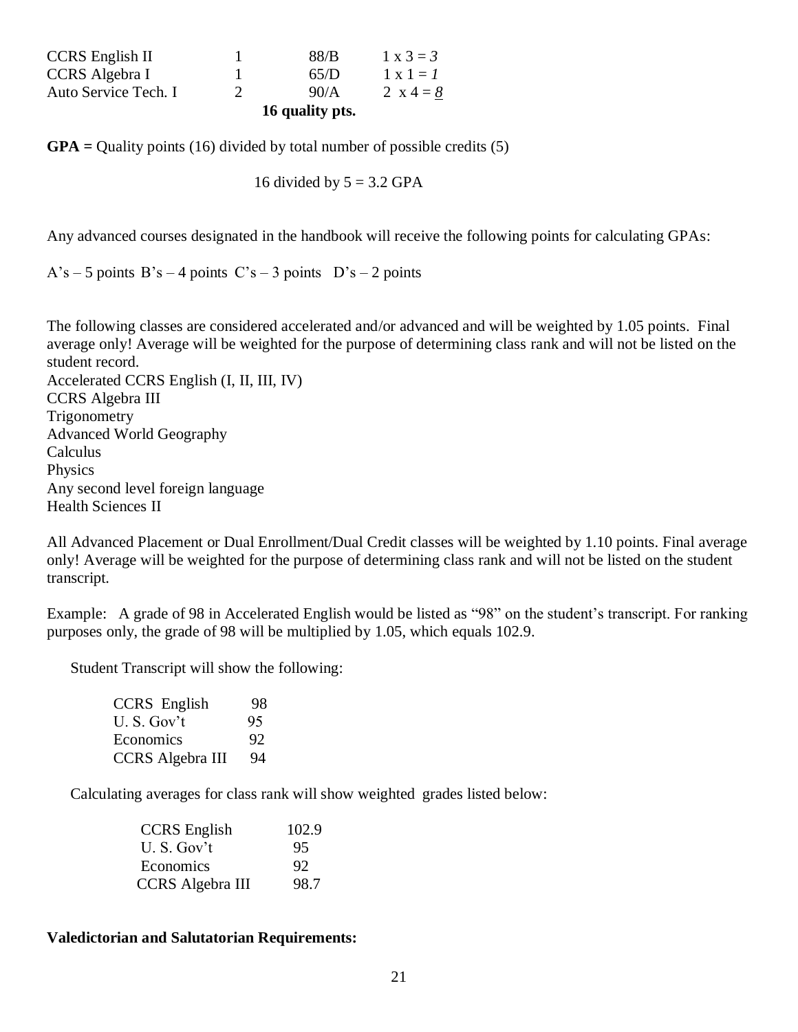| | | | |
|---|---|---|---|
| CCRS English II | 1 | 88/B | 1 x 3 = *3* |
| CCRS Algebra I | 1 | 65/D | 1 x 1 = *1* |
| Auto Service Tech. I | 2 | 90/A | 2 x 4 = *8* |
| | | **16 quality pts.** | |

**GPA =** Quality points (16) divided by total number of possible credits (5)

16 divided by 5 = 3.2 GPA

Any advanced courses designated in the handbook will receive the following points for calculating GPAs:

A's – 5 points B's – 4 points C's – 3 points D's – 2 points

The following classes are considered accelerated and/or advanced and will be weighted by 1.05 points. Final average only! Average will be weighted for the purpose of determining class rank and will not be listed on the student record.

Accelerated CCRS English (I, II, III, IV)
CCRS Algebra III
Trigonometry
Advanced World Geography
Calculus
Physics
Any second level foreign language
Health Sciences II

All Advanced Placement or Dual Enrollment/Dual Credit classes will be weighted by 1.10 points. Final average only! Average will be weighted for the purpose of determining class rank and will not be listed on the student transcript.

Example: A grade of 98 in Accelerated English would be listed as "98" on the student's transcript. For ranking purposes only, the grade of 98 will be multiplied by 1.05, which equals 102.9.

Student Transcript will show the following:

| | |
|---|---|
| CCRS English | 98 |
| U. S. Gov't | 95 |
| Economics | 92 |
| CCRS Algebra III | 94 |

Calculating averages for class rank will show weighted grades listed below:

| | |
|---|---|
| CCRS English | 102.9 |
| U. S. Gov't | 95 |
| Economics | 92 |
| CCRS Algebra III | 98.7 |

**Valedictorian and Salutatorian Requirements:**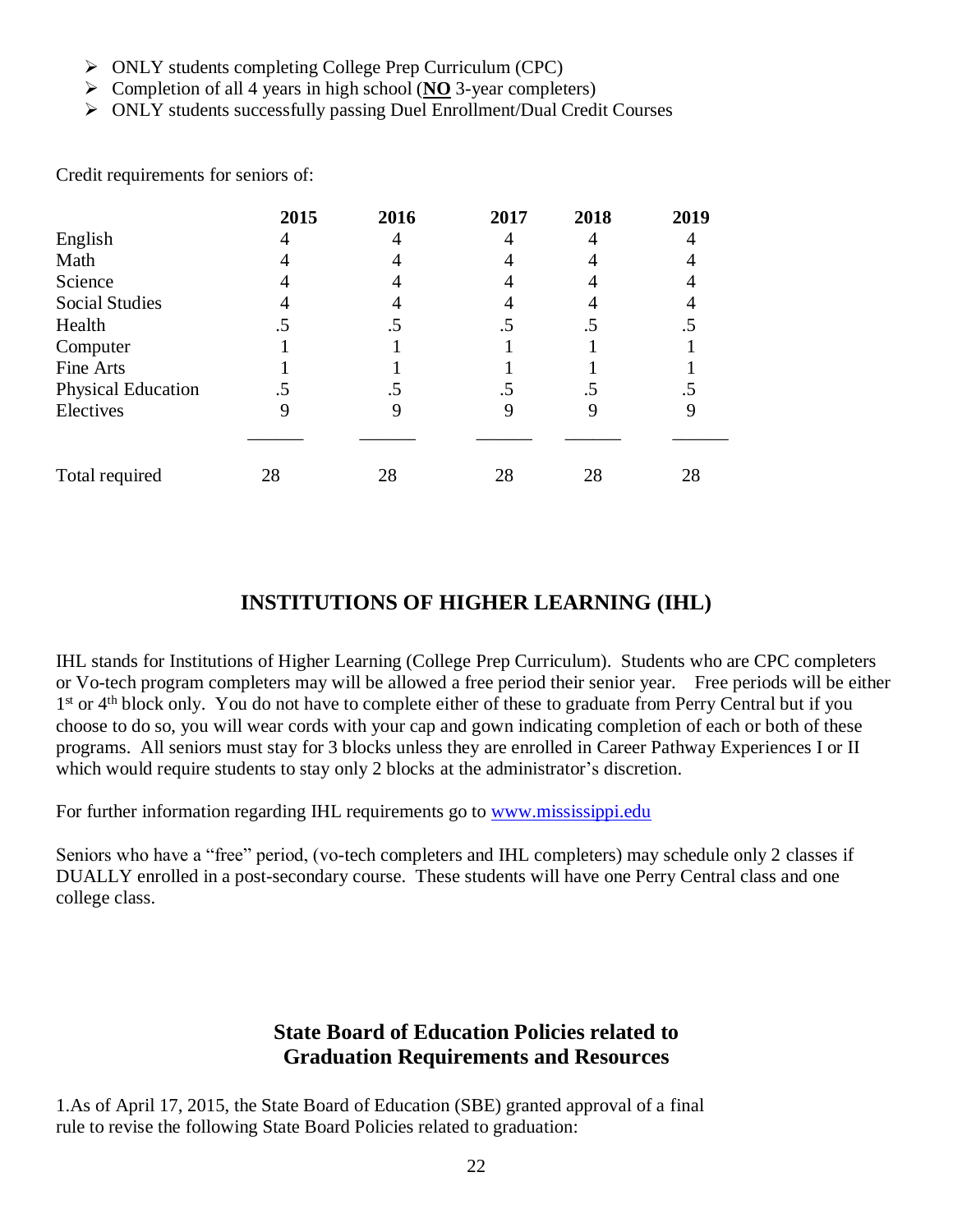- ONLY students completing College Prep Curriculum (CPC)
- Completion of all 4 years in high school (**<u>NO</u>** 3-year completers)
- ONLY students successfully passing Duel Enrollment/Dual Credit Courses

Credit requirements for seniors of:

| | 2015 | 2016 | 2017 | 2018 | 2019 |
|---|---|---|---|---|---|
| English | 4 | 4 | 4 | 4 | 4 |
| Math | 4 | 4 | 4 | 4 | 4 |
| Science | 4 | 4 | 4 | 4 | 4 |
| Social Studies | 4 | 4 | 4 | 4 | 4 |
| Health | .5 | .5 | .5 | .5 | .5 |
| Computer | 1 | 1 | 1 | 1 | 1 |
| Fine Arts | 1 | 1 | 1 | 1 | 1 |
| Physical Education | .5 | .5 | .5 | .5 | .5 |
| Electives | 9 | 9 | 9 | 9 | 9 |
| Total required | 28 | 28 | 28 | 28 | 28 |

## INSTITUTIONS OF HIGHER LEARNING (IHL)

IHL stands for Institutions of Higher Learning (College Prep Curriculum). Students who are CPC completers or Vo-tech program completers may will be allowed a free period their senior year. Free periods will be either 1st or 4th block only. You do not have to complete either of these to graduate from Perry Central but if you choose to do so, you will wear cords with your cap and gown indicating completion of each or both of these programs. All seniors must stay for 3 blocks unless they are enrolled in Career Pathway Experiences I or II which would require students to stay only 2 blocks at the administrator's discretion.

For further information regarding IHL requirements go to [www.mississippi.edu](www.mississippi.edu)

Seniors who have a "free" period, (vo-tech completers and IHL completers) may schedule only 2 classes if DUALLY enrolled in a post-secondary course. These students will have one Perry Central class and one college class.

## State Board of Education Policies related to Graduation Requirements and Resources

1.As of April 17, 2015, the State Board of Education (SBE) granted approval of a final rule to revise the following State Board Policies related to graduation: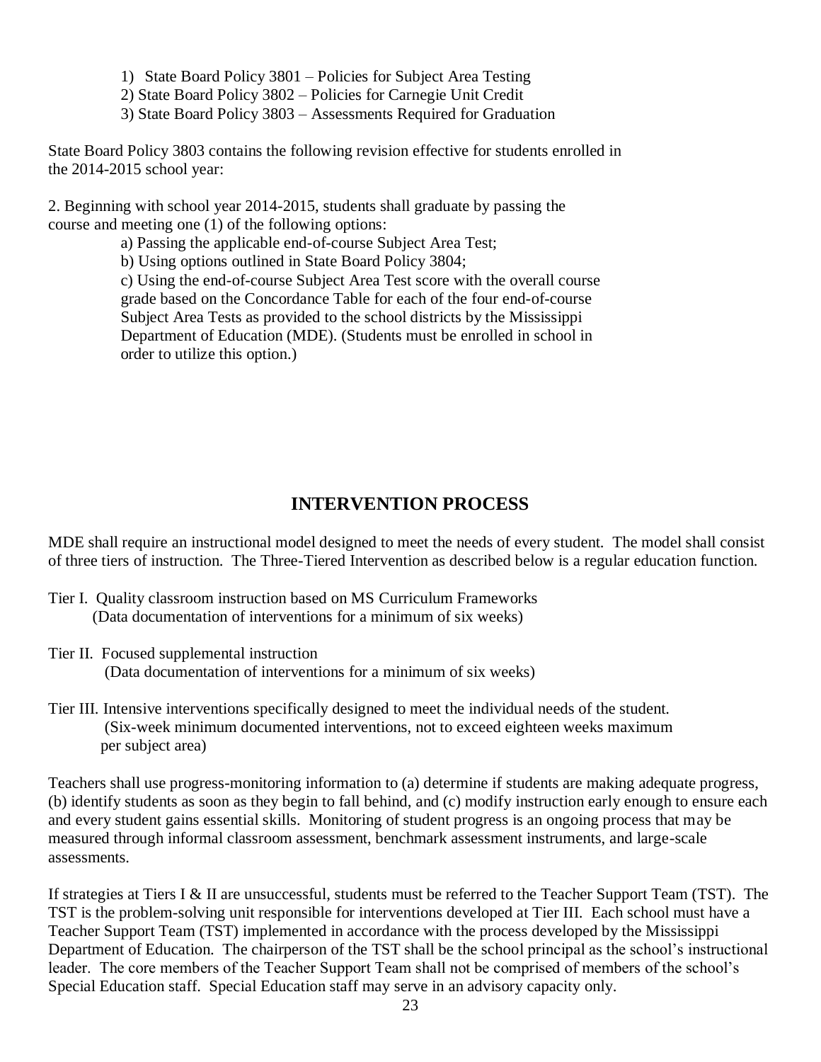1) State Board Policy 3801 – Policies for Subject Area Testing
2) State Board Policy 3802 – Policies for Carnegie Unit Credit
3) State Board Policy 3803 – Assessments Required for Graduation

State Board Policy 3803 contains the following revision effective for students enrolled in the 2014-2015 school year:

2. Beginning with school year 2014-2015, students shall graduate by passing the course and meeting one (1) of the following options:

a) Passing the applicable end-of-course Subject Area Test;
b) Using options outlined in State Board Policy 3804;
c) Using the end-of-course Subject Area Test score with the overall course grade based on the Concordance Table for each of the four end-of-course Subject Area Tests as provided to the school districts by the Mississippi Department of Education (MDE). (Students must be enrolled in school in order to utilize this option.)

## INTERVENTION PROCESS

MDE shall require an instructional model designed to meet the needs of every student. The model shall consist of three tiers of instruction. The Three-Tiered Intervention as described below is a regular education function.

Tier I. Quality classroom instruction based on MS Curriculum Frameworks
(Data documentation of interventions for a minimum of six weeks)

Tier II. Focused supplemental instruction
(Data documentation of interventions for a minimum of six weeks)

Tier III. Intensive interventions specifically designed to meet the individual needs of the student.
(Six-week minimum documented interventions, not to exceed eighteen weeks maximum per subject area)

Teachers shall use progress-monitoring information to (a) determine if students are making adequate progress, (b) identify students as soon as they begin to fall behind, and (c) modify instruction early enough to ensure each and every student gains essential skills. Monitoring of student progress is an ongoing process that may be measured through informal classroom assessment, benchmark assessment instruments, and large-scale assessments.

If strategies at Tiers I & II are unsuccessful, students must be referred to the Teacher Support Team (TST). The TST is the problem-solving unit responsible for interventions developed at Tier III. Each school must have a Teacher Support Team (TST) implemented in accordance with the process developed by the Mississippi Department of Education. The chairperson of the TST shall be the school principal as the school's instructional leader. The core members of the Teacher Support Team shall not be comprised of members of the school's Special Education staff. Special Education staff may serve in an advisory capacity only.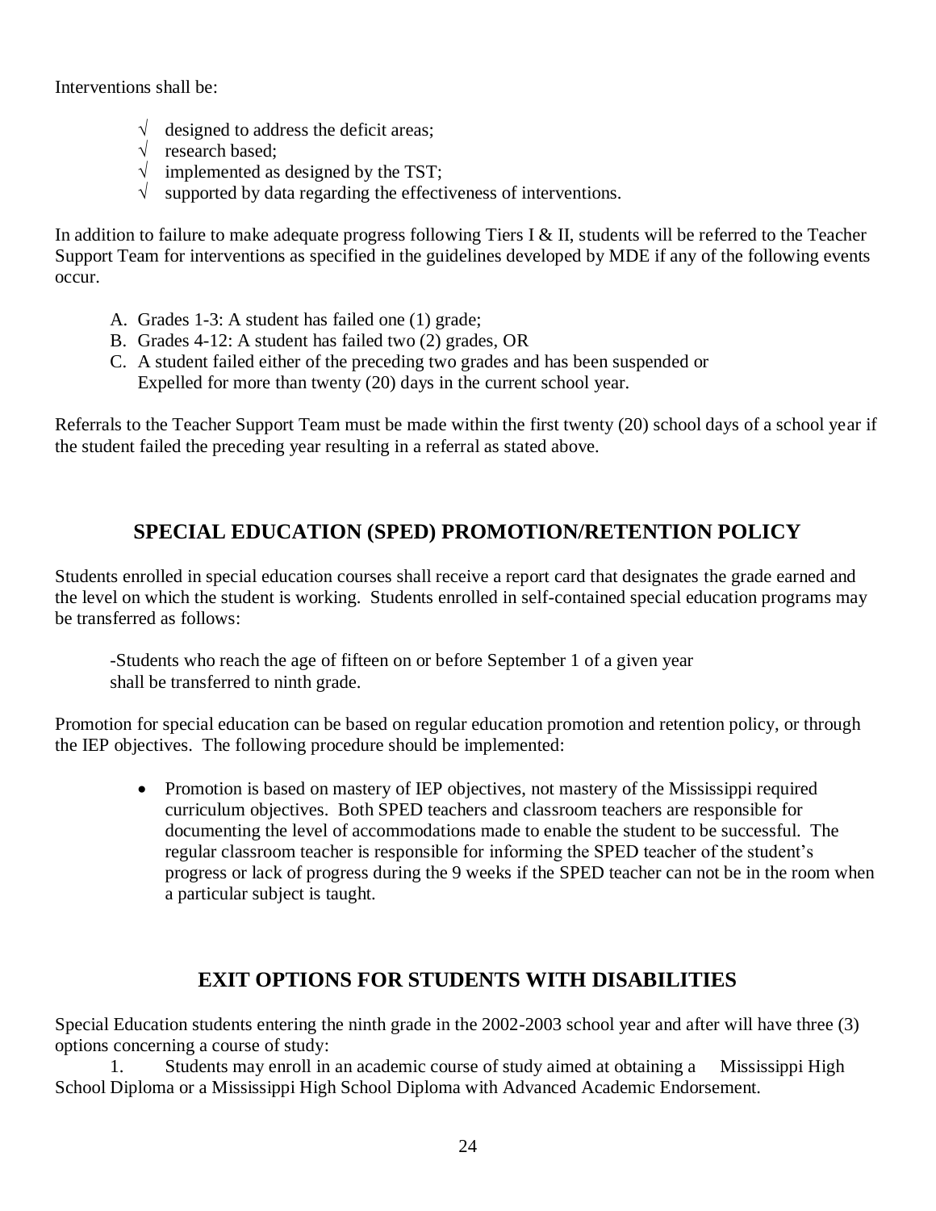Interventions shall be:

- √ designed to address the deficit areas;
- √ research based;
- √ implemented as designed by the TST;
- √ supported by data regarding the effectiveness of interventions.

In addition to failure to make adequate progress following Tiers I & II, students will be referred to the Teacher Support Team for interventions as specified in the guidelines developed by MDE if any of the following events occur.

A. Grades 1-3: A student has failed one (1) grade;
B. Grades 4-12: A student has failed two (2) grades, OR
C. A student failed either of the preceding two grades and has been suspended or Expelled for more than twenty (20) days in the current school year.

Referrals to the Teacher Support Team must be made within the first twenty (20) school days of a school year if the student failed the preceding year resulting in a referral as stated above.

## SPECIAL EDUCATION (SPED) PROMOTION/RETENTION POLICY

Students enrolled in special education courses shall receive a report card that designates the grade earned and the level on which the student is working. Students enrolled in self-contained special education programs may be transferred as follows:

-Students who reach the age of fifteen on or before September 1 of a given year shall be transferred to ninth grade.

Promotion for special education can be based on regular education promotion and retention policy, or through the IEP objectives. The following procedure should be implemented:

- Promotion is based on mastery of IEP objectives, not mastery of the Mississippi required curriculum objectives. Both SPED teachers and classroom teachers are responsible for documenting the level of accommodations made to enable the student to be successful. The regular classroom teacher is responsible for informing the SPED teacher of the student's progress or lack of progress during the 9 weeks if the SPED teacher can not be in the room when a particular subject is taught.

## EXIT OPTIONS FOR STUDENTS WITH DISABILITIES

Special Education students entering the ninth grade in the 2002-2003 school year and after will have three (3) options concerning a course of study:

1. Students may enroll in an academic course of study aimed at obtaining a Mississippi High School Diploma or a Mississippi High School Diploma with Advanced Academic Endorsement.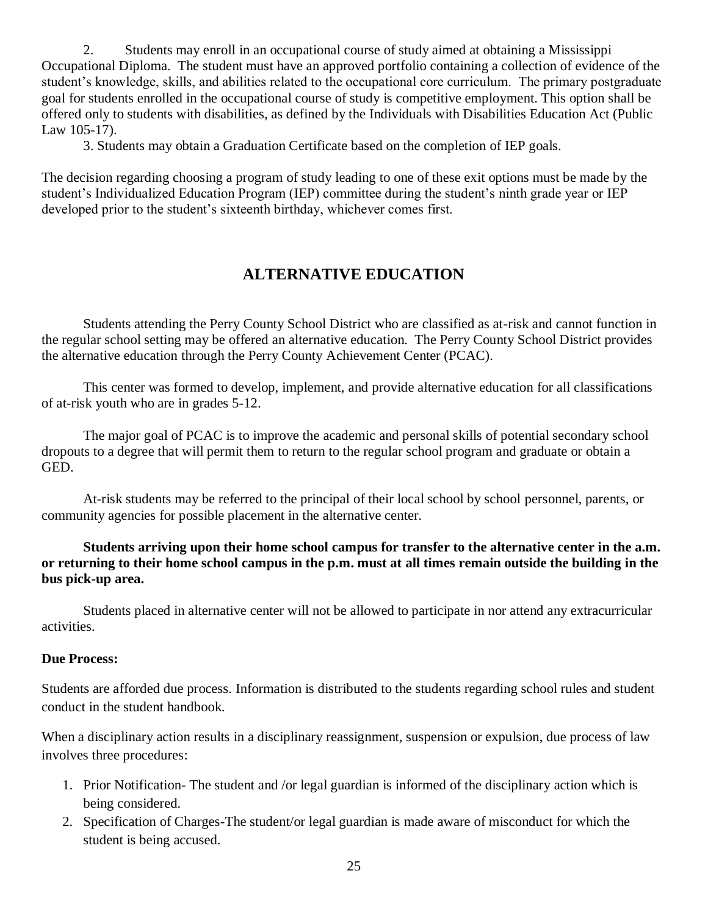2. Students may enroll in an occupational course of study aimed at obtaining a Mississippi Occupational Diploma. The student must have an approved portfolio containing a collection of evidence of the student's knowledge, skills, and abilities related to the occupational core curriculum. The primary postgraduate goal for students enrolled in the occupational course of study is competitive employment. This option shall be offered only to students with disabilities, as defined by the Individuals with Disabilities Education Act (Public Law 105-17).

3. Students may obtain a Graduation Certificate based on the completion of IEP goals.

The decision regarding choosing a program of study leading to one of these exit options must be made by the student's Individualized Education Program (IEP) committee during the student's ninth grade year or IEP developed prior to the student's sixteenth birthday, whichever comes first.

## ALTERNATIVE EDUCATION

Students attending the Perry County School District who are classified as at-risk and cannot function in the regular school setting may be offered an alternative education. The Perry County School District provides the alternative education through the Perry County Achievement Center (PCAC).

This center was formed to develop, implement, and provide alternative education for all classifications of at-risk youth who are in grades 5-12.

The major goal of PCAC is to improve the academic and personal skills of potential secondary school dropouts to a degree that will permit them to return to the regular school program and graduate or obtain a GED.

At-risk students may be referred to the principal of their local school by school personnel, parents, or community agencies for possible placement in the alternative center.

**Students arriving upon their home school campus for transfer to the alternative center in the a.m. or returning to their home school campus in the p.m. must at all times remain outside the building in the bus pick-up area.**

Students placed in alternative center will not be allowed to participate in nor attend any extracurricular activities.

**Due Process:**

Students are afforded due process. Information is distributed to the students regarding school rules and student conduct in the student handbook.

When a disciplinary action results in a disciplinary reassignment, suspension or expulsion, due process of law involves three procedures:

1. Prior Notification- The student and /or legal guardian is informed of the disciplinary action which is being considered.
2. Specification of Charges-The student/or legal guardian is made aware of misconduct for which the student is being accused.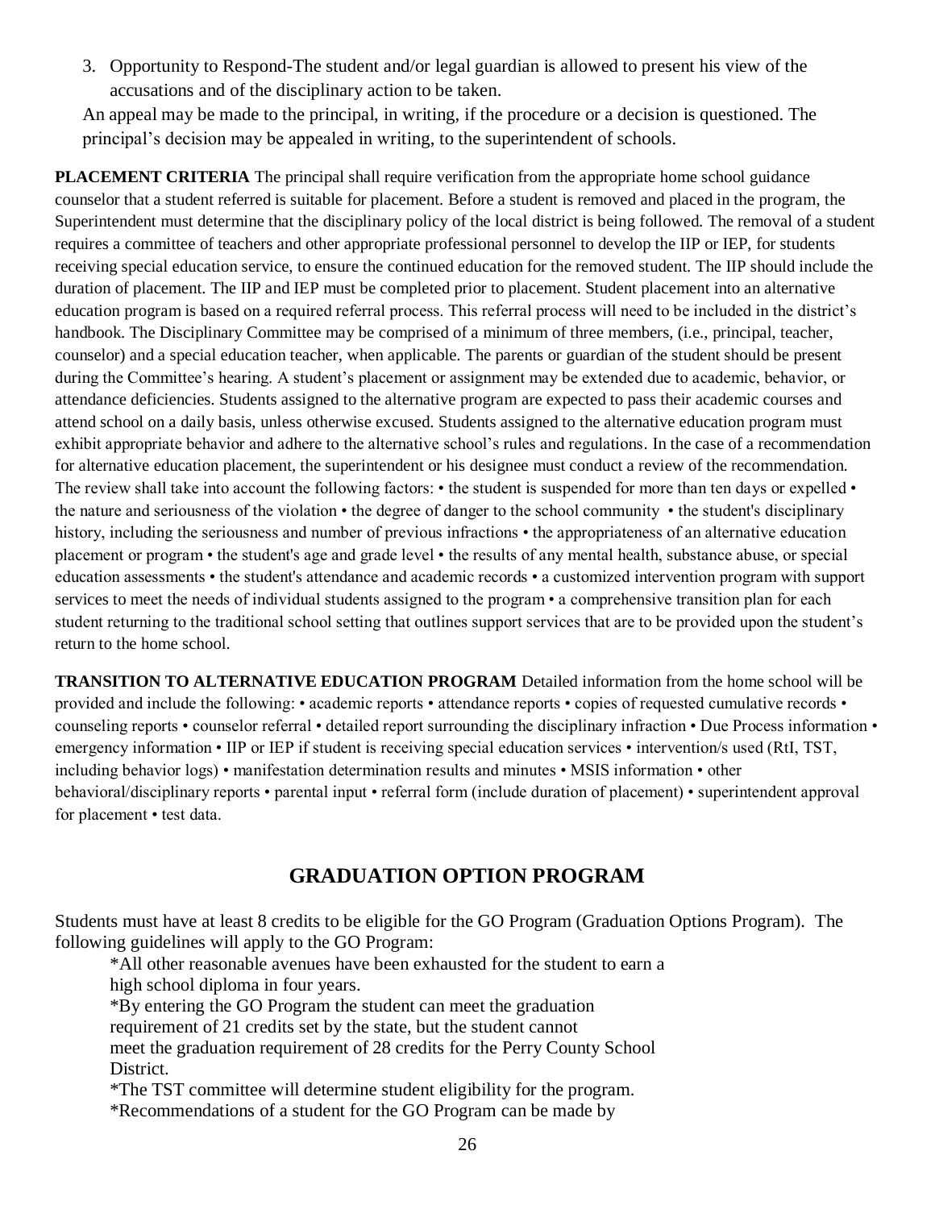3. Opportunity to Respond-The student and/or legal guardian is allowed to present his view of the accusations and of the disciplinary action to be taken.

An appeal may be made to the principal, in writing, if the procedure or a decision is questioned. The principal's decision may be appealed in writing, to the superintendent of schools.

**PLACEMENT CRITERIA** The principal shall require verification from the appropriate home school guidance counselor that a student referred is suitable for placement. Before a student is removed and placed in the program, the Superintendent must determine that the disciplinary policy of the local district is being followed. The removal of a student requires a committee of teachers and other appropriate professional personnel to develop the IIP or IEP, for students receiving special education service, to ensure the continued education for the removed student. The IIP should include the duration of placement. The IIP and IEP must be completed prior to placement. Student placement into an alternative education program is based on a required referral process. This referral process will need to be included in the district's handbook. The Disciplinary Committee may be comprised of a minimum of three members, (i.e., principal, teacher, counselor) and a special education teacher, when applicable. The parents or guardian of the student should be present during the Committee's hearing. A student's placement or assignment may be extended due to academic, behavior, or attendance deficiencies. Students assigned to the alternative program are expected to pass their academic courses and attend school on a daily basis, unless otherwise excused. Students assigned to the alternative education program must exhibit appropriate behavior and adhere to the alternative school's rules and regulations. In the case of a recommendation for alternative education placement, the superintendent or his designee must conduct a review of the recommendation. The review shall take into account the following factors: • the student is suspended for more than ten days or expelled • the nature and seriousness of the violation • the degree of danger to the school community • the student's disciplinary history, including the seriousness and number of previous infractions • the appropriateness of an alternative education placement or program • the student's age and grade level • the results of any mental health, substance abuse, or special education assessments • the student's attendance and academic records • a customized intervention program with support services to meet the needs of individual students assigned to the program • a comprehensive transition plan for each student returning to the traditional school setting that outlines support services that are to be provided upon the student's return to the home school.

**TRANSITION TO ALTERNATIVE EDUCATION PROGRAM** Detailed information from the home school will be provided and include the following: • academic reports • attendance reports • copies of requested cumulative records • counseling reports • counselor referral • detailed report surrounding the disciplinary infraction • Due Process information • emergency information • IIP or IEP if student is receiving special education services • intervention/s used (RtI, TST, including behavior logs) • manifestation determination results and minutes • MSIS information • other behavioral/disciplinary reports • parental input • referral form (include duration of placement) • superintendent approval for placement • test data.

## GRADUATION OPTION PROGRAM

Students must have at least 8 credits to be eligible for the GO Program (Graduation Options Program). The following guidelines will apply to the GO Program:

*All other reasonable avenues have been exhausted for the student to earn a high school diploma in four years.

*By entering the GO Program the student can meet the graduation requirement of 21 credits set by the state, but the student cannot meet the graduation requirement of 28 credits for the Perry County School District.

*The TST committee will determine student eligibility for the program.

*Recommendations of a student for the GO Program can be made by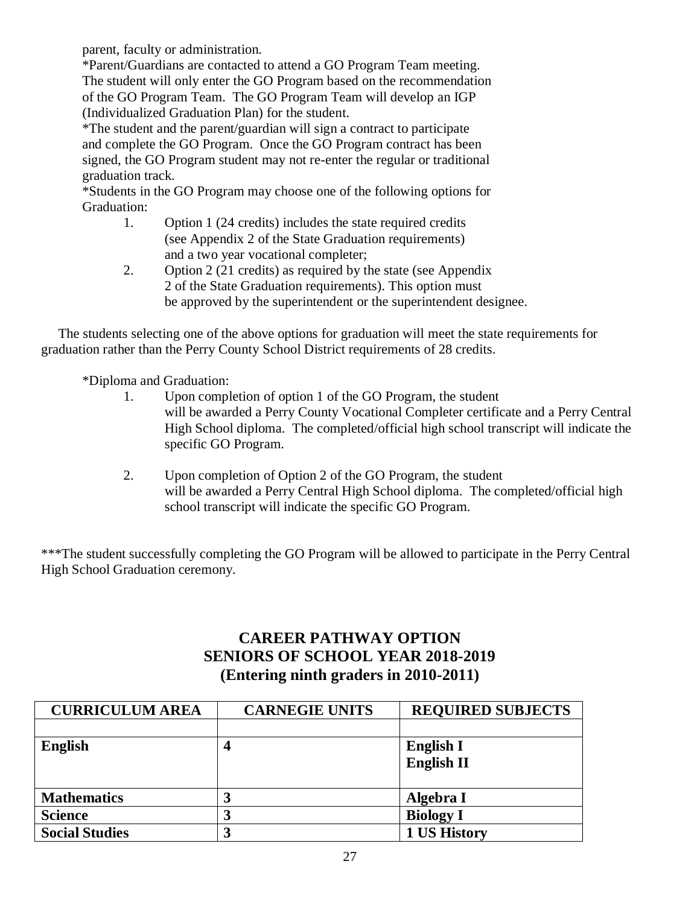parent, faculty or administration.

*Parent/Guardians are contacted to attend a GO Program Team meeting. The student will only enter the GO Program based on the recommendation of the GO Program Team. The GO Program Team will develop an IGP (Individualized Graduation Plan) for the student.

*The student and the parent/guardian will sign a contract to participate and complete the GO Program. Once the GO Program contract has been signed, the GO Program student may not re-enter the regular or traditional graduation track.

*Students in the GO Program may choose one of the following options for Graduation:

1. Option 1 (24 credits) includes the state required credits (see Appendix 2 of the State Graduation requirements) and a two year vocational completer;
2. Option 2 (21 credits) as required by the state (see Appendix 2 of the State Graduation requirements). This option must be approved by the superintendent or the superintendent designee.

The students selecting one of the above options for graduation will meet the state requirements for graduation rather than the Perry County School District requirements of 28 credits.

*Diploma and Graduation:

1. Upon completion of option 1 of the GO Program, the student will be awarded a Perry County Vocational Completer certificate and a Perry Central High School diploma. The completed/official high school transcript will indicate the specific GO Program.

2. Upon completion of Option 2 of the GO Program, the student will be awarded a Perry Central High School diploma. The completed/official high school transcript will indicate the specific GO Program.

***The student successfully completing the GO Program will be allowed to participate in the Perry Central High School Graduation ceremony.

## CAREER PATHWAY OPTION
## SENIORS OF SCHOOL YEAR 2018-2019
## (Entering ninth graders in 2010-2011)

| CURRICULUM AREA | CARNEGIE UNITS | REQUIRED SUBJECTS |
|---|---|---|
| | | |
| **English** | **4** | **English I**<br>**English II** |
| **Mathematics** | **3** | **Algebra I** |
| **Science** | **3** | **Biology I** |
| **Social Studies** | **3** | **1 US History** |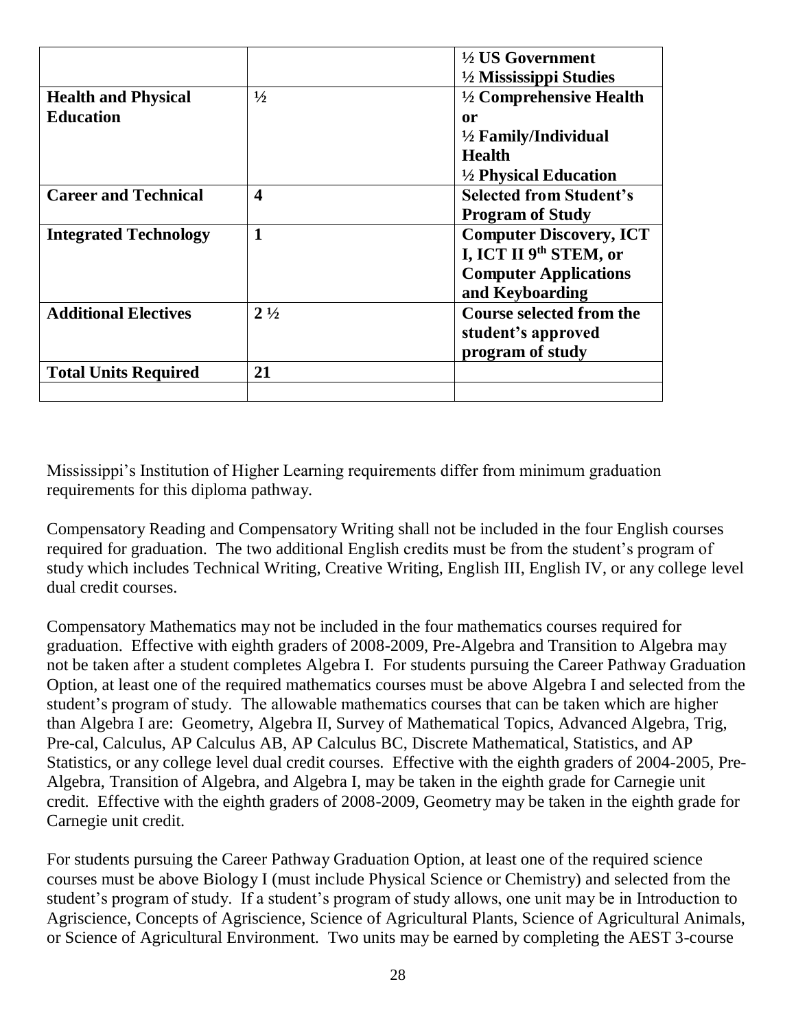| | | |
|---|---|---|
| | | **½ US Government**<br>**½ Mississippi Studies** |
| **Health and Physical Education** | **½** | **½ Comprehensive Health or**<br>**½ Family/Individual Health**<br>**½ Physical Education** |
| **Career and Technical** | **4** | **Selected from Student's Program of Study** |
| **Integrated Technology** | **1** | **Computer Discovery, ICT I, ICT II 9th STEM, or Computer Applications and Keyboarding** |
| **Additional Electives** | **2 ½** | **Course selected from the student's approved program of study** |
| **Total Units Required** | **21** | |
| | | |

Mississippi's Institution of Higher Learning requirements differ from minimum graduation requirements for this diploma pathway.

Compensatory Reading and Compensatory Writing shall not be included in the four English courses required for graduation. The two additional English credits must be from the student's program of study which includes Technical Writing, Creative Writing, English III, English IV, or any college level dual credit courses.

Compensatory Mathematics may not be included in the four mathematics courses required for graduation. Effective with eighth graders of 2008-2009, Pre-Algebra and Transition to Algebra may not be taken after a student completes Algebra I. For students pursuing the Career Pathway Graduation Option, at least one of the required mathematics courses must be above Algebra I and selected from the student's program of study. The allowable mathematics courses that can be taken which are higher than Algebra I are: Geometry, Algebra II, Survey of Mathematical Topics, Advanced Algebra, Trig, Pre-cal, Calculus, AP Calculus AB, AP Calculus BC, Discrete Mathematical, Statistics, and AP Statistics, or any college level dual credit courses. Effective with the eighth graders of 2004-2005, Pre-Algebra, Transition of Algebra, and Algebra I, may be taken in the eighth grade for Carnegie unit credit. Effective with the eighth graders of 2008-2009, Geometry may be taken in the eighth grade for Carnegie unit credit.

For students pursuing the Career Pathway Graduation Option, at least one of the required science courses must be above Biology I (must include Physical Science or Chemistry) and selected from the student's program of study. If a student's program of study allows, one unit may be in Introduction to Agriscience, Concepts of Agriscience, Science of Agricultural Plants, Science of Agricultural Animals, or Science of Agricultural Environment. Two units may be earned by completing the AEST 3-course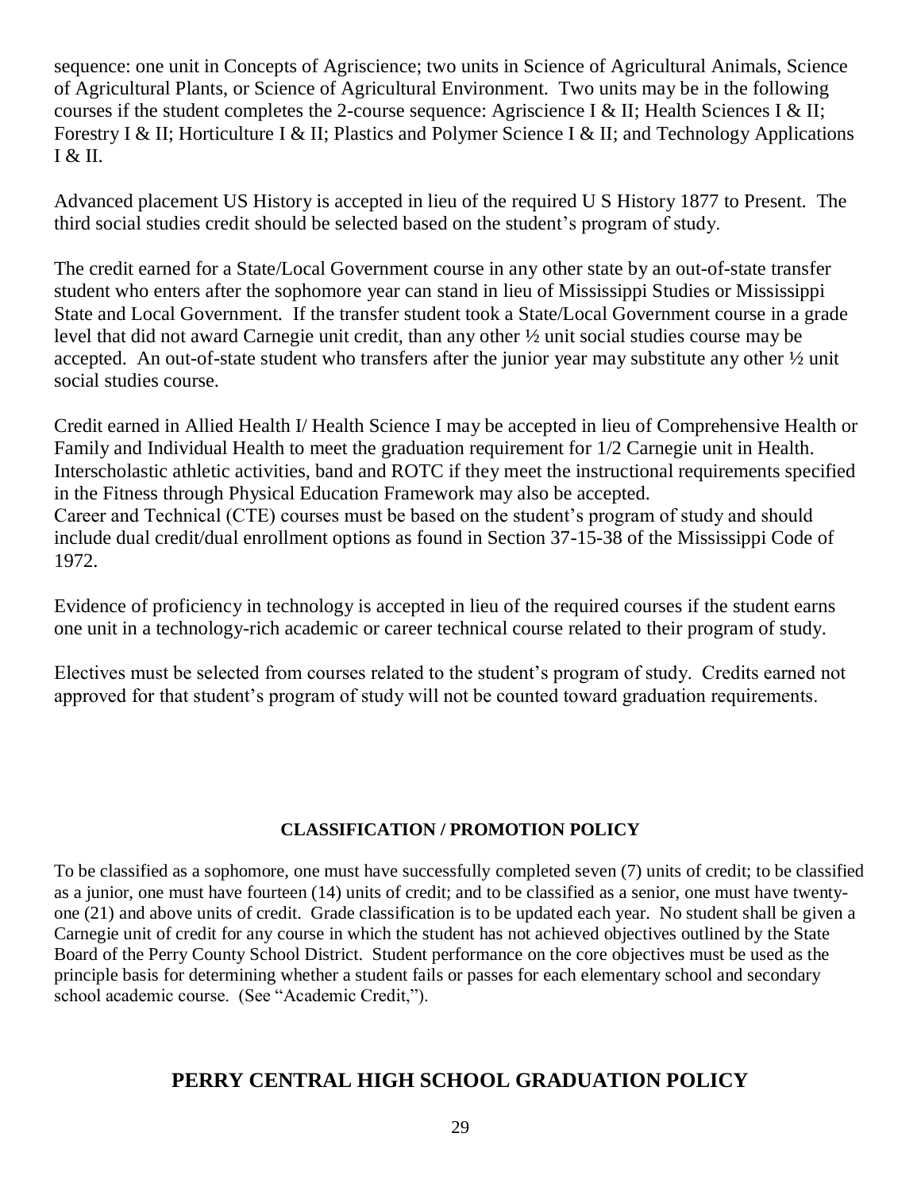sequence: one unit in Concepts of Agriscience; two units in Science of Agricultural Animals, Science of Agricultural Plants, or Science of Agricultural Environment. Two units may be in the following courses if the student completes the 2-course sequence: Agriscience I & II; Health Sciences I & II; Forestry I & II; Horticulture I & II; Plastics and Polymer Science I & II; and Technology Applications I & II.

Advanced placement US History is accepted in lieu of the required U S History 1877 to Present. The third social studies credit should be selected based on the student's program of study.

The credit earned for a State/Local Government course in any other state by an out-of-state transfer student who enters after the sophomore year can stand in lieu of Mississippi Studies or Mississippi State and Local Government. If the transfer student took a State/Local Government course in a grade level that did not award Carnegie unit credit, than any other ½ unit social studies course may be accepted. An out-of-state student who transfers after the junior year may substitute any other ½ unit social studies course.

Credit earned in Allied Health I/ Health Science I may be accepted in lieu of Comprehensive Health or Family and Individual Health to meet the graduation requirement for 1/2 Carnegie unit in Health. Interscholastic athletic activities, band and ROTC if they meet the instructional requirements specified in the Fitness through Physical Education Framework may also be accepted.
Career and Technical (CTE) courses must be based on the student's program of study and should include dual credit/dual enrollment options as found in Section 37-15-38 of the Mississippi Code of 1972.

Evidence of proficiency in technology is accepted in lieu of the required courses if the student earns one unit in a technology-rich academic or career technical course related to their program of study.

Electives must be selected from courses related to the student's program of study. Credits earned not approved for that student's program of study will not be counted toward graduation requirements.

### CLASSIFICATION / PROMOTION POLICY

To be classified as a sophomore, one must have successfully completed seven (7) units of credit; to be classified as a junior, one must have fourteen (14) units of credit; and to be classified as a senior, one must have twenty-one (21) and above units of credit. Grade classification is to be updated each year. No student shall be given a Carnegie unit of credit for any course in which the student has not achieved objectives outlined by the State Board of the Perry County School District. Student performance on the core objectives must be used as the principle basis for determining whether a student fails or passes for each elementary school and secondary school academic course. (See "Academic Credit,").

## PERRY CENTRAL HIGH SCHOOL GRADUATION POLICY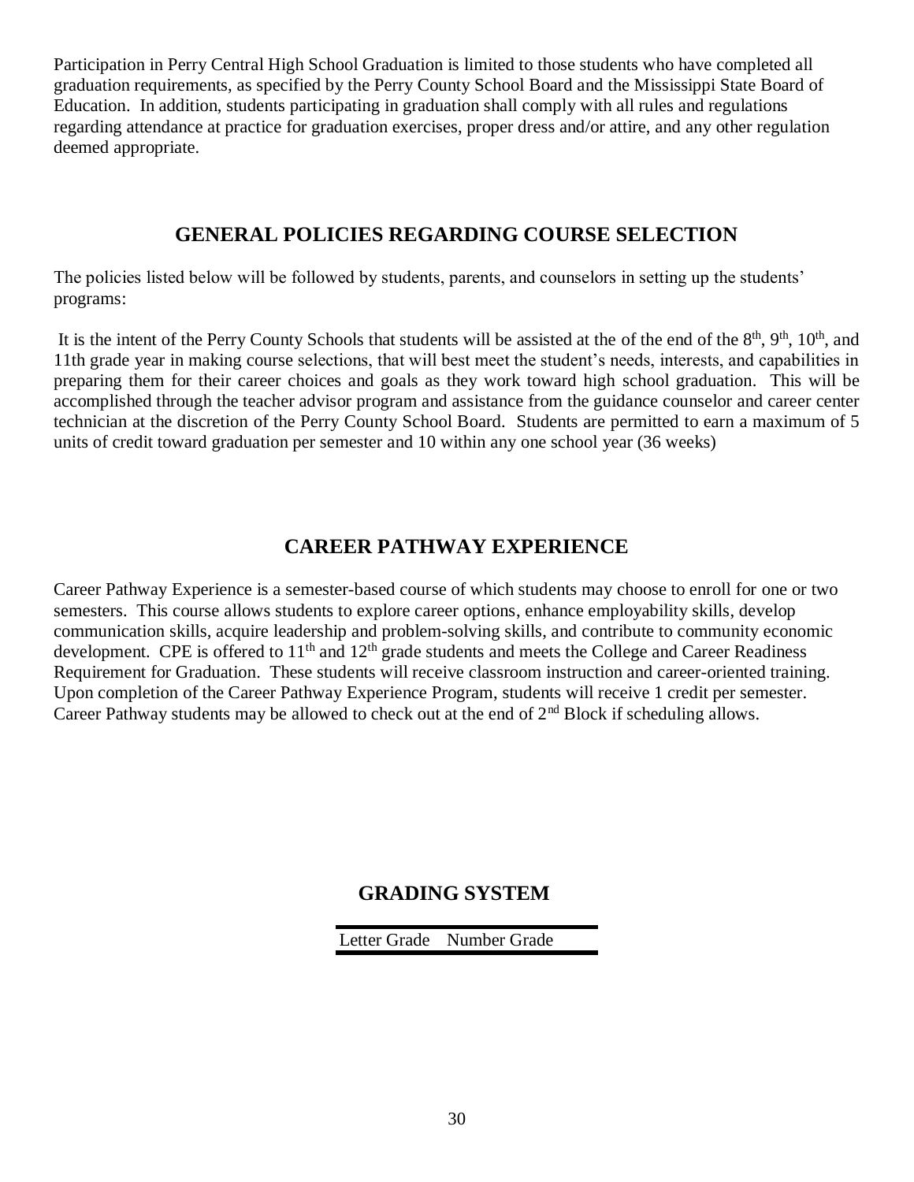Participation in Perry Central High School Graduation is limited to those students who have completed all graduation requirements, as specified by the Perry County School Board and the Mississippi State Board of Education. In addition, students participating in graduation shall comply with all rules and regulations regarding attendance at practice for graduation exercises, proper dress and/or attire, and any other regulation deemed appropriate.

## GENERAL POLICIES REGARDING COURSE SELECTION

The policies listed below will be followed by students, parents, and counselors in setting up the students' programs:

It is the intent of the Perry County Schools that students will be assisted at the of the end of the 8th, 9th, 10th, and 11th grade year in making course selections, that will best meet the student's needs, interests, and capabilities in preparing them for their career choices and goals as they work toward high school graduation. This will be accomplished through the teacher advisor program and assistance from the guidance counselor and career center technician at the discretion of the Perry County School Board. Students are permitted to earn a maximum of 5 units of credit toward graduation per semester and 10 within any one school year (36 weeks)

## CAREER PATHWAY EXPERIENCE

Career Pathway Experience is a semester-based course of which students may choose to enroll for one or two semesters. This course allows students to explore career options, enhance employability skills, develop communication skills, acquire leadership and problem-solving skills, and contribute to community economic development. CPE is offered to 11th and 12th grade students and meets the College and Career Readiness Requirement for Graduation. These students will receive classroom instruction and career-oriented training. Upon completion of the Career Pathway Experience Program, students will receive 1 credit per semester. Career Pathway students may be allowed to check out at the end of 2nd Block if scheduling allows.

## GRADING SYSTEM

| Letter Grade | Number Grade |
|---|---|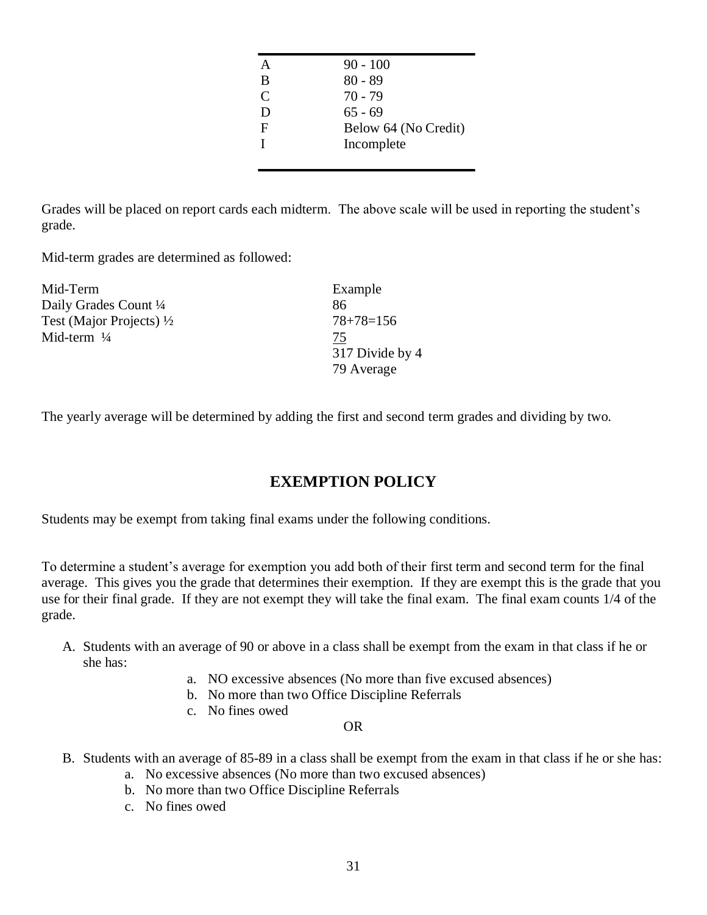| | |
|---|---|
| A | 90 - 100 |
| B | 80 - 89 |
| C | 70 - 79 |
| D | 65 - 69 |
| F | Below 64 (No Credit) |
| I | Incomplete |

Grades will be placed on report cards each midterm. The above scale will be used in reporting the student's grade.

Mid-term grades are determined as followed:

| Mid-Term | Example |
|---|---|
| Daily Grades Count ¼ | 86 |
| Test (Major Projects) ½ | 78+78=156 |
| Mid-term ¼ | 75 |
| | 317 Divide by 4 |
| | 79 Average |

The yearly average will be determined by adding the first and second term grades and dividing by two.

## EXEMPTION POLICY

Students may be exempt from taking final exams under the following conditions.

To determine a student's average for exemption you add both of their first term and second term for the final average. This gives you the grade that determines their exemption. If they are exempt this is the grade that you use for their final grade. If they are not exempt they will take the final exam. The final exam counts 1/4 of the grade.

A. Students with an average of 90 or above in a class shall be exempt from the exam in that class if he or she has:
   a. NO excessive absences (No more than five excused absences)
   b. No more than two Office Discipline Referrals
   c. No fines owed

OR

B. Students with an average of 85-89 in a class shall be exempt from the exam in that class if he or she has:
   a. No excessive absences (No more than two excused absences)
   b. No more than two Office Discipline Referrals
   c. No fines owed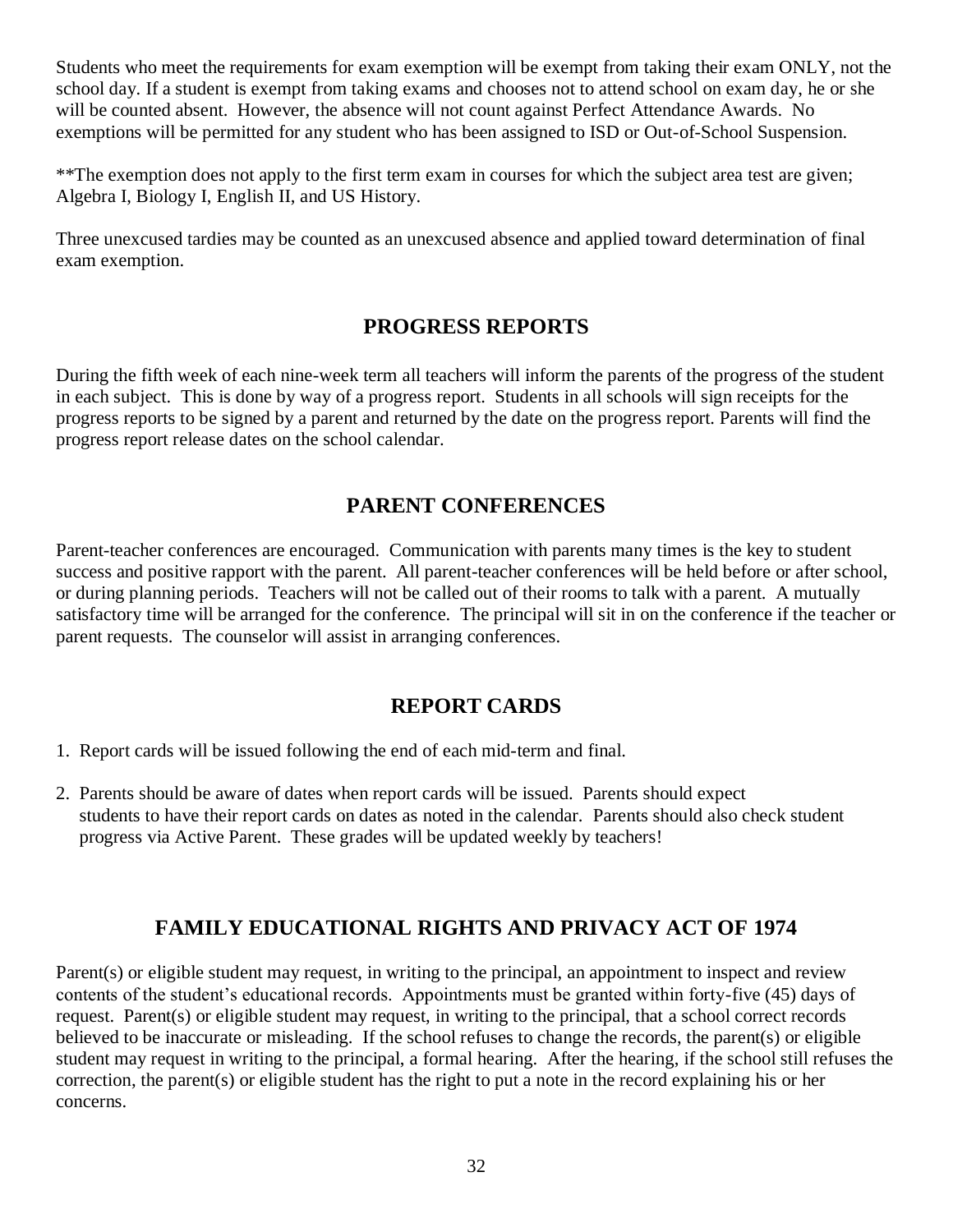Students who meet the requirements for exam exemption will be exempt from taking their exam ONLY, not the school day. If a student is exempt from taking exams and chooses not to attend school on exam day, he or she will be counted absent. However, the absence will not count against Perfect Attendance Awards. No exemptions will be permitted for any student who has been assigned to ISD or Out-of-School Suspension.

**The exemption does not apply to the first term exam in courses for which the subject area test are given; Algebra I, Biology I, English II, and US History.

Three unexcused tardies may be counted as an unexcused absence and applied toward determination of final exam exemption.

## PROGRESS REPORTS

During the fifth week of each nine-week term all teachers will inform the parents of the progress of the student in each subject. This is done by way of a progress report. Students in all schools will sign receipts for the progress reports to be signed by a parent and returned by the date on the progress report. Parents will find the progress report release dates on the school calendar.

## PARENT CONFERENCES

Parent-teacher conferences are encouraged. Communication with parents many times is the key to student success and positive rapport with the parent. All parent-teacher conferences will be held before or after school, or during planning periods. Teachers will not be called out of their rooms to talk with a parent. A mutually satisfactory time will be arranged for the conference. The principal will sit in on the conference if the teacher or parent requests. The counselor will assist in arranging conferences.

## REPORT CARDS

1. Report cards will be issued following the end of each mid-term and final.

2. Parents should be aware of dates when report cards will be issued. Parents should expect students to have their report cards on dates as noted in the calendar. Parents should also check student progress via Active Parent. These grades will be updated weekly by teachers!

## FAMILY EDUCATIONAL RIGHTS AND PRIVACY ACT OF 1974

Parent(s) or eligible student may request, in writing to the principal, an appointment to inspect and review contents of the student's educational records. Appointments must be granted within forty-five (45) days of request. Parent(s) or eligible student may request, in writing to the principal, that a school correct records believed to be inaccurate or misleading. If the school refuses to change the records, the parent(s) or eligible student may request in writing to the principal, a formal hearing. After the hearing, if the school still refuses the correction, the parent(s) or eligible student has the right to put a note in the record explaining his or her concerns.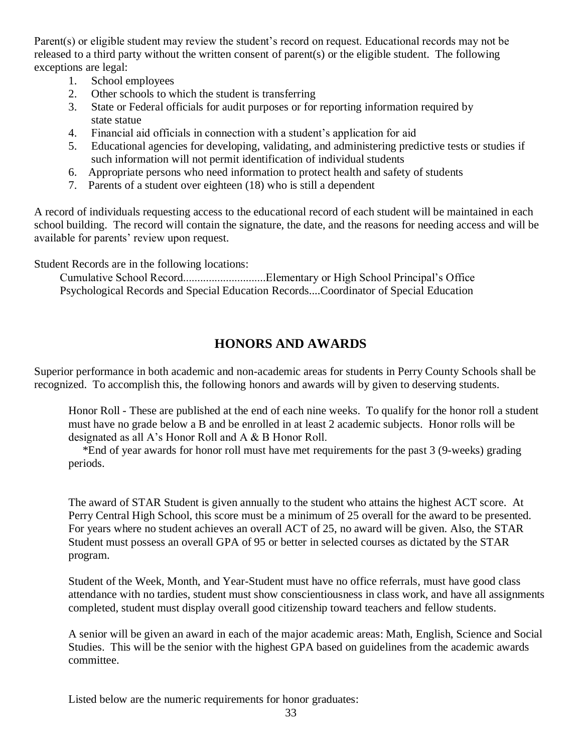Parent(s) or eligible student may review the student's record on request. Educational records may not be released to a third party without the written consent of parent(s) or the eligible student. The following exceptions are legal:

1. School employees
2. Other schools to which the student is transferring
3. State or Federal officials for audit purposes or for reporting information required by state statue
4. Financial aid officials in connection with a student's application for aid
5. Educational agencies for developing, validating, and administering predictive tests or studies if such information will not permit identification of individual students
6. Appropriate persons who need information to protect health and safety of students
7. Parents of a student over eighteen (18) who is still a dependent

A record of individuals requesting access to the educational record of each student will be maintained in each school building. The record will contain the signature, the date, and the reasons for needing access and will be available for parents' review upon request.

Student Records are in the following locations:

Cumulative School Record.............................Elementary or High School Principal's Office
Psychological Records and Special Education Records....Coordinator of Special Education

## HONORS AND AWARDS

Superior performance in both academic and non-academic areas for students in Perry County Schools shall be recognized. To accomplish this, the following honors and awards will by given to deserving students.

Honor Roll - These are published at the end of each nine weeks. To qualify for the honor roll a student must have no grade below a B and be enrolled in at least 2 academic subjects. Honor rolls will be designated as all A's Honor Roll and A & B Honor Roll.

*End of year awards for honor roll must have met requirements for the past 3 (9-weeks) grading periods.

The award of STAR Student is given annually to the student who attains the highest ACT score. At Perry Central High School, this score must be a minimum of 25 overall for the award to be presented. For years where no student achieves an overall ACT of 25, no award will be given. Also, the STAR Student must possess an overall GPA of 95 or better in selected courses as dictated by the STAR program.

Student of the Week, Month, and Year-Student must have no office referrals, must have good class attendance with no tardies, student must show conscientiousness in class work, and have all assignments completed, student must display overall good citizenship toward teachers and fellow students.

A senior will be given an award in each of the major academic areas: Math, English, Science and Social Studies. This will be the senior with the highest GPA based on guidelines from the academic awards committee.

Listed below are the numeric requirements for honor graduates: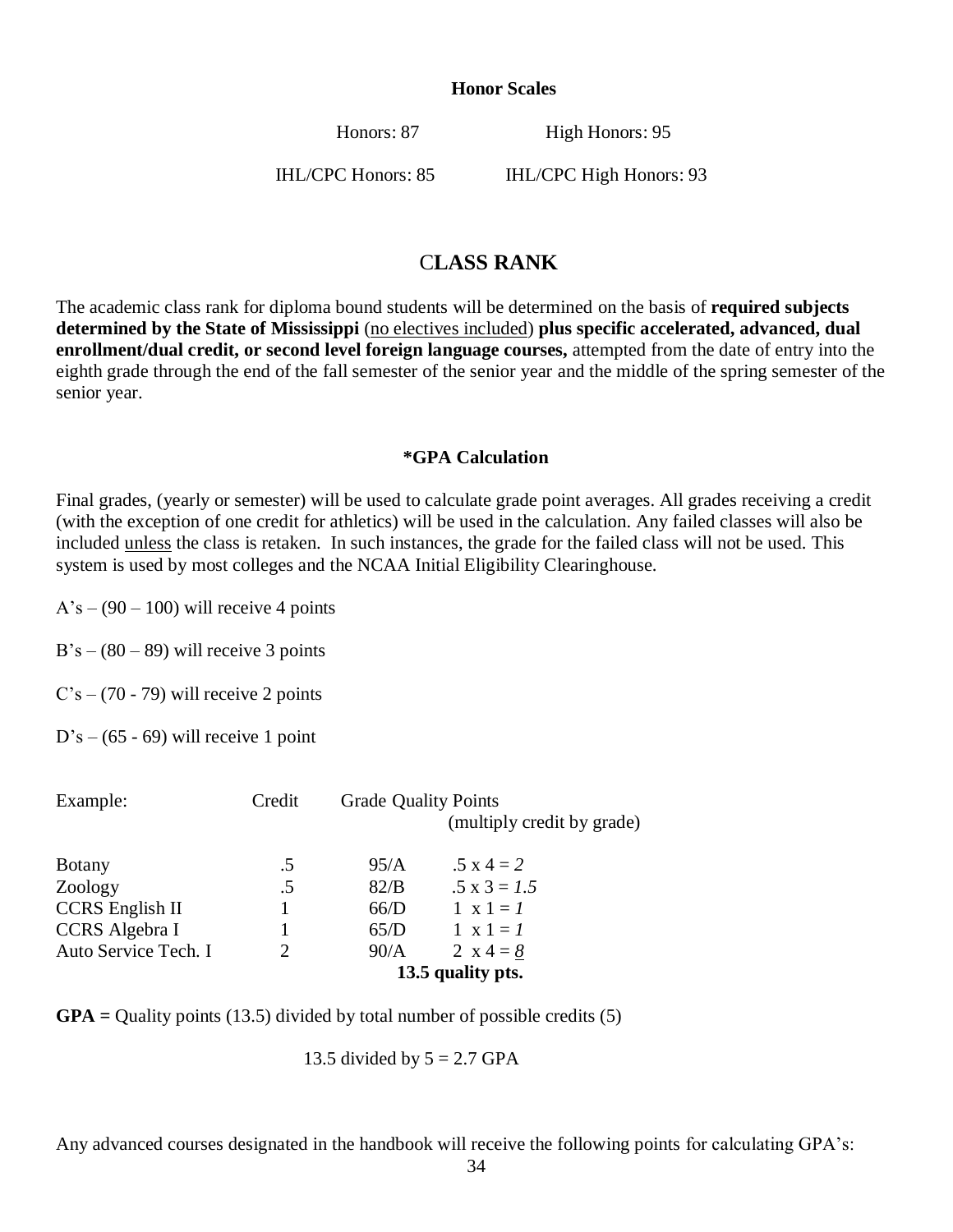**Honor Scales**

Honors: 87 High Honors: 95

IHL/CPC Honors: 85 IHL/CPC High Honors: 93

# CLASS RANK

The academic class rank for diploma bound students will be determined on the basis of **required subjects determined by the State of Mississippi** (no electives included) **plus specific accelerated, advanced, dual enrollment/dual credit, or second level foreign language courses,** attempted from the date of entry into the eighth grade through the end of the fall semester of the senior year and the middle of the spring semester of the senior year.

### *GPA Calculation

Final grades, (yearly or semester) will be used to calculate grade point averages. All grades receiving a credit (with the exception of one credit for athletics) will be used in the calculation. Any failed classes will also be included unless the class is retaken. In such instances, the grade for the failed class will not be used. This system is used by most colleges and the NCAA Initial Eligibility Clearinghouse.

A's – (90 – 100) will receive 4 points

B's – (80 – 89) will receive 3 points

C's – (70 - 79) will receive 2 points

D's – (65 - 69) will receive 1 point

| Example: | Credit | Grade | Quality Points (multiply credit by grade) |
|---|---|---|---|
| Botany | .5 | 95/A | .5 x 4 = *2* |
| Zoology | .5 | 82/B | .5 x 3 = *1.5* |
| CCRS English II | 1 | 66/D | 1 x 1 = *1* |
| CCRS Algebra I | 1 | 65/D | 1 x 1 = *1* |
| Auto Service Tech. I | 2 | 90/A | 2 x 4 = *8* |
| | | | **13.5 quality pts.** |

**GPA =** Quality points (13.5) divided by total number of possible credits (5)

13.5 divided by 5 = 2.7 GPA

Any advanced courses designated in the handbook will receive the following points for calculating GPA's: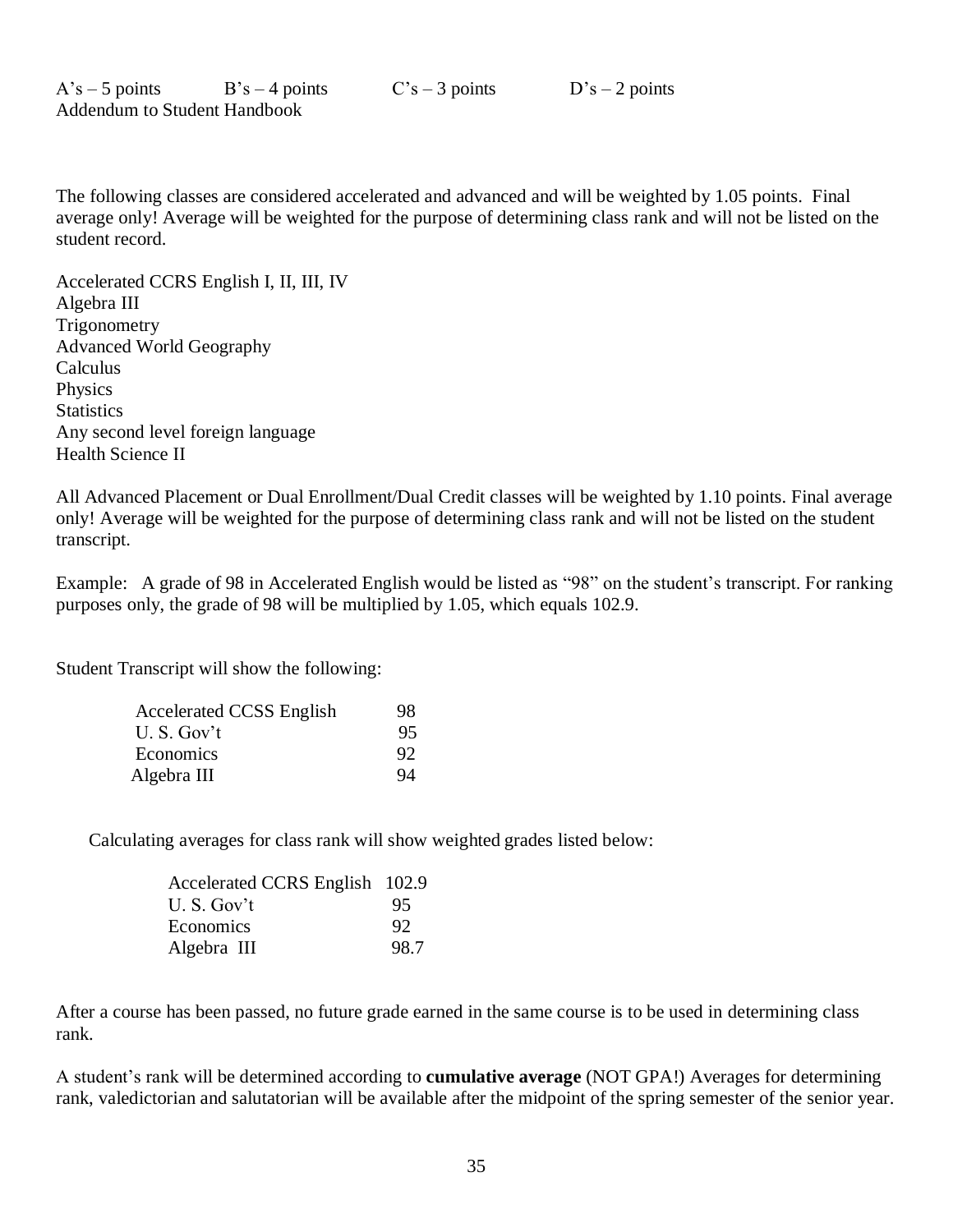A's – 5 points  B's – 4 points  C's – 3 points  D's – 2 points

Addendum to Student Handbook

The following classes are considered accelerated and advanced and will be weighted by 1.05 points. Final average only! Average will be weighted for the purpose of determining class rank and will not be listed on the student record.

Accelerated CCRS English I, II, III, IV
Algebra III
Trigonometry
Advanced World Geography
Calculus
Physics
Statistics
Any second level foreign language
Health Science II

All Advanced Placement or Dual Enrollment/Dual Credit classes will be weighted by 1.10 points. Final average only! Average will be weighted for the purpose of determining class rank and will not be listed on the student transcript.

Example: A grade of 98 in Accelerated English would be listed as "98" on the student's transcript. For ranking purposes only, the grade of 98 will be multiplied by 1.05, which equals 102.9.

Student Transcript will show the following:

| | |
|---|---|
| Accelerated CCSS English | 98 |
| U. S. Gov't | 95 |
| Economics | 92 |
| Algebra III | 94 |

Calculating averages for class rank will show weighted grades listed below:

| | |
|---|---|
| Accelerated CCRS English | 102.9 |
| U. S. Gov't | 95 |
| Economics | 92 |
| Algebra III | 98.7 |

After a course has been passed, no future grade earned in the same course is to be used in determining class rank.

A student's rank will be determined according to **cumulative average** (NOT GPA!) Averages for determining rank, valedictorian and salutatorian will be available after the midpoint of the spring semester of the senior year.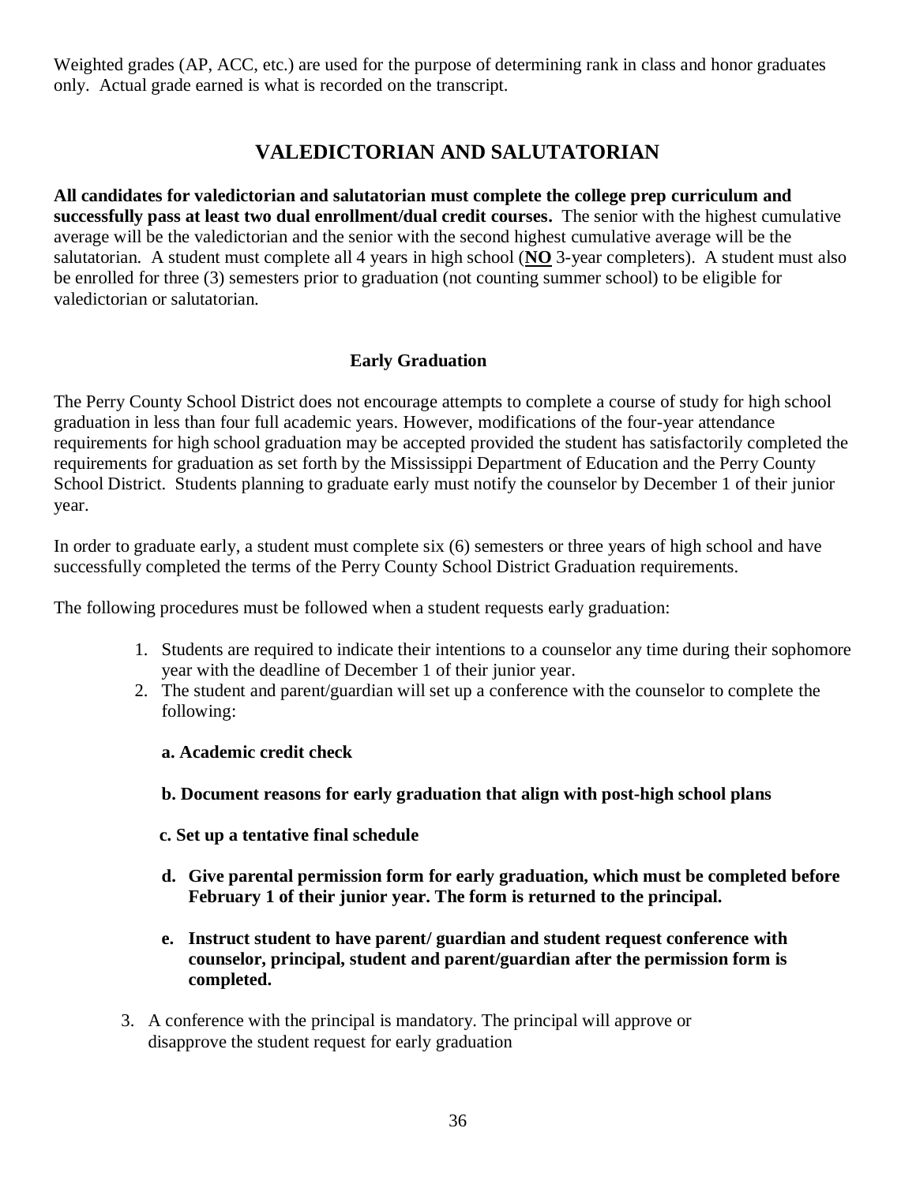Weighted grades (AP, ACC, etc.) are used for the purpose of determining rank in class and honor graduates only. Actual grade earned is what is recorded on the transcript.

## VALEDICTORIAN AND SALUTATORIAN

**All candidates for valedictorian and salutatorian must complete the college prep curriculum and successfully pass at least two dual enrollment/dual credit courses.** The senior with the highest cumulative average will be the valedictorian and the senior with the second highest cumulative average will be the salutatorian. A student must complete all 4 years in high school (**NO** 3-year completers). A student must also be enrolled for three (3) semesters prior to graduation (not counting summer school) to be eligible for valedictorian or salutatorian.

### Early Graduation

The Perry County School District does not encourage attempts to complete a course of study for high school graduation in less than four full academic years. However, modifications of the four-year attendance requirements for high school graduation may be accepted provided the student has satisfactorily completed the requirements for graduation as set forth by the Mississippi Department of Education and the Perry County School District. Students planning to graduate early must notify the counselor by December 1 of their junior year.

In order to graduate early, a student must complete six (6) semesters or three years of high school and have successfully completed the terms of the Perry County School District Graduation requirements.

The following procedures must be followed when a student requests early graduation:

1. Students are required to indicate their intentions to a counselor any time during their sophomore year with the deadline of December 1 of their junior year.
2. The student and parent/guardian will set up a conference with the counselor to complete the following:

   **a. Academic credit check**

   **b. Document reasons for early graduation that align with post-high school plans**

   **c. Set up a tentative final schedule**

   **d. Give parental permission form for early graduation, which must be completed before February 1 of their junior year. The form is returned to the principal.**

   **e. Instruct student to have parent/ guardian and student request conference with counselor, principal, student and parent/guardian after the permission form is completed.**

3. A conference with the principal is mandatory. The principal will approve or disapprove the student request for early graduation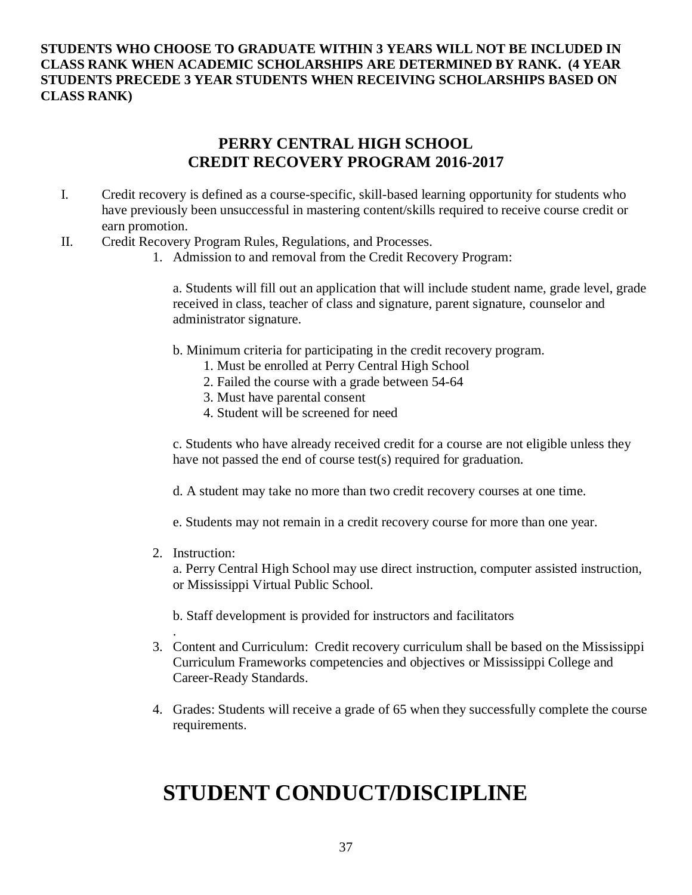**STUDENTS WHO CHOOSE TO GRADUATE WITHIN 3 YEARS WILL NOT BE INCLUDED IN CLASS RANK WHEN ACADEMIC SCHOLARSHIPS ARE DETERMINED BY RANK. (4 YEAR STUDENTS PRECEDE 3 YEAR STUDENTS WHEN RECEIVING SCHOLARSHIPS BASED ON CLASS RANK)**

## PERRY CENTRAL HIGH SCHOOL
## CREDIT RECOVERY PROGRAM 2016-2017

I. Credit recovery is defined as a course-specific, skill-based learning opportunity for students who have previously been unsuccessful in mastering content/skills required to receive course credit or earn promotion.

II. Credit Recovery Program Rules, Regulations, and Processes.

1. Admission to and removal from the Credit Recovery Program:

   a. Students will fill out an application that will include student name, grade level, grade received in class, teacher of class and signature, parent signature, counselor and administrator signature.

   b. Minimum criteria for participating in the credit recovery program.
      1. Must be enrolled at Perry Central High School
      2. Failed the course with a grade between 54-64
      3. Must have parental consent
      4. Student will be screened for need

   c. Students who have already received credit for a course are not eligible unless they have not passed the end of course test(s) required for graduation.

   d. A student may take no more than two credit recovery courses at one time.

   e. Students may not remain in a credit recovery course for more than one year.

2. Instruction:
   a. Perry Central High School may use direct instruction, computer assisted instruction, or Mississippi Virtual Public School.

   b. Staff development is provided for instructors and facilitators
   .

3. Content and Curriculum: Credit recovery curriculum shall be based on the Mississippi Curriculum Frameworks competencies and objectives or Mississippi College and Career-Ready Standards.

4. Grades: Students will receive a grade of 65 when they successfully complete the course requirements.

# STUDENT CONDUCT/DISCIPLINE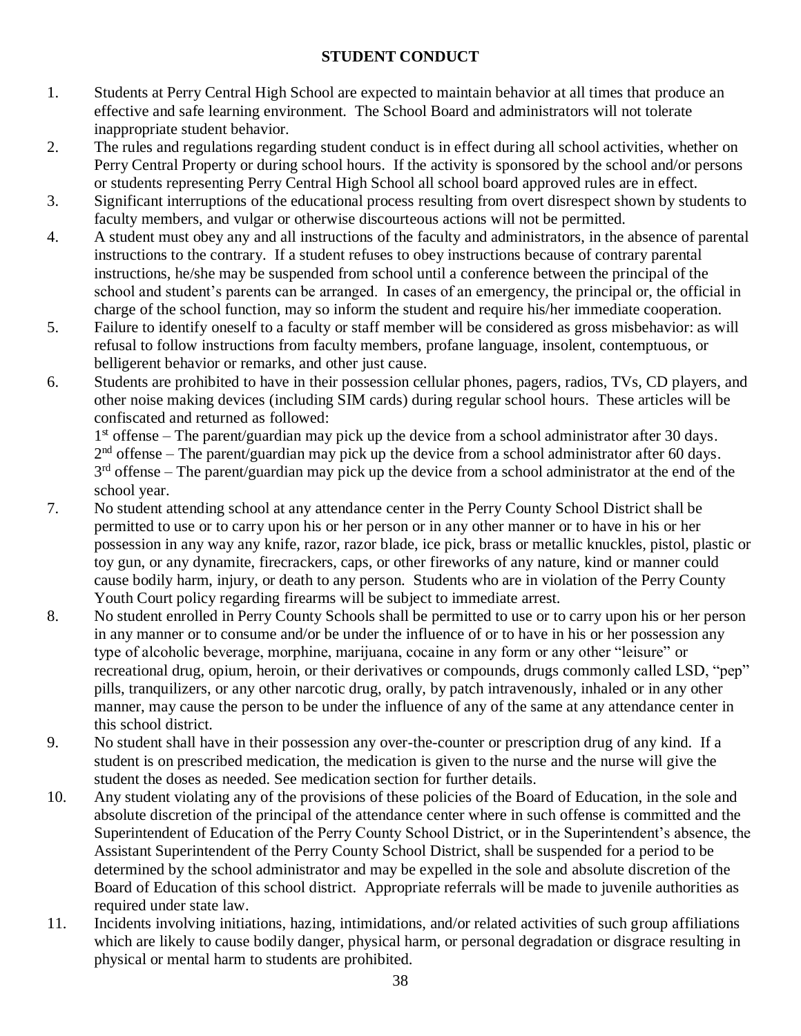## STUDENT CONDUCT

1. Students at Perry Central High School are expected to maintain behavior at all times that produce an effective and safe learning environment. The School Board and administrators will not tolerate inappropriate student behavior.
2. The rules and regulations regarding student conduct is in effect during all school activities, whether on Perry Central Property or during school hours. If the activity is sponsored by the school and/or persons or students representing Perry Central High School all school board approved rules are in effect.
3. Significant interruptions of the educational process resulting from overt disrespect shown by students to faculty members, and vulgar or otherwise discourteous actions will not be permitted.
4. A student must obey any and all instructions of the faculty and administrators, in the absence of parental instructions to the contrary. If a student refuses to obey instructions because of contrary parental instructions, he/she may be suspended from school until a conference between the principal of the school and student's parents can be arranged. In cases of an emergency, the principal or, the official in charge of the school function, may so inform the student and require his/her immediate cooperation.
5. Failure to identify oneself to a faculty or staff member will be considered as gross misbehavior: as will refusal to follow instructions from faculty members, profane language, insolent, contemptuous, or belligerent behavior or remarks, and other just cause.
6. Students are prohibited to have in their possession cellular phones, pagers, radios, TVs, CD players, and other noise making devices (including SIM cards) during regular school hours. These articles will be confiscated and returned as followed:
   1st offense – The parent/guardian may pick up the device from a school administrator after 30 days.
   2nd offense – The parent/guardian may pick up the device from a school administrator after 60 days.
   3rd offense – The parent/guardian may pick up the device from a school administrator at the end of the school year.
7. No student attending school at any attendance center in the Perry County School District shall be permitted to use or to carry upon his or her person or in any other manner or to have in his or her possession in any way any knife, razor, razor blade, ice pick, brass or metallic knuckles, pistol, plastic or toy gun, or any dynamite, firecrackers, caps, or other fireworks of any nature, kind or manner could cause bodily harm, injury, or death to any person. Students who are in violation of the Perry County Youth Court policy regarding firearms will be subject to immediate arrest.
8. No student enrolled in Perry County Schools shall be permitted to use or to carry upon his or her person in any manner or to consume and/or be under the influence of or to have in his or her possession any type of alcoholic beverage, morphine, marijuana, cocaine in any form or any other "leisure" or recreational drug, opium, heroin, or their derivatives or compounds, drugs commonly called LSD, "pep" pills, tranquilizers, or any other narcotic drug, orally, by patch intravenously, inhaled or in any other manner, may cause the person to be under the influence of any of the same at any attendance center in this school district.
9. No student shall have in their possession any over-the-counter or prescription drug of any kind. If a student is on prescribed medication, the medication is given to the nurse and the nurse will give the student the doses as needed. See medication section for further details.
10. Any student violating any of the provisions of these policies of the Board of Education, in the sole and absolute discretion of the principal of the attendance center where in such offense is committed and the Superintendent of Education of the Perry County School District, or in the Superintendent's absence, the Assistant Superintendent of the Perry County School District, shall be suspended for a period to be determined by the school administrator and may be expelled in the sole and absolute discretion of the Board of Education of this school district. Appropriate referrals will be made to juvenile authorities as required under state law.
11. Incidents involving initiations, hazing, intimidations, and/or related activities of such group affiliations which are likely to cause bodily danger, physical harm, or personal degradation or disgrace resulting in physical or mental harm to students are prohibited.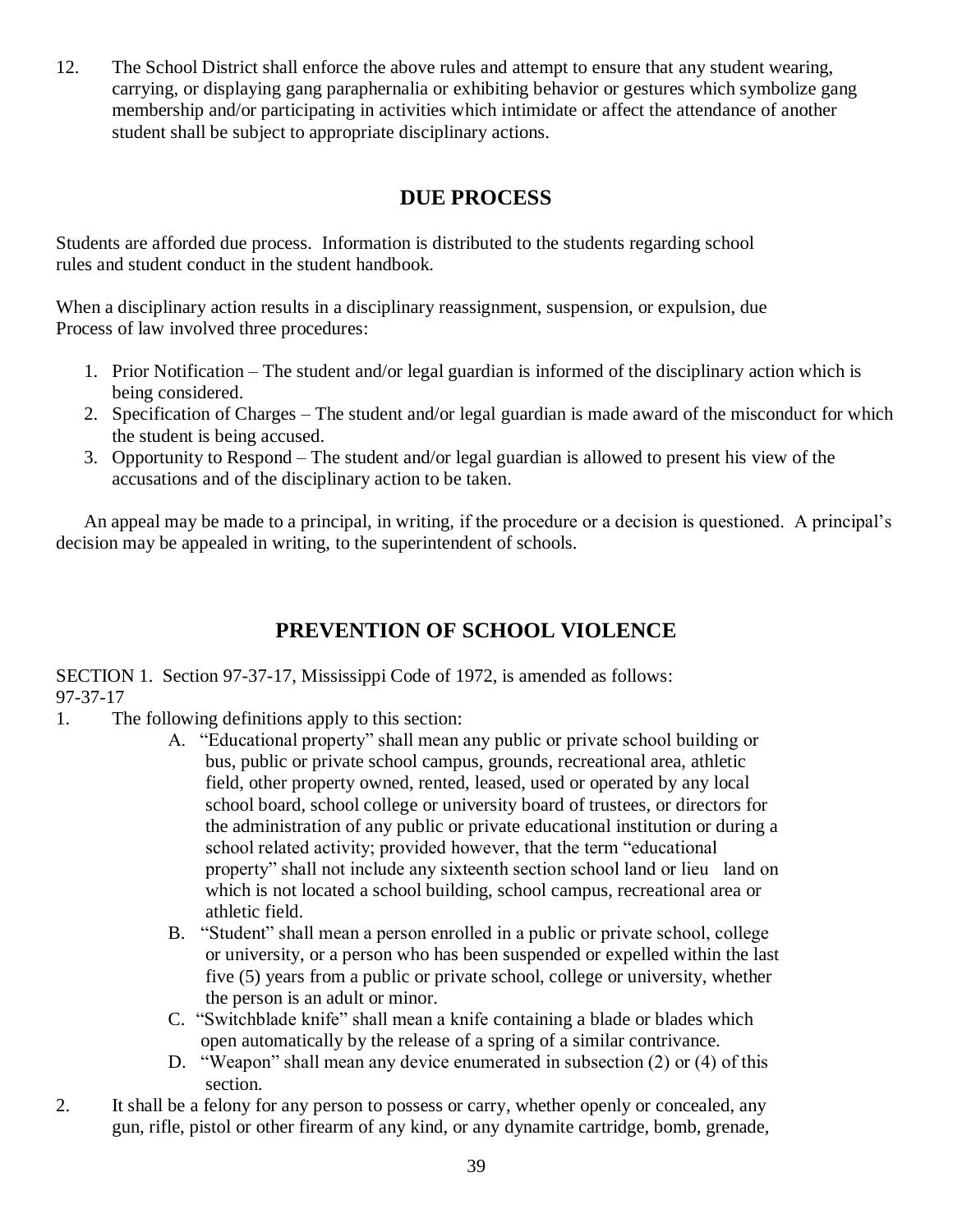12. The School District shall enforce the above rules and attempt to ensure that any student wearing, carrying, or displaying gang paraphernalia or exhibiting behavior or gestures which symbolize gang membership and/or participating in activities which intimidate or affect the attendance of another student shall be subject to appropriate disciplinary actions.

## DUE PROCESS

Students are afforded due process. Information is distributed to the students regarding school rules and student conduct in the student handbook.

When a disciplinary action results in a disciplinary reassignment, suspension, or expulsion, due Process of law involved three procedures:

1. Prior Notification – The student and/or legal guardian is informed of the disciplinary action which is being considered.
2. Specification of Charges – The student and/or legal guardian is made award of the misconduct for which the student is being accused.
3. Opportunity to Respond – The student and/or legal guardian is allowed to present his view of the accusations and of the disciplinary action to be taken.

An appeal may be made to a principal, in writing, if the procedure or a decision is questioned. A principal's decision may be appealed in writing, to the superintendent of schools.

## PREVENTION OF SCHOOL VIOLENCE

SECTION 1. Section 97-37-17, Mississippi Code of 1972, is amended as follows:
97-37-17

1. The following definitions apply to this section:
   - A. "Educational property" shall mean any public or private school building or bus, public or private school campus, grounds, recreational area, athletic field, other property owned, rented, leased, used or operated by any local school board, school college or university board of trustees, or directors for the administration of any public or private educational institution or during a school related activity; provided however, that the term "educational property" shall not include any sixteenth section school land or lieu land on which is not located a school building, school campus, recreational area or athletic field.
   - B. "Student" shall mean a person enrolled in a public or private school, college or university, or a person who has been suspended or expelled within the last five (5) years from a public or private school, college or university, whether the person is an adult or minor.
   - C. "Switchblade knife" shall mean a knife containing a blade or blades which open automatically by the release of a spring of a similar contrivance.
   - D. "Weapon" shall mean any device enumerated in subsection (2) or (4) of this section.
2. It shall be a felony for any person to possess or carry, whether openly or concealed, any gun, rifle, pistol or other firearm of any kind, or any dynamite cartridge, bomb, grenade,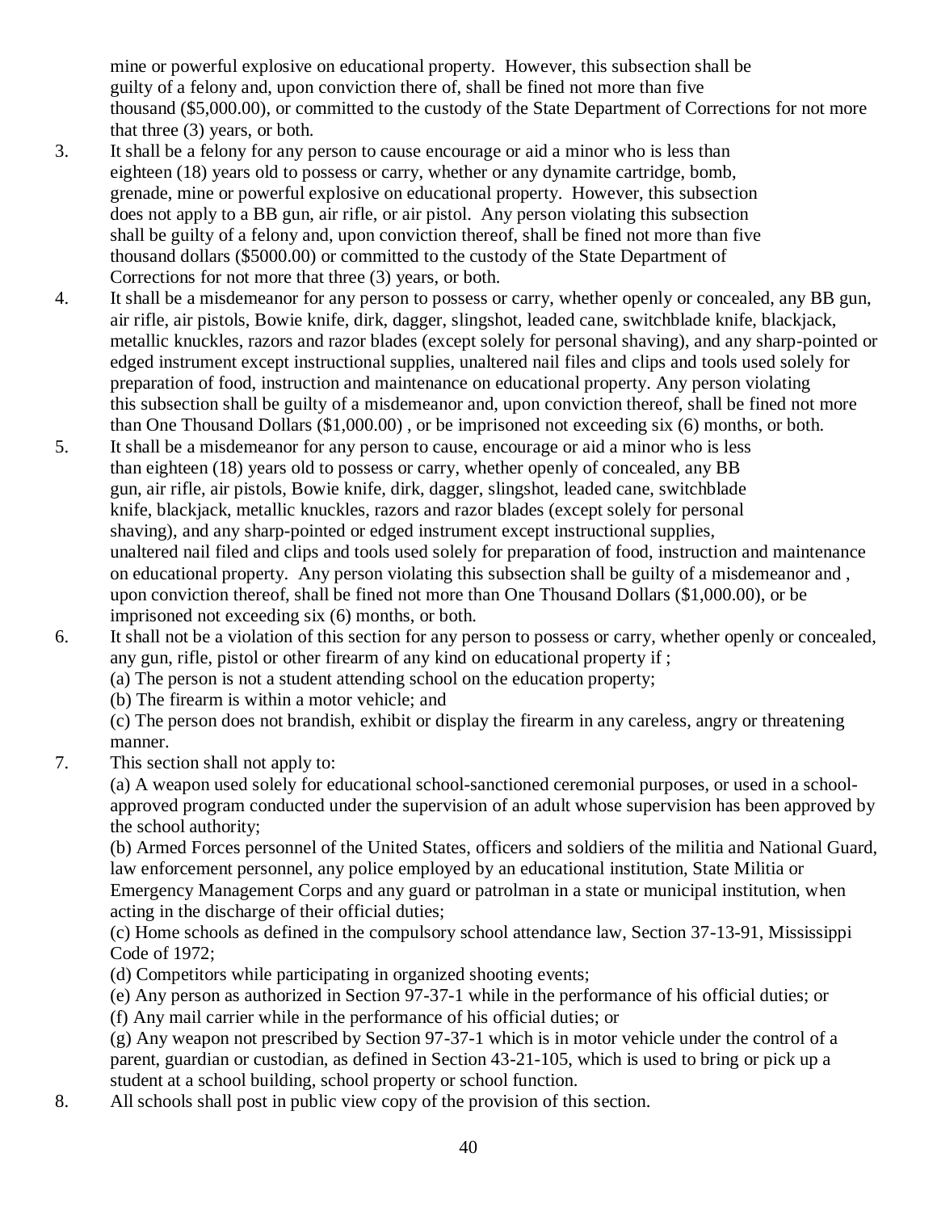mine or powerful explosive on educational property. However, this subsection shall be guilty of a felony and, upon conviction there of, shall be fined not more than five thousand ($5,000.00), or committed to the custody of the State Department of Corrections for not more that three (3) years, or both.

3. It shall be a felony for any person to cause encourage or aid a minor who is less than eighteen (18) years old to possess or carry, whether or any dynamite cartridge, bomb, grenade, mine or powerful explosive on educational property. However, this subsection does not apply to a BB gun, air rifle, or air pistol. Any person violating this subsection shall be guilty of a felony and, upon conviction thereof, shall be fined not more than five thousand dollars ($5000.00) or committed to the custody of the State Department of Corrections for not more that three (3) years, or both.
4. It shall be a misdemeanor for any person to possess or carry, whether openly or concealed, any BB gun, air rifle, air pistols, Bowie knife, dirk, dagger, slingshot, leaded cane, switchblade knife, blackjack, metallic knuckles, razors and razor blades (except solely for personal shaving), and any sharp-pointed or edged instrument except instructional supplies, unaltered nail files and clips and tools used solely for preparation of food, instruction and maintenance on educational property. Any person violating this subsection shall be guilty of a misdemeanor and, upon conviction thereof, shall be fined not more than One Thousand Dollars ($1,000.00) , or be imprisoned not exceeding six (6) months, or both.
5. It shall be a misdemeanor for any person to cause, encourage or aid a minor who is less than eighteen (18) years old to possess or carry, whether openly of concealed, any BB gun, air rifle, air pistols, Bowie knife, dirk, dagger, slingshot, leaded cane, switchblade knife, blackjack, metallic knuckles, razors and razor blades (except solely for personal shaving), and any sharp-pointed or edged instrument except instructional supplies, unaltered nail filed and clips and tools used solely for preparation of food, instruction and maintenance on educational property. Any person violating this subsection shall be guilty of a misdemeanor and , upon conviction thereof, shall be fined not more than One Thousand Dollars ($1,000.00), or be imprisoned not exceeding six (6) months, or both.
6. It shall not be a violation of this section for any person to possess or carry, whether openly or concealed, any gun, rifle, pistol or other firearm of any kind on educational property if ;
   (a) The person is not a student attending school on the education property;
   (b) The firearm is within a motor vehicle; and
   (c) The person does not brandish, exhibit or display the firearm in any careless, angry or threatening manner.
7. This section shall not apply to:
   (a) A weapon used solely for educational school-sanctioned ceremonial purposes, or used in a school-approved program conducted under the supervision of an adult whose supervision has been approved by the school authority;
   (b) Armed Forces personnel of the United States, officers and soldiers of the militia and National Guard, law enforcement personnel, any police employed by an educational institution, State Militia or Emergency Management Corps and any guard or patrolman in a state or municipal institution, when acting in the discharge of their official duties;
   (c) Home schools as defined in the compulsory school attendance law, Section 37-13-91, Mississippi Code of 1972;
   (d) Competitors while participating in organized shooting events;
   (e) Any person as authorized in Section 97-37-1 while in the performance of his official duties; or
   (f) Any mail carrier while in the performance of his official duties; or
   (g) Any weapon not prescribed by Section 97-37-1 which is in motor vehicle under the control of a parent, guardian or custodian, as defined in Section 43-21-105, which is used to bring or pick up a student at a school building, school property or school function.
8. All schools shall post in public view copy of the provision of this section.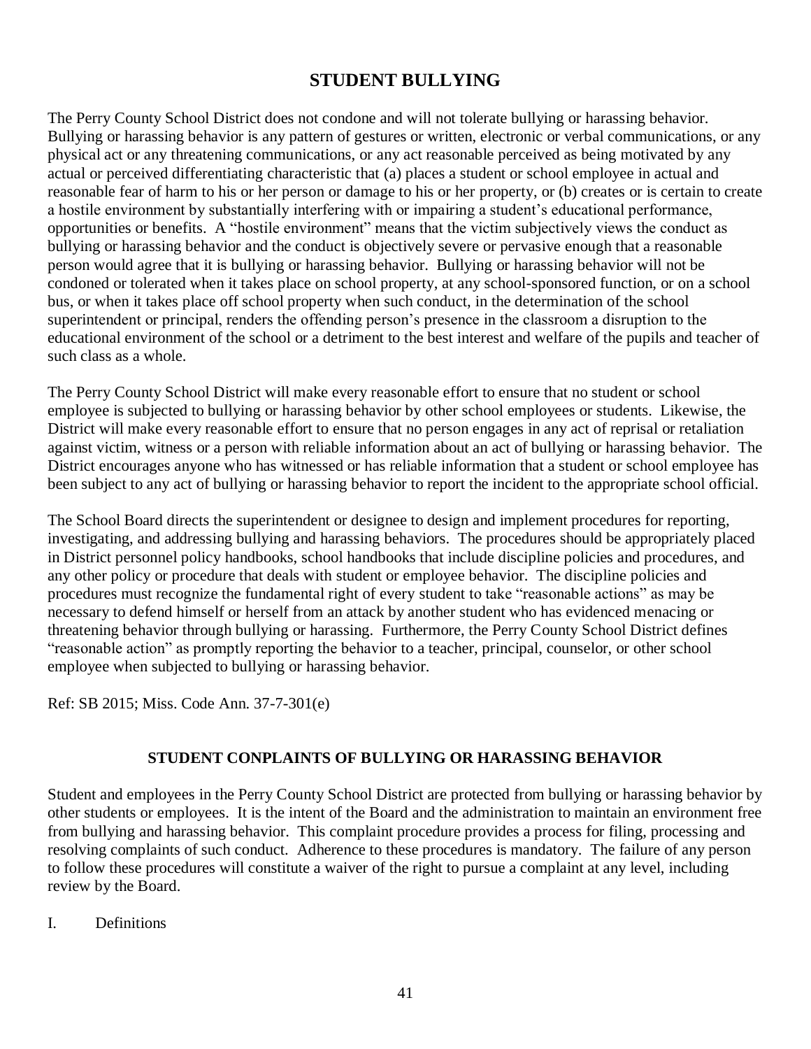## STUDENT BULLYING

The Perry County School District does not condone and will not tolerate bullying or harassing behavior. Bullying or harassing behavior is any pattern of gestures or written, electronic or verbal communications, or any physical act or any threatening communications, or any act reasonable perceived as being motivated by any actual or perceived differentiating characteristic that (a) places a student or school employee in actual and reasonable fear of harm to his or her person or damage to his or her property, or (b) creates or is certain to create a hostile environment by substantially interfering with or impairing a student's educational performance, opportunities or benefits. A "hostile environment" means that the victim subjectively views the conduct as bullying or harassing behavior and the conduct is objectively severe or pervasive enough that a reasonable person would agree that it is bullying or harassing behavior. Bullying or harassing behavior will not be condoned or tolerated when it takes place on school property, at any school-sponsored function, or on a school bus, or when it takes place off school property when such conduct, in the determination of the school superintendent or principal, renders the offending person's presence in the classroom a disruption to the educational environment of the school or a detriment to the best interest and welfare of the pupils and teacher of such class as a whole.

The Perry County School District will make every reasonable effort to ensure that no student or school employee is subjected to bullying or harassing behavior by other school employees or students. Likewise, the District will make every reasonable effort to ensure that no person engages in any act of reprisal or retaliation against victim, witness or a person with reliable information about an act of bullying or harassing behavior. The District encourages anyone who has witnessed or has reliable information that a student or school employee has been subject to any act of bullying or harassing behavior to report the incident to the appropriate school official.

The School Board directs the superintendent or designee to design and implement procedures for reporting, investigating, and addressing bullying and harassing behaviors. The procedures should be appropriately placed in District personnel policy handbooks, school handbooks that include discipline policies and procedures, and any other policy or procedure that deals with student or employee behavior. The discipline policies and procedures must recognize the fundamental right of every student to take "reasonable actions" as may be necessary to defend himself or herself from an attack by another student who has evidenced menacing or threatening behavior through bullying or harassing. Furthermore, the Perry County School District defines "reasonable action" as promptly reporting the behavior to a teacher, principal, counselor, or other school employee when subjected to bullying or harassing behavior.

Ref: SB 2015; Miss. Code Ann. 37-7-301(e)

### STUDENT CONPLAINTS OF BULLYING OR HARASSING BEHAVIOR

Student and employees in the Perry County School District are protected from bullying or harassing behavior by other students or employees. It is the intent of the Board and the administration to maintain an environment free from bullying and harassing behavior. This complaint procedure provides a process for filing, processing and resolving complaints of such conduct. Adherence to these procedures is mandatory. The failure of any person to follow these procedures will constitute a waiver of the right to pursue a complaint at any level, including review by the Board.

I. Definitions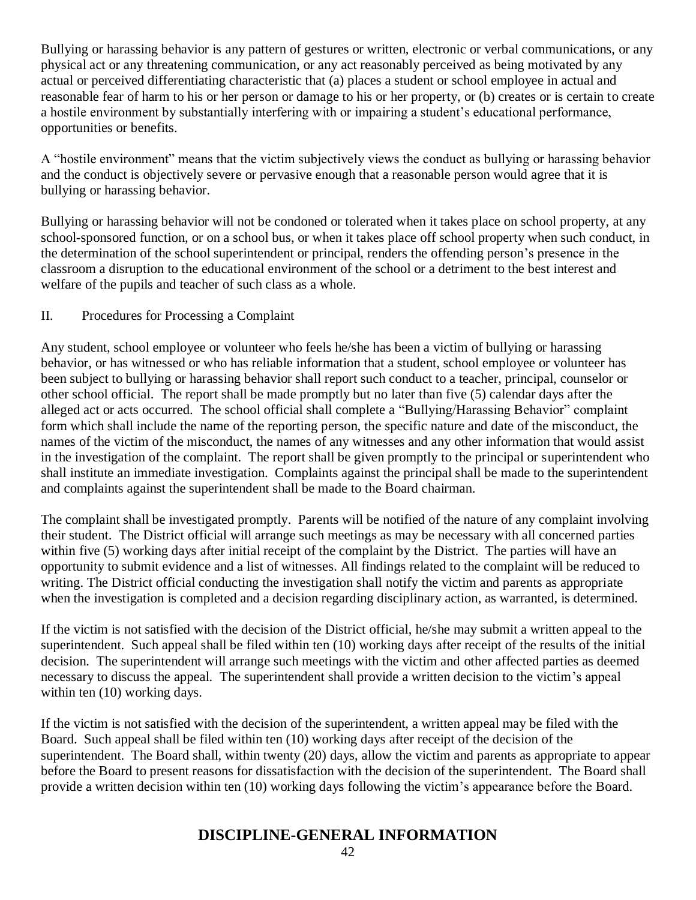Bullying or harassing behavior is any pattern of gestures or written, electronic or verbal communications, or any physical act or any threatening communication, or any act reasonably perceived as being motivated by any actual or perceived differentiating characteristic that (a) places a student or school employee in actual and reasonable fear of harm to his or her person or damage to his or her property, or (b) creates or is certain to create a hostile environment by substantially interfering with or impairing a student's educational performance, opportunities or benefits.

A "hostile environment" means that the victim subjectively views the conduct as bullying or harassing behavior and the conduct is objectively severe or pervasive enough that a reasonable person would agree that it is bullying or harassing behavior.

Bullying or harassing behavior will not be condoned or tolerated when it takes place on school property, at any school-sponsored function, or on a school bus, or when it takes place off school property when such conduct, in the determination of the school superintendent or principal, renders the offending person's presence in the classroom a disruption to the educational environment of the school or a detriment to the best interest and welfare of the pupils and teacher of such class as a whole.

II. Procedures for Processing a Complaint

Any student, school employee or volunteer who feels he/she has been a victim of bullying or harassing behavior, or has witnessed or who has reliable information that a student, school employee or volunteer has been subject to bullying or harassing behavior shall report such conduct to a teacher, principal, counselor or other school official. The report shall be made promptly but no later than five (5) calendar days after the alleged act or acts occurred. The school official shall complete a "Bullying/Harassing Behavior" complaint form which shall include the name of the reporting person, the specific nature and date of the misconduct, the names of the victim of the misconduct, the names of any witnesses and any other information that would assist in the investigation of the complaint. The report shall be given promptly to the principal or superintendent who shall institute an immediate investigation. Complaints against the principal shall be made to the superintendent and complaints against the superintendent shall be made to the Board chairman.

The complaint shall be investigated promptly. Parents will be notified of the nature of any complaint involving their student. The District official will arrange such meetings as may be necessary with all concerned parties within five (5) working days after initial receipt of the complaint by the District. The parties will have an opportunity to submit evidence and a list of witnesses. All findings related to the complaint will be reduced to writing. The District official conducting the investigation shall notify the victim and parents as appropriate when the investigation is completed and a decision regarding disciplinary action, as warranted, is determined.

If the victim is not satisfied with the decision of the District official, he/she may submit a written appeal to the superintendent. Such appeal shall be filed within ten (10) working days after receipt of the results of the initial decision. The superintendent will arrange such meetings with the victim and other affected parties as deemed necessary to discuss the appeal. The superintendent shall provide a written decision to the victim's appeal within ten (10) working days.

If the victim is not satisfied with the decision of the superintendent, a written appeal may be filed with the Board. Such appeal shall be filed within ten (10) working days after receipt of the decision of the superintendent. The Board shall, within twenty (20) days, allow the victim and parents as appropriate to appear before the Board to present reasons for dissatisfaction with the decision of the superintendent. The Board shall provide a written decision within ten (10) working days following the victim's appearance before the Board.

## DISCIPLINE-GENERAL INFORMATION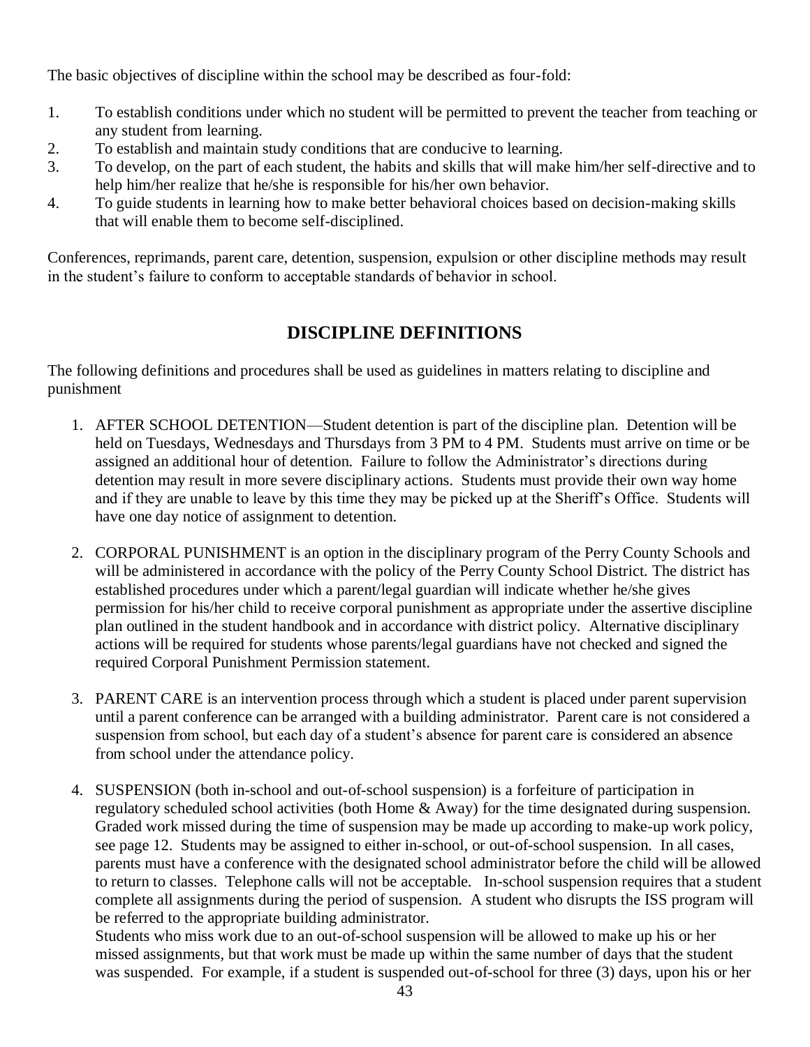The basic objectives of discipline within the school may be described as four-fold:

1. To establish conditions under which no student will be permitted to prevent the teacher from teaching or any student from learning.
2. To establish and maintain study conditions that are conducive to learning.
3. To develop, on the part of each student, the habits and skills that will make him/her self-directive and to help him/her realize that he/she is responsible for his/her own behavior.
4. To guide students in learning how to make better behavioral choices based on decision-making skills that will enable them to become self-disciplined.

Conferences, reprimands, parent care, detention, suspension, expulsion or other discipline methods may result in the student's failure to conform to acceptable standards of behavior in school.

## DISCIPLINE DEFINITIONS

The following definitions and procedures shall be used as guidelines in matters relating to discipline and punishment

1. AFTER SCHOOL DETENTION—Student detention is part of the discipline plan. Detention will be held on Tuesdays, Wednesdays and Thursdays from 3 PM to 4 PM. Students must arrive on time or be assigned an additional hour of detention. Failure to follow the Administrator's directions during detention may result in more severe disciplinary actions. Students must provide their own way home and if they are unable to leave by this time they may be picked up at the Sheriff's Office. Students will have one day notice of assignment to detention.

2. CORPORAL PUNISHMENT is an option in the disciplinary program of the Perry County Schools and will be administered in accordance with the policy of the Perry County School District. The district has established procedures under which a parent/legal guardian will indicate whether he/she gives permission for his/her child to receive corporal punishment as appropriate under the assertive discipline plan outlined in the student handbook and in accordance with district policy. Alternative disciplinary actions will be required for students whose parents/legal guardians have not checked and signed the required Corporal Punishment Permission statement.

3. PARENT CARE is an intervention process through which a student is placed under parent supervision until a parent conference can be arranged with a building administrator. Parent care is not considered a suspension from school, but each day of a student's absence for parent care is considered an absence from school under the attendance policy.

4. SUSPENSION (both in-school and out-of-school suspension) is a forfeiture of participation in regulatory scheduled school activities (both Home & Away) for the time designated during suspension. Graded work missed during the time of suspension may be made up according to make-up work policy, see page 12. Students may be assigned to either in-school, or out-of-school suspension. In all cases, parents must have a conference with the designated school administrator before the child will be allowed to return to classes. Telephone calls will not be acceptable. In-school suspension requires that a student complete all assignments during the period of suspension. A student who disrupts the ISS program will be referred to the appropriate building administrator.
   Students who miss work due to an out-of-school suspension will be allowed to make up his or her missed assignments, but that work must be made up within the same number of days that the student was suspended. For example, if a student is suspended out-of-school for three (3) days, upon his or her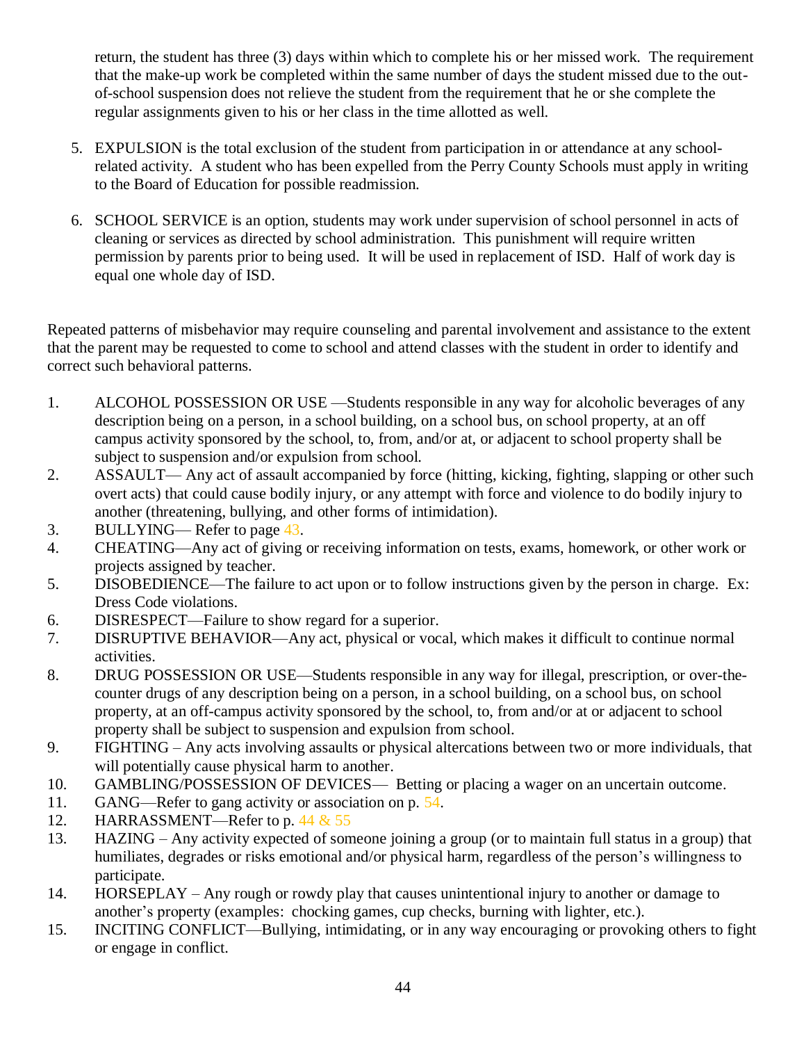return, the student has three (3) days within which to complete his or her missed work. The requirement that the make-up work be completed within the same number of days the student missed due to the out-of-school suspension does not relieve the student from the requirement that he or she complete the regular assignments given to his or her class in the time allotted as well.

5. EXPULSION is the total exclusion of the student from participation in or attendance at any school-related activity. A student who has been expelled from the Perry County Schools must apply in writing to the Board of Education for possible readmission.

6. SCHOOL SERVICE is an option, students may work under supervision of school personnel in acts of cleaning or services as directed by school administration. This punishment will require written permission by parents prior to being used. It will be used in replacement of ISD. Half of work day is equal one whole day of ISD.

Repeated patterns of misbehavior may require counseling and parental involvement and assistance to the extent that the parent may be requested to come to school and attend classes with the student in order to identify and correct such behavioral patterns.

1. ALCOHOL POSSESSION OR USE —Students responsible in any way for alcoholic beverages of any description being on a person, in a school building, on a school bus, on school property, at an off campus activity sponsored by the school, to, from, and/or at, or adjacent to school property shall be subject to suspension and/or expulsion from school.
2. ASSAULT— Any act of assault accompanied by force (hitting, kicking, fighting, slapping or other such overt acts) that could cause bodily injury, or any attempt with force and violence to do bodily injury to another (threatening, bullying, and other forms of intimidation).
3. BULLYING— Refer to page 43.
4. CHEATING—Any act of giving or receiving information on tests, exams, homework, or other work or projects assigned by teacher.
5. DISOBEDIENCE—The failure to act upon or to follow instructions given by the person in charge. Ex: Dress Code violations.
6. DISRESPECT—Failure to show regard for a superior.
7. DISRUPTIVE BEHAVIOR—Any act, physical or vocal, which makes it difficult to continue normal activities.
8. DRUG POSSESSION OR USE—Students responsible in any way for illegal, prescription, or over-the-counter drugs of any description being on a person, in a school building, on a school bus, on school property, at an off-campus activity sponsored by the school, to, from and/or at or adjacent to school property shall be subject to suspension and expulsion from school.
9. FIGHTING – Any acts involving assaults or physical altercations between two or more individuals, that will potentially cause physical harm to another.
10. GAMBLING/POSSESSION OF DEVICES— Betting or placing a wager on an uncertain outcome.
11. GANG—Refer to gang activity or association on p. 54.
12. HARRASSMENT—Refer to p. 44 & 55
13. HAZING – Any activity expected of someone joining a group (or to maintain full status in a group) that humiliates, degrades or risks emotional and/or physical harm, regardless of the person's willingness to participate.
14. HORSEPLAY – Any rough or rowdy play that causes unintentional injury to another or damage to another's property (examples: chocking games, cup checks, burning with lighter, etc.).
15. INCITING CONFLICT—Bullying, intimidating, or in any way encouraging or provoking others to fight or engage in conflict.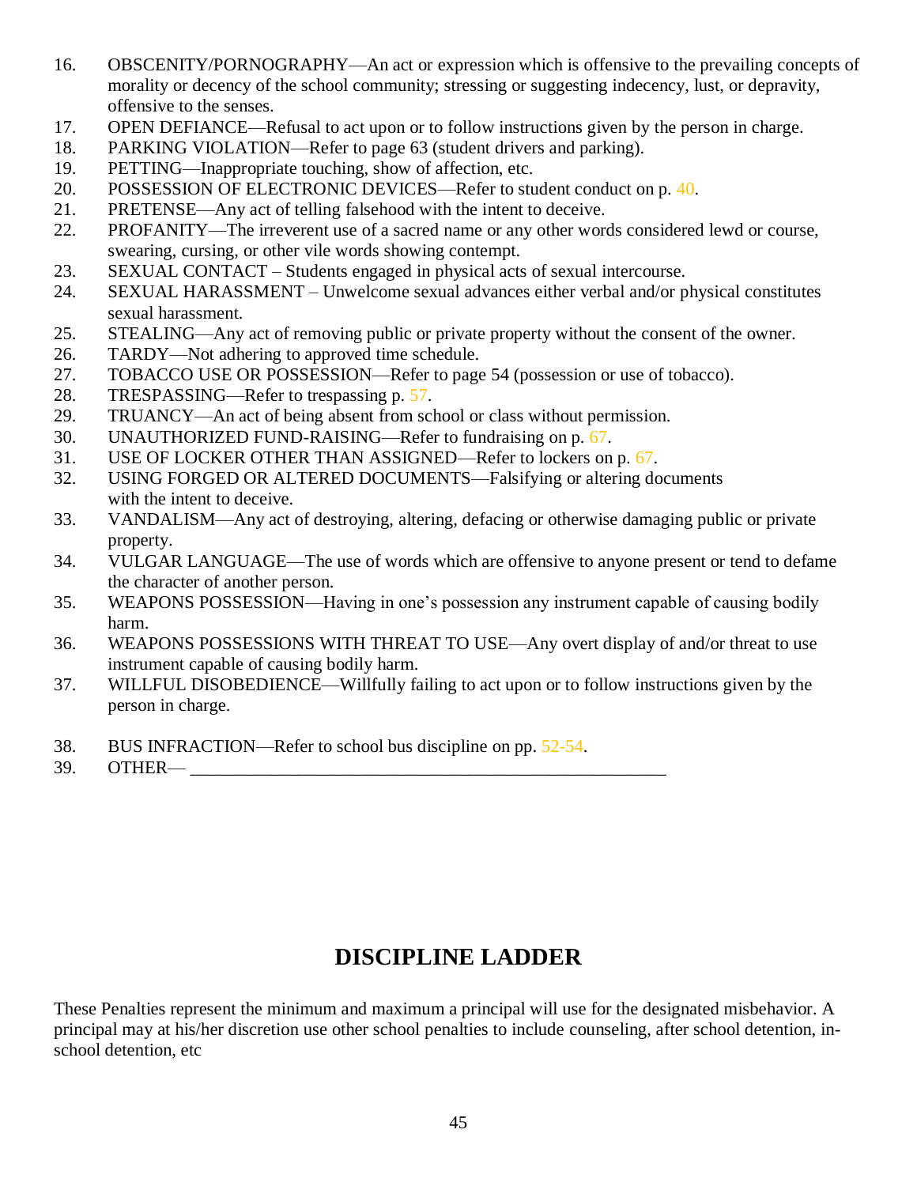16. OBSCENITY/PORNOGRAPHY—An act or expression which is offensive to the prevailing concepts of morality or decency of the school community; stressing or suggesting indecency, lust, or depravity, offensive to the senses.
17. OPEN DEFIANCE—Refusal to act upon or to follow instructions given by the person in charge.
18. PARKING VIOLATION—Refer to page 63 (student drivers and parking).
19. PETTING—Inappropriate touching, show of affection, etc.
20. POSSESSION OF ELECTRONIC DEVICES—Refer to student conduct on p. 40.
21. PRETENSE—Any act of telling falsehood with the intent to deceive.
22. PROFANITY—The irreverent use of a sacred name or any other words considered lewd or course, swearing, cursing, or other vile words showing contempt.
23. SEXUAL CONTACT – Students engaged in physical acts of sexual intercourse.
24. SEXUAL HARASSMENT – Unwelcome sexual advances either verbal and/or physical constitutes sexual harassment.
25. STEALING—Any act of removing public or private property without the consent of the owner.
26. TARDY—Not adhering to approved time schedule.
27. TOBACCO USE OR POSSESSION—Refer to page 54 (possession or use of tobacco).
28. TRESPASSING—Refer to trespassing p. 57.
29. TRUANCY—An act of being absent from school or class without permission.
30. UNAUTHORIZED FUND-RAISING—Refer to fundraising on p. 67.
31. USE OF LOCKER OTHER THAN ASSIGNED—Refer to lockers on p. 67.
32. USING FORGED OR ALTERED DOCUMENTS—Falsifying or altering documents with the intent to deceive.
33. VANDALISM—Any act of destroying, altering, defacing or otherwise damaging public or private property.
34. VULGAR LANGUAGE—The use of words which are offensive to anyone present or tend to defame the character of another person.
35. WEAPONS POSSESSION—Having in one's possession any instrument capable of causing bodily harm.
36. WEAPONS POSSESSIONS WITH THREAT TO USE—Any overt display of and/or threat to use instrument capable of causing bodily harm.
37. WILLFUL DISOBEDIENCE—Willfully failing to act upon or to follow instructions given by the person in charge.

38. BUS INFRACTION—Refer to school bus discipline on pp. 52-54.
39. OTHER— _______________________________________________________

## DISCIPLINE LADDER

These Penalties represent the minimum and maximum a principal will use for the designated misbehavior. A principal may at his/her discretion use other school penalties to include counseling, after school detention, in-school detention, etc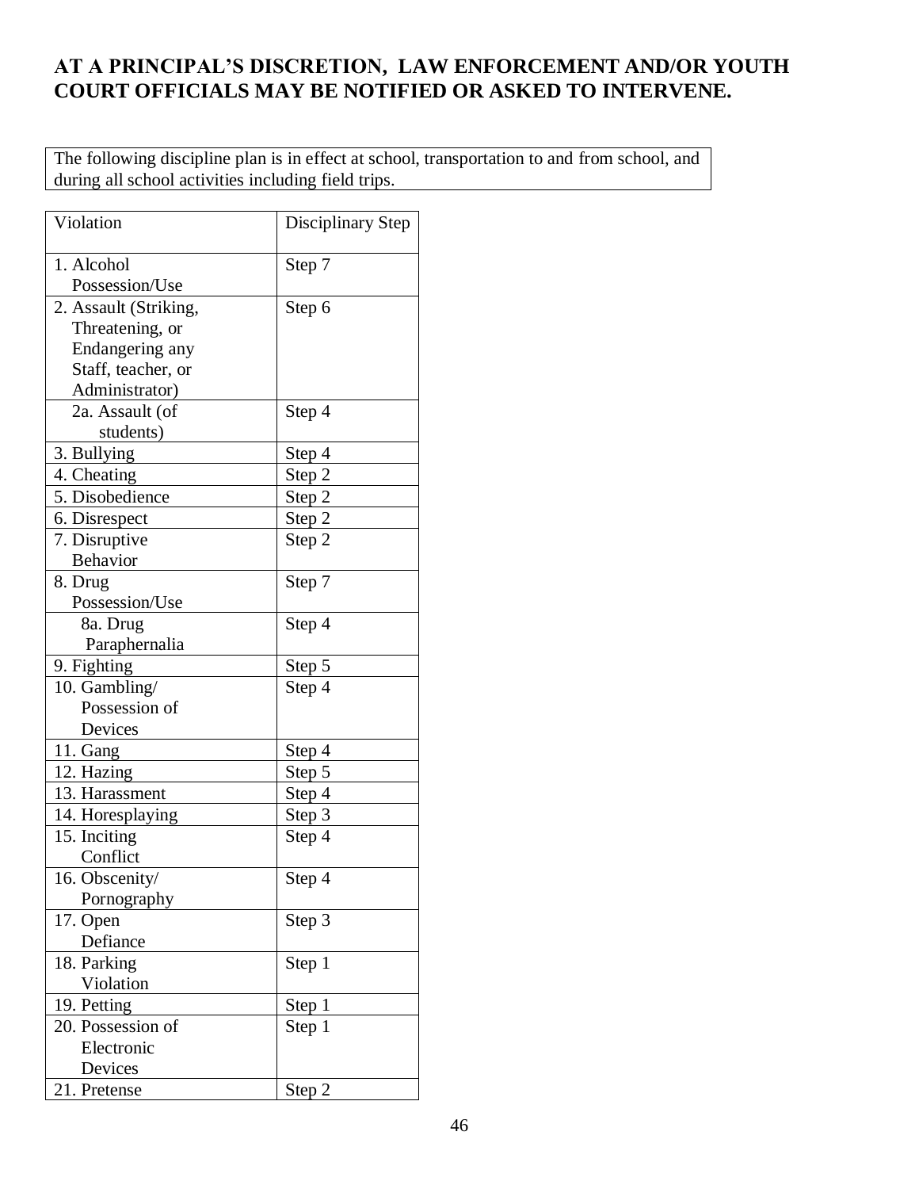**AT A PRINCIPAL'S DISCRETION, LAW ENFORCEMENT AND/OR YOUTH COURT OFFICIALS MAY BE NOTIFIED OR ASKED TO INTERVENE.**

The following discipline plan is in effect at school, transportation to and from school, and during all school activities including field trips.

| Violation | Disciplinary Step |
|---|---|
| 1. Alcohol Possession/Use | Step 7 |
| 2. Assault (Striking, Threatening, or Endangering any Staff, teacher, or Administrator) | Step 6 |
| 2a. Assault (of students) | Step 4 |
| 3. Bullying | Step 4 |
| 4. Cheating | Step 2 |
| 5. Disobedience | Step 2 |
| 6. Disrespect | Step 2 |
| 7. Disruptive Behavior | Step 2 |
| 8. Drug Possession/Use | Step 7 |
| 8a. Drug Paraphernalia | Step 4 |
| 9. Fighting | Step 5 |
| 10. Gambling/ Possession of Devices | Step 4 |
| 11. Gang | Step 4 |
| 12. Hazing | Step 5 |
| 13. Harassment | Step 4 |
| 14. Horesplaying | Step 3 |
| 15. Inciting Conflict | Step 4 |
| 16. Obscenity/ Pornography | Step 4 |
| 17. Open Defiance | Step 3 |
| 18. Parking Violation | Step 1 |
| 19. Petting | Step 1 |
| 20. Possession of Electronic Devices | Step 1 |
| 21. Pretense | Step 2 |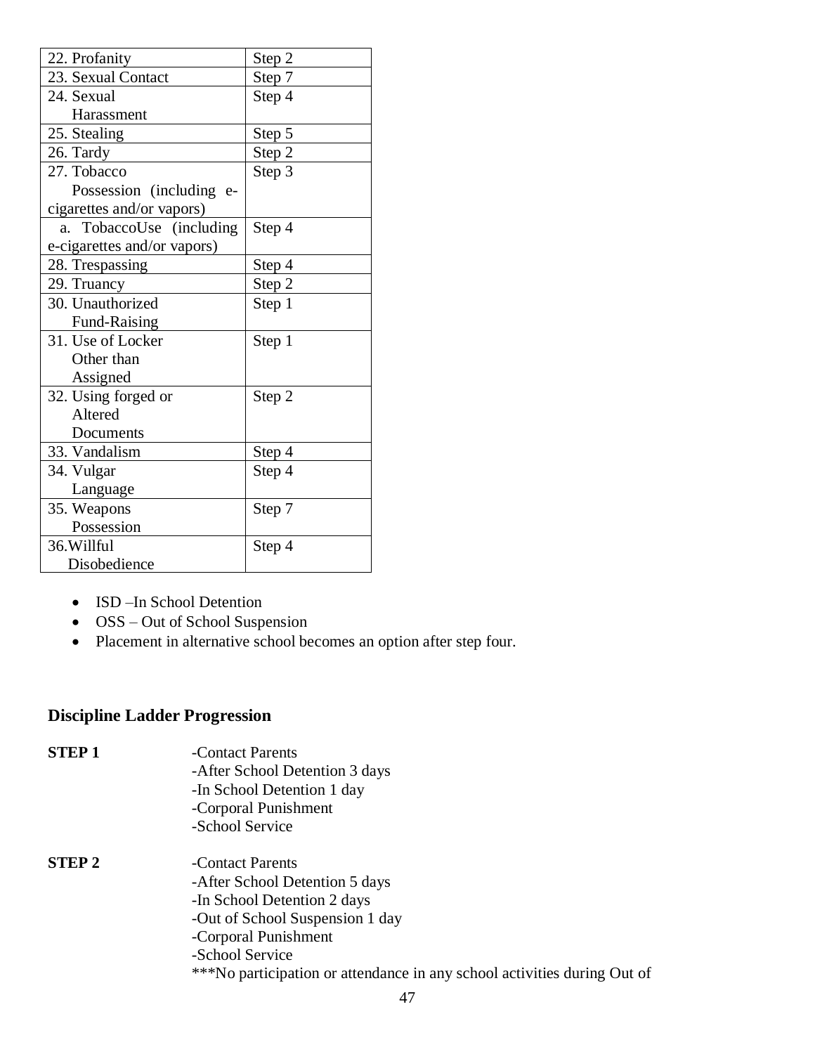| | |
|---|---|
| 22. Profanity | Step 2 |
| 23. Sexual Contact | Step 7 |
| 24. Sexual Harassment | Step 4 |
| 25. Stealing | Step 5 |
| 26. Tardy | Step 2 |
| 27. Tobacco Possession (including e-cigarettes and/or vapors) | Step 3 |
| a. TobaccoUse (including e-cigarettes and/or vapors) | Step 4 |
| 28. Trespassing | Step 4 |
| 29. Truancy | Step 2 |
| 30. Unauthorized Fund-Raising | Step 1 |
| 31. Use of Locker Other than Assigned | Step 1 |
| 32. Using forged or Altered Documents | Step 2 |
| 33. Vandalism | Step 4 |
| 34. Vulgar Language | Step 4 |
| 35. Weapons Possession | Step 7 |
| 36.Willful Disobedience | Step 4 |

- ISD –In School Detention
- OSS – Out of School Suspension
- Placement in alternative school becomes an option after step four.

## Discipline Ladder Progression

**STEP 1**

-Contact Parents
-After School Detention 3 days
-In School Detention 1 day
-Corporal Punishment
-School Service

**STEP 2**

-Contact Parents
-After School Detention 5 days
-In School Detention 2 days
-Out of School Suspension 1 day
-Corporal Punishment
-School Service
***No participation or attendance in any school activities during Out of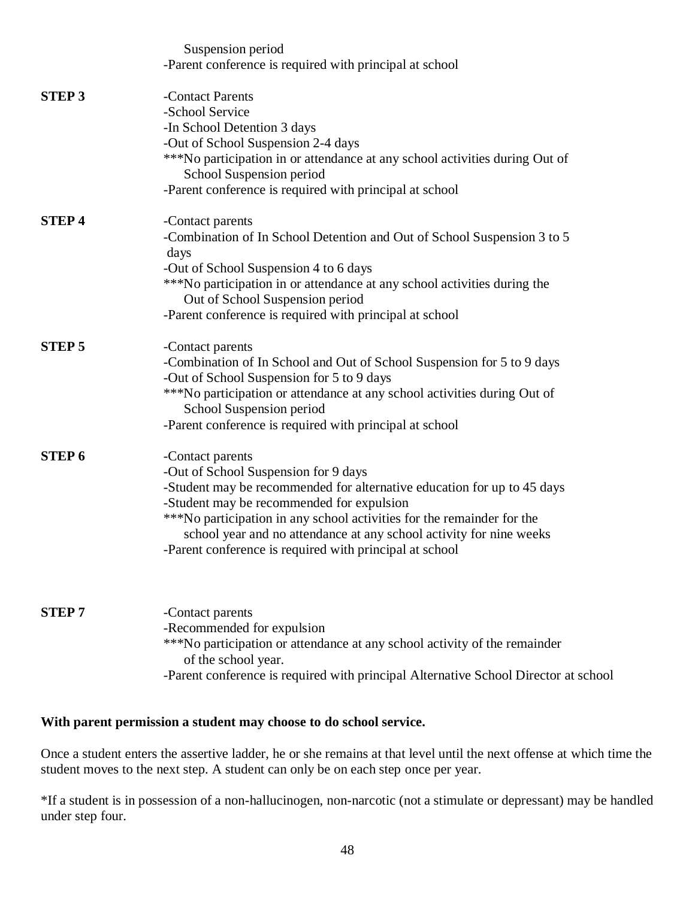Suspension period
-Parent conference is required with principal at school

**STEP 3**

-Contact Parents
-School Service
-In School Detention 3 days
-Out of School Suspension 2-4 days
***No participation in or attendance at any school activities during Out of School Suspension period
-Parent conference is required with principal at school

**STEP 4**

-Contact parents
-Combination of In School Detention and Out of School Suspension 3 to 5 days
-Out of School Suspension 4 to 6 days
***No participation in or attendance at any school activities during the Out of School Suspension period
-Parent conference is required with principal at school

**STEP 5**

-Contact parents
-Combination of In School and Out of School Suspension for 5 to 9 days
-Out of School Suspension for 5 to 9 days
***No participation or attendance at any school activities during Out of School Suspension period
-Parent conference is required with principal at school

**STEP 6**

-Contact parents
-Out of School Suspension for 9 days
-Student may be recommended for alternative education for up to 45 days
-Student may be recommended for expulsion
***No participation in any school activities for the remainder for the school year and no attendance at any school activity for nine weeks
-Parent conference is required with principal at school

**STEP 7**

-Contact parents
-Recommended for expulsion
***No participation or attendance at any school activity of the remainder of the school year.
-Parent conference is required with principal Alternative School Director at school

**With parent permission a student may choose to do school service.**

Once a student enters the assertive ladder, he or she remains at that level until the next offense at which time the student moves to the next step. A student can only be on each step once per year.

*If a student is in possession of a non-hallucinogen, non-narcotic (not a stimulate or depressant) may be handled under step four.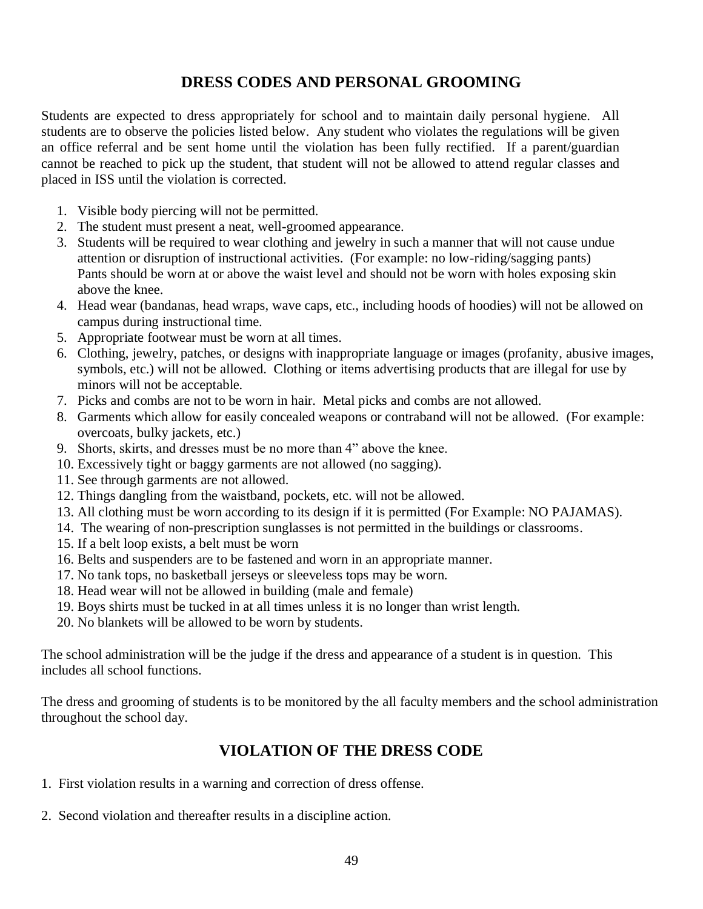## DRESS CODES AND PERSONAL GROOMING

Students are expected to dress appropriately for school and to maintain daily personal hygiene. All students are to observe the policies listed below. Any student who violates the regulations will be given an office referral and be sent home until the violation has been fully rectified. If a parent/guardian cannot be reached to pick up the student, that student will not be allowed to attend regular classes and placed in ISS until the violation is corrected.

1. Visible body piercing will not be permitted.
2. The student must present a neat, well-groomed appearance.
3. Students will be required to wear clothing and jewelry in such a manner that will not cause undue attention or disruption of instructional activities. (For example: no low-riding/sagging pants) Pants should be worn at or above the waist level and should not be worn with holes exposing skin above the knee.
4. Head wear (bandanas, head wraps, wave caps, etc., including hoods of hoodies) will not be allowed on campus during instructional time.
5. Appropriate footwear must be worn at all times.
6. Clothing, jewelry, patches, or designs with inappropriate language or images (profanity, abusive images, symbols, etc.) will not be allowed. Clothing or items advertising products that are illegal for use by minors will not be acceptable.
7. Picks and combs are not to be worn in hair. Metal picks and combs are not allowed.
8. Garments which allow for easily concealed weapons or contraband will not be allowed. (For example: overcoats, bulky jackets, etc.)
9. Shorts, skirts, and dresses must be no more than 4" above the knee.
10. Excessively tight or baggy garments are not allowed (no sagging).
11. See through garments are not allowed.
12. Things dangling from the waistband, pockets, etc. will not be allowed.
13. All clothing must be worn according to its design if it is permitted (For Example: NO PAJAMAS).
14. The wearing of non-prescription sunglasses is not permitted in the buildings or classrooms.
15. If a belt loop exists, a belt must be worn
16. Belts and suspenders are to be fastened and worn in an appropriate manner.
17. No tank tops, no basketball jerseys or sleeveless tops may be worn.
18. Head wear will not be allowed in building (male and female)
19. Boys shirts must be tucked in at all times unless it is no longer than wrist length.
20. No blankets will be allowed to be worn by students.

The school administration will be the judge if the dress and appearance of a student is in question. This includes all school functions.

The dress and grooming of students is to be monitored by the all faculty members and the school administration throughout the school day.

## VIOLATION OF THE DRESS CODE

1. First violation results in a warning and correction of dress offense.

2. Second violation and thereafter results in a discipline action.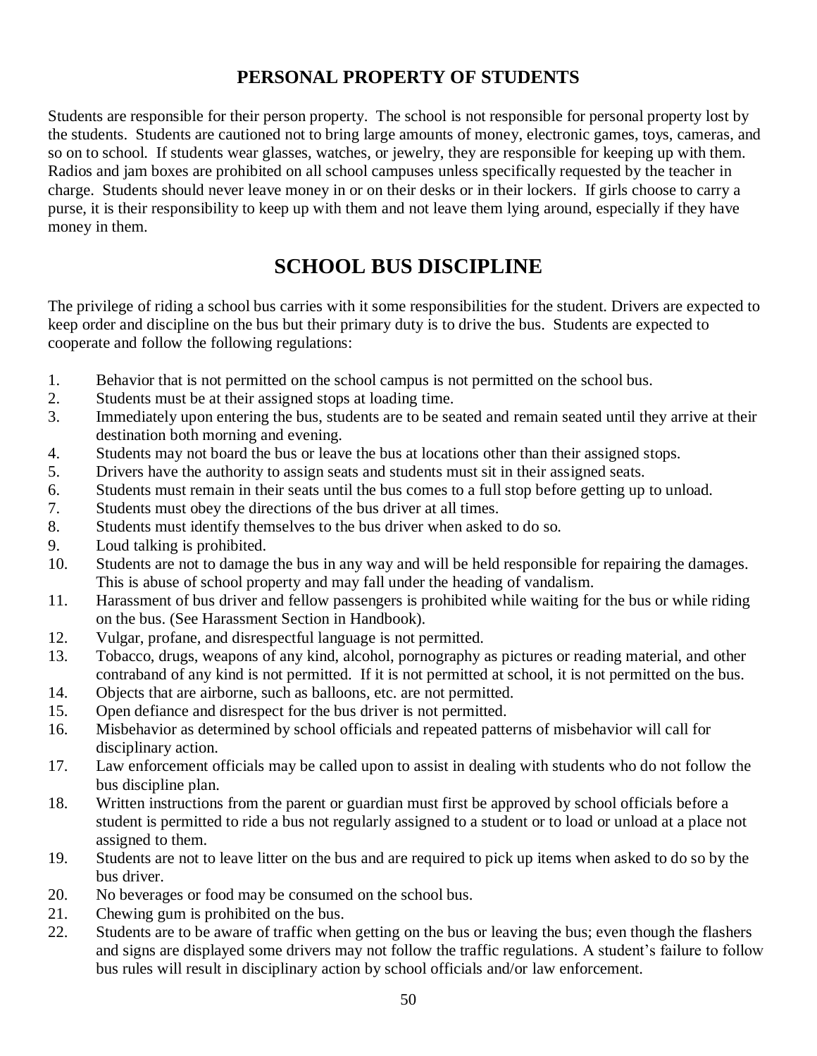## PERSONAL PROPERTY OF STUDENTS

Students are responsible for their person property. The school is not responsible for personal property lost by the students. Students are cautioned not to bring large amounts of money, electronic games, toys, cameras, and so on to school. If students wear glasses, watches, or jewelry, they are responsible for keeping up with them. Radios and jam boxes are prohibited on all school campuses unless specifically requested by the teacher in charge. Students should never leave money in or on their desks or in their lockers. If girls choose to carry a purse, it is their responsibility to keep up with them and not leave them lying around, especially if they have money in them.

# SCHOOL BUS DISCIPLINE

The privilege of riding a school bus carries with it some responsibilities for the student. Drivers are expected to keep order and discipline on the bus but their primary duty is to drive the bus. Students are expected to cooperate and follow the following regulations:

1. Behavior that is not permitted on the school campus is not permitted on the school bus.
2. Students must be at their assigned stops at loading time.
3. Immediately upon entering the bus, students are to be seated and remain seated until they arrive at their destination both morning and evening.
4. Students may not board the bus or leave the bus at locations other than their assigned stops.
5. Drivers have the authority to assign seats and students must sit in their assigned seats.
6. Students must remain in their seats until the bus comes to a full stop before getting up to unload.
7. Students must obey the directions of the bus driver at all times.
8. Students must identify themselves to the bus driver when asked to do so.
9. Loud talking is prohibited.
10. Students are not to damage the bus in any way and will be held responsible for repairing the damages. This is abuse of school property and may fall under the heading of vandalism.
11. Harassment of bus driver and fellow passengers is prohibited while waiting for the bus or while riding on the bus. (See Harassment Section in Handbook).
12. Vulgar, profane, and disrespectful language is not permitted.
13. Tobacco, drugs, weapons of any kind, alcohol, pornography as pictures or reading material, and other contraband of any kind is not permitted. If it is not permitted at school, it is not permitted on the bus.
14. Objects that are airborne, such as balloons, etc. are not permitted.
15. Open defiance and disrespect for the bus driver is not permitted.
16. Misbehavior as determined by school officials and repeated patterns of misbehavior will call for disciplinary action.
17. Law enforcement officials may be called upon to assist in dealing with students who do not follow the bus discipline plan.
18. Written instructions from the parent or guardian must first be approved by school officials before a student is permitted to ride a bus not regularly assigned to a student or to load or unload at a place not assigned to them.
19. Students are not to leave litter on the bus and are required to pick up items when asked to do so by the bus driver.
20. No beverages or food may be consumed on the school bus.
21. Chewing gum is prohibited on the bus.
22. Students are to be aware of traffic when getting on the bus or leaving the bus; even though the flashers and signs are displayed some drivers may not follow the traffic regulations. A student's failure to follow bus rules will result in disciplinary action by school officials and/or law enforcement.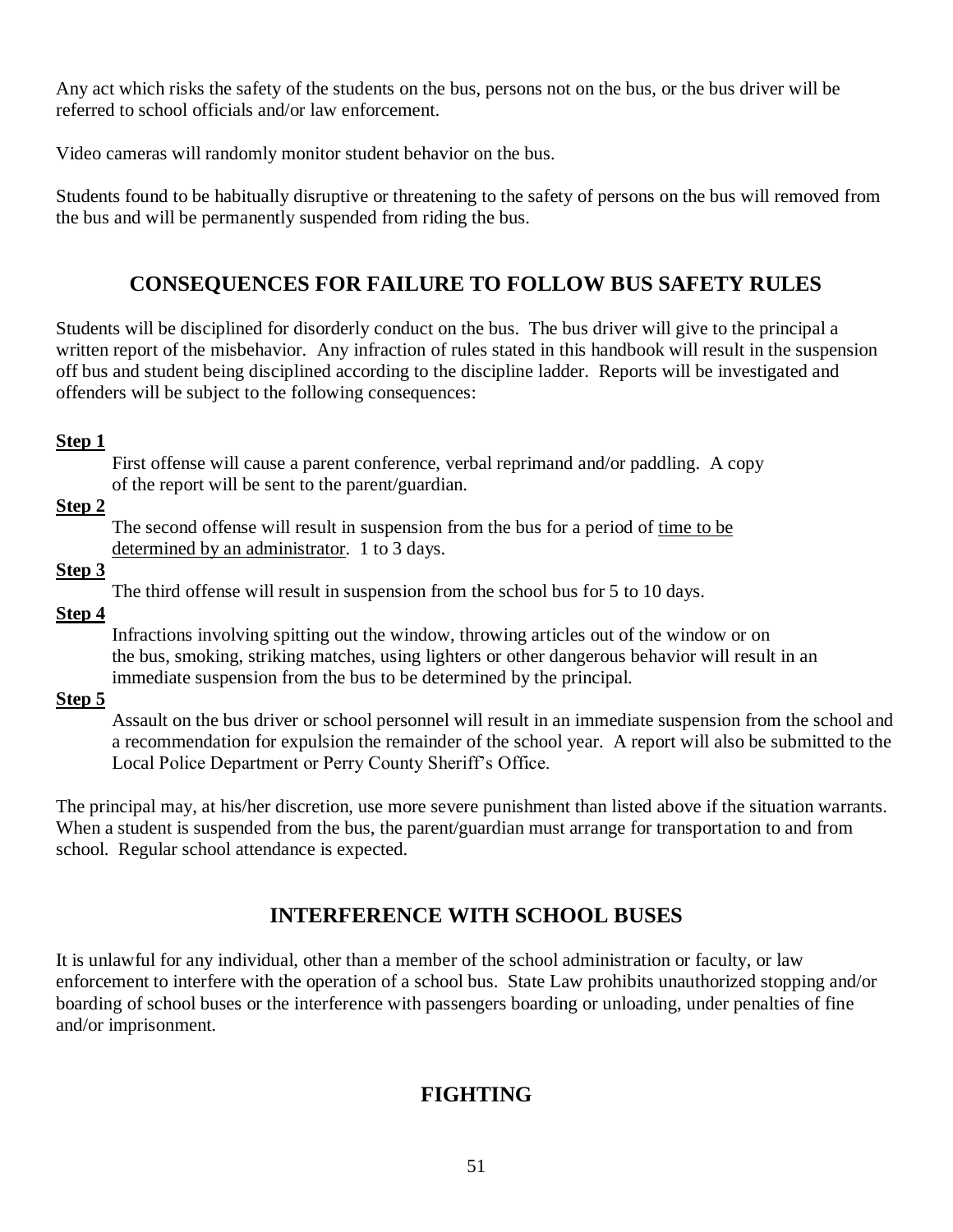Any act which risks the safety of the students on the bus, persons not on the bus, or the bus driver will be referred to school officials and/or law enforcement.

Video cameras will randomly monitor student behavior on the bus.

Students found to be habitually disruptive or threatening to the safety of persons on the bus will removed from the bus and will be permanently suspended from riding the bus.

## CONSEQUENCES FOR FAILURE TO FOLLOW BUS SAFETY RULES

Students will be disciplined for disorderly conduct on the bus. The bus driver will give to the principal a written report of the misbehavior. Any infraction of rules stated in this handbook will result in the suspension off bus and student being disciplined according to the discipline ladder. Reports will be investigated and offenders will be subject to the following consequences:

**Step 1**

First offense will cause a parent conference, verbal reprimand and/or paddling. A copy of the report will be sent to the parent/guardian.

**Step 2**

The second offense will result in suspension from the bus for a period of time to be determined by an administrator. 1 to 3 days.

**Step 3**

The third offense will result in suspension from the school bus for 5 to 10 days.

**Step 4**

Infractions involving spitting out the window, throwing articles out of the window or on the bus, smoking, striking matches, using lighters or other dangerous behavior will result in an immediate suspension from the bus to be determined by the principal.

**Step 5**

Assault on the bus driver or school personnel will result in an immediate suspension from the school and a recommendation for expulsion the remainder of the school year. A report will also be submitted to the Local Police Department or Perry County Sheriff's Office.

The principal may, at his/her discretion, use more severe punishment than listed above if the situation warrants. When a student is suspended from the bus, the parent/guardian must arrange for transportation to and from school. Regular school attendance is expected.

## INTERFERENCE WITH SCHOOL BUSES

It is unlawful for any individual, other than a member of the school administration or faculty, or law enforcement to interfere with the operation of a school bus. State Law prohibits unauthorized stopping and/or boarding of school buses or the interference with passengers boarding or unloading, under penalties of fine and/or imprisonment.

## FIGHTING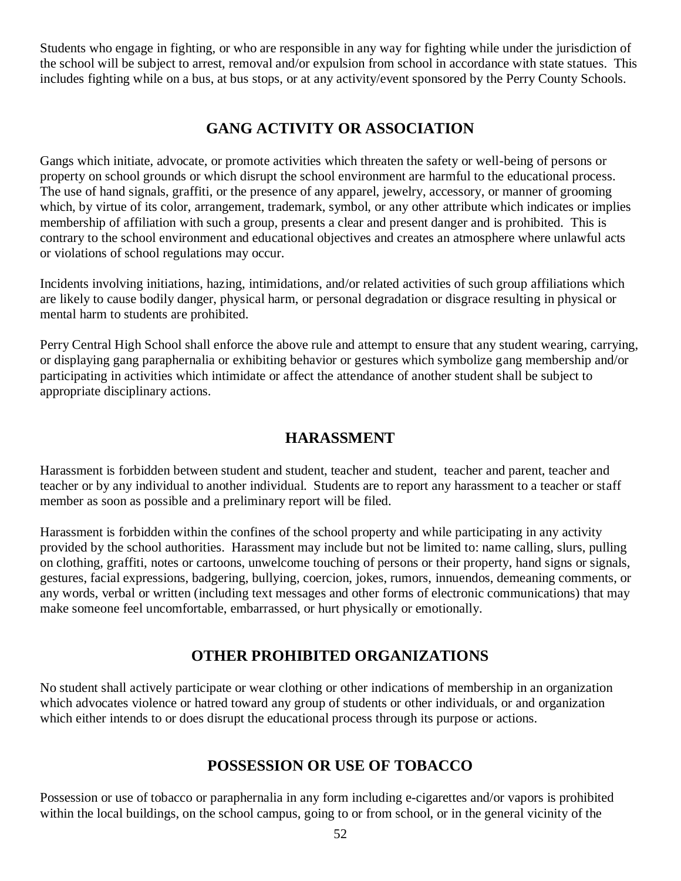Students who engage in fighting, or who are responsible in any way for fighting while under the jurisdiction of the school will be subject to arrest, removal and/or expulsion from school in accordance with state statues. This includes fighting while on a bus, at bus stops, or at any activity/event sponsored by the Perry County Schools.

## GANG ACTIVITY OR ASSOCIATION

Gangs which initiate, advocate, or promote activities which threaten the safety or well-being of persons or property on school grounds or which disrupt the school environment are harmful to the educational process. The use of hand signals, graffiti, or the presence of any apparel, jewelry, accessory, or manner of grooming which, by virtue of its color, arrangement, trademark, symbol, or any other attribute which indicates or implies membership of affiliation with such a group, presents a clear and present danger and is prohibited. This is contrary to the school environment and educational objectives and creates an atmosphere where unlawful acts or violations of school regulations may occur.

Incidents involving initiations, hazing, intimidations, and/or related activities of such group affiliations which are likely to cause bodily danger, physical harm, or personal degradation or disgrace resulting in physical or mental harm to students are prohibited.

Perry Central High School shall enforce the above rule and attempt to ensure that any student wearing, carrying, or displaying gang paraphernalia or exhibiting behavior or gestures which symbolize gang membership and/or participating in activities which intimidate or affect the attendance of another student shall be subject to appropriate disciplinary actions.

## HARASSMENT

Harassment is forbidden between student and student, teacher and student, teacher and parent, teacher and teacher or by any individual to another individual. Students are to report any harassment to a teacher or staff member as soon as possible and a preliminary report will be filed.

Harassment is forbidden within the confines of the school property and while participating in any activity provided by the school authorities. Harassment may include but not be limited to: name calling, slurs, pulling on clothing, graffiti, notes or cartoons, unwelcome touching of persons or their property, hand signs or signals, gestures, facial expressions, badgering, bullying, coercion, jokes, rumors, innuendos, demeaning comments, or any words, verbal or written (including text messages and other forms of electronic communications) that may make someone feel uncomfortable, embarrassed, or hurt physically or emotionally.

## OTHER PROHIBITED ORGANIZATIONS

No student shall actively participate or wear clothing or other indications of membership in an organization which advocates violence or hatred toward any group of students or other individuals, or and organization which either intends to or does disrupt the educational process through its purpose or actions.

## POSSESSION OR USE OF TOBACCO

Possession or use of tobacco or paraphernalia in any form including e-cigarettes and/or vapors is prohibited within the local buildings, on the school campus, going to or from school, or in the general vicinity of the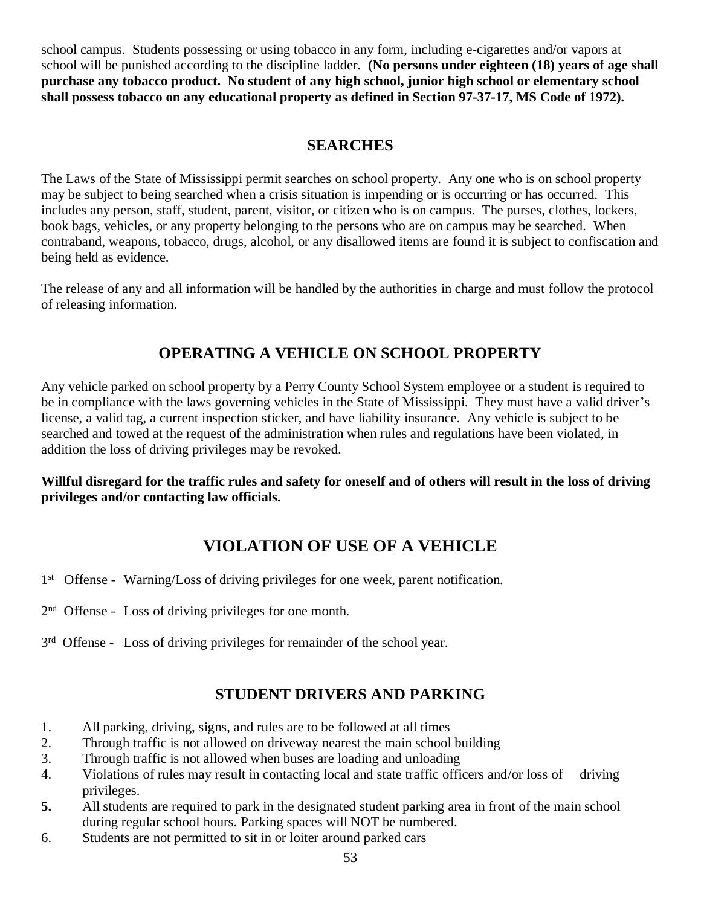school campus. Students possessing or using tobacco in any form, including e-cigarettes and/or vapors at school will be punished according to the discipline ladder. **(No persons under eighteen (18) years of age shall purchase any tobacco product. No student of any high school, junior high school or elementary school shall possess tobacco on any educational property as defined in Section 97-37-17, MS Code of 1972).**

## SEARCHES

The Laws of the State of Mississippi permit searches on school property. Any one who is on school property may be subject to being searched when a crisis situation is impending or is occurring or has occurred. This includes any person, staff, student, parent, visitor, or citizen who is on campus. The purses, clothes, lockers, book bags, vehicles, or any property belonging to the persons who are on campus may be searched. When contraband, weapons, tobacco, drugs, alcohol, or any disallowed items are found it is subject to confiscation and being held as evidence.

The release of any and all information will be handled by the authorities in charge and must follow the protocol of releasing information.

## OPERATING A VEHICLE ON SCHOOL PROPERTY

Any vehicle parked on school property by a Perry County School System employee or a student is required to be in compliance with the laws governing vehicles in the State of Mississippi. They must have a valid driver's license, a valid tag, a current inspection sticker, and have liability insurance. Any vehicle is subject to be searched and towed at the request of the administration when rules and regulations have been violated, in addition the loss of driving privileges may be revoked.

**Willful disregard for the traffic rules and safety for oneself and of others will result in the loss of driving privileges and/or contacting law officials.**

## VIOLATION OF USE OF A VEHICLE

1st Offense - Warning/Loss of driving privileges for one week, parent notification.

2nd Offense - Loss of driving privileges for one month.

3rd Offense - Loss of driving privileges for remainder of the school year.

## STUDENT DRIVERS AND PARKING

1. All parking, driving, signs, and rules are to be followed at all times
2. Through traffic is not allowed on driveway nearest the main school building
3. Through traffic is not allowed when buses are loading and unloading
4. Violations of rules may result in contacting local and state traffic officers and/or loss of driving privileges.
5. All students are required to park in the designated student parking area in front of the main school during regular school hours. Parking spaces will NOT be numbered.
6. Students are not permitted to sit in or loiter around parked cars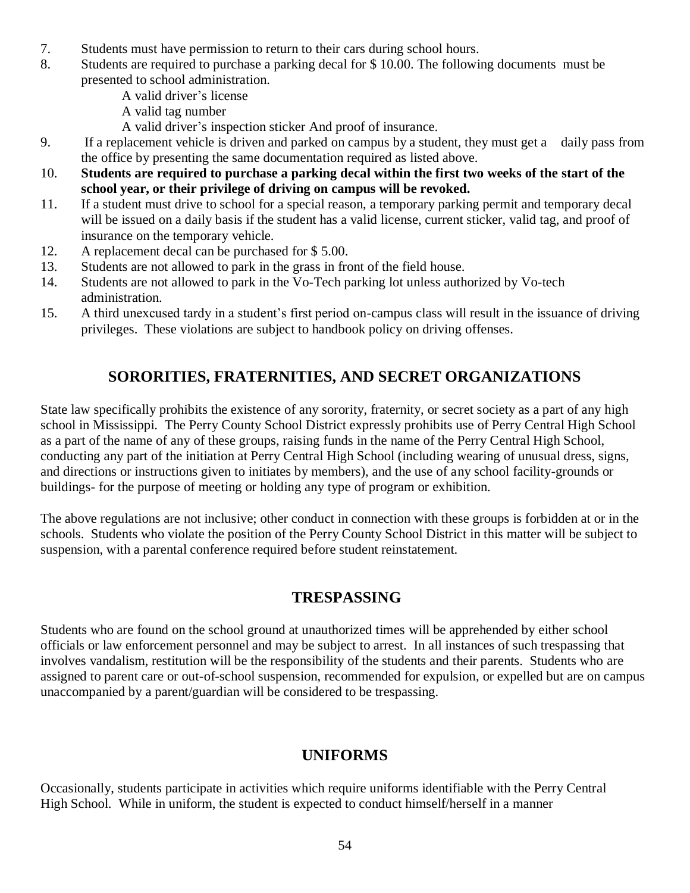7. Students must have permission to return to their cars during school hours.
8. Students are required to purchase a parking decal for $ 10.00. The following documents must be presented to school administration.
   - A valid driver's license
   - A valid tag number
   - A valid driver's inspection sticker And proof of insurance.
9. If a replacement vehicle is driven and parked on campus by a student, they must get a daily pass from the office by presenting the same documentation required as listed above.
10. **Students are required to purchase a parking decal within the first two weeks of the start of the school year, or their privilege of driving on campus will be revoked.**
11. If a student must drive to school for a special reason, a temporary parking permit and temporary decal will be issued on a daily basis if the student has a valid license, current sticker, valid tag, and proof of insurance on the temporary vehicle.
12. A replacement decal can be purchased for $ 5.00.
13. Students are not allowed to park in the grass in front of the field house.
14. Students are not allowed to park in the Vo-Tech parking lot unless authorized by Vo-tech administration.
15. A third unexcused tardy in a student's first period on-campus class will result in the issuance of driving privileges. These violations are subject to handbook policy on driving offenses.

## SORORITIES, FRATERNITIES, AND SECRET ORGANIZATIONS

State law specifically prohibits the existence of any sorority, fraternity, or secret society as a part of any high school in Mississippi. The Perry County School District expressly prohibits use of Perry Central High School as a part of the name of any of these groups, raising funds in the name of the Perry Central High School, conducting any part of the initiation at Perry Central High School (including wearing of unusual dress, signs, and directions or instructions given to initiates by members), and the use of any school facility-grounds or buildings- for the purpose of meeting or holding any type of program or exhibition.

The above regulations are not inclusive; other conduct in connection with these groups is forbidden at or in the schools. Students who violate the position of the Perry County School District in this matter will be subject to suspension, with a parental conference required before student reinstatement.

## TRESPASSING

Students who are found on the school ground at unauthorized times will be apprehended by either school officials or law enforcement personnel and may be subject to arrest. In all instances of such trespassing that involves vandalism, restitution will be the responsibility of the students and their parents. Students who are assigned to parent care or out-of-school suspension, recommended for expulsion, or expelled but are on campus unaccompanied by a parent/guardian will be considered to be trespassing.

## UNIFORMS

Occasionally, students participate in activities which require uniforms identifiable with the Perry Central High School. While in uniform, the student is expected to conduct himself/herself in a manner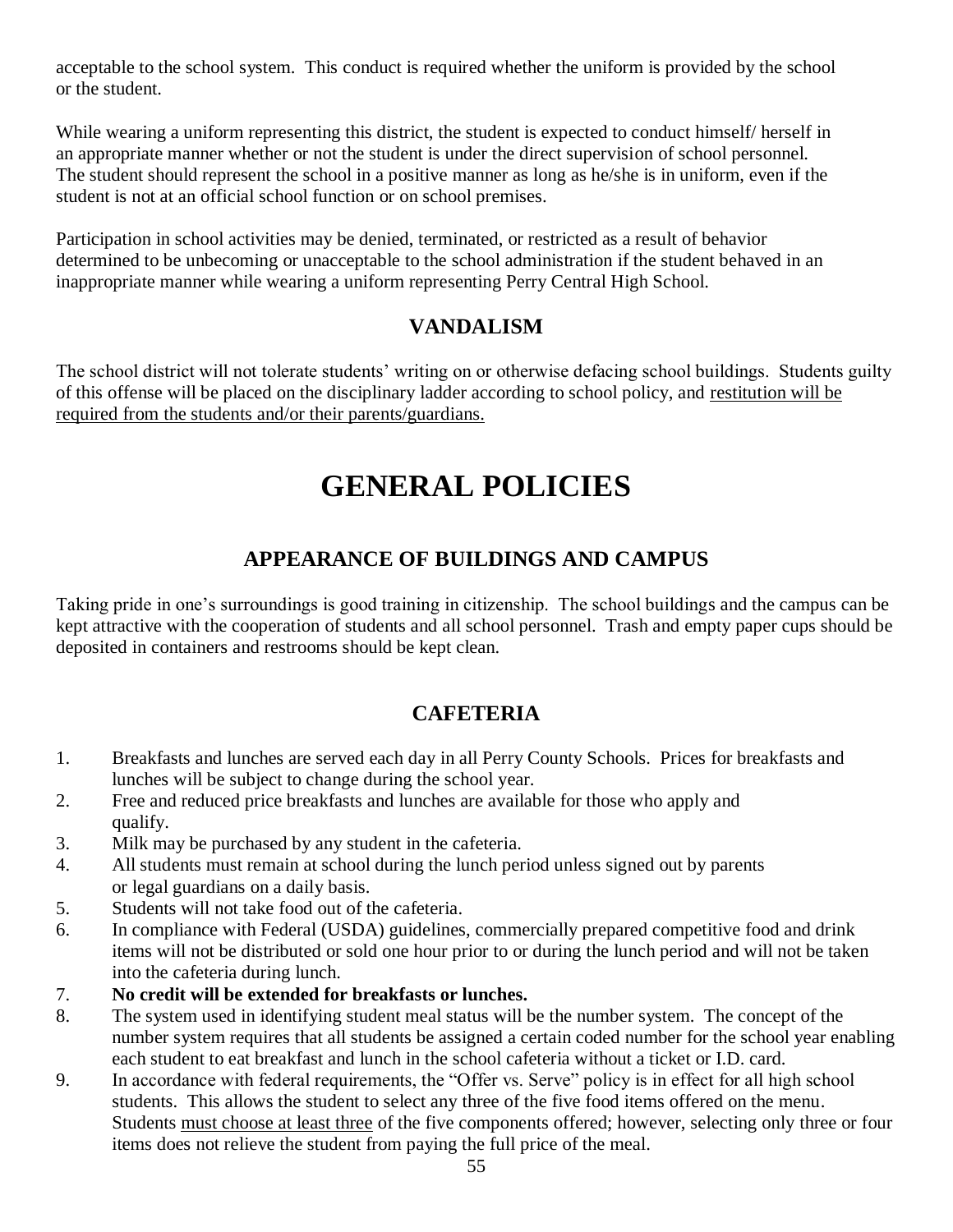acceptable to the school system. This conduct is required whether the uniform is provided by the school or the student.

While wearing a uniform representing this district, the student is expected to conduct himself/ herself in an appropriate manner whether or not the student is under the direct supervision of school personnel. The student should represent the school in a positive manner as long as he/she is in uniform, even if the student is not at an official school function or on school premises.

Participation in school activities may be denied, terminated, or restricted as a result of behavior determined to be unbecoming or unacceptable to the school administration if the student behaved in an inappropriate manner while wearing a uniform representing Perry Central High School.

### VANDALISM

The school district will not tolerate students' writing on or otherwise defacing school buildings. Students guilty of this offense will be placed on the disciplinary ladder according to school policy, and <u>restitution will be required from the students and/or their parents/guardians.</u>

# GENERAL POLICIES

### APPEARANCE OF BUILDINGS AND CAMPUS

Taking pride in one's surroundings is good training in citizenship. The school buildings and the campus can be kept attractive with the cooperation of students and all school personnel. Trash and empty paper cups should be deposited in containers and restrooms should be kept clean.

### CAFETERIA

1. Breakfasts and lunches are served each day in all Perry County Schools. Prices for breakfasts and lunches will be subject to change during the school year.
2. Free and reduced price breakfasts and lunches are available for those who apply and qualify.
3. Milk may be purchased by any student in the cafeteria.
4. All students must remain at school during the lunch period unless signed out by parents or legal guardians on a daily basis.
5. Students will not take food out of the cafeteria.
6. In compliance with Federal (USDA) guidelines, commercially prepared competitive food and drink items will not be distributed or sold one hour prior to or during the lunch period and will not be taken into the cafeteria during lunch.
7. **No credit will be extended for breakfasts or lunches.**
8. The system used in identifying student meal status will be the number system. The concept of the number system requires that all students be assigned a certain coded number for the school year enabling each student to eat breakfast and lunch in the school cafeteria without a ticket or I.D. card.
9. In accordance with federal requirements, the "Offer vs. Serve" policy is in effect for all high school students. This allows the student to select any three of the five food items offered on the menu. Students <u>must choose at least three</u> of the five components offered; however, selecting only three or four items does not relieve the student from paying the full price of the meal.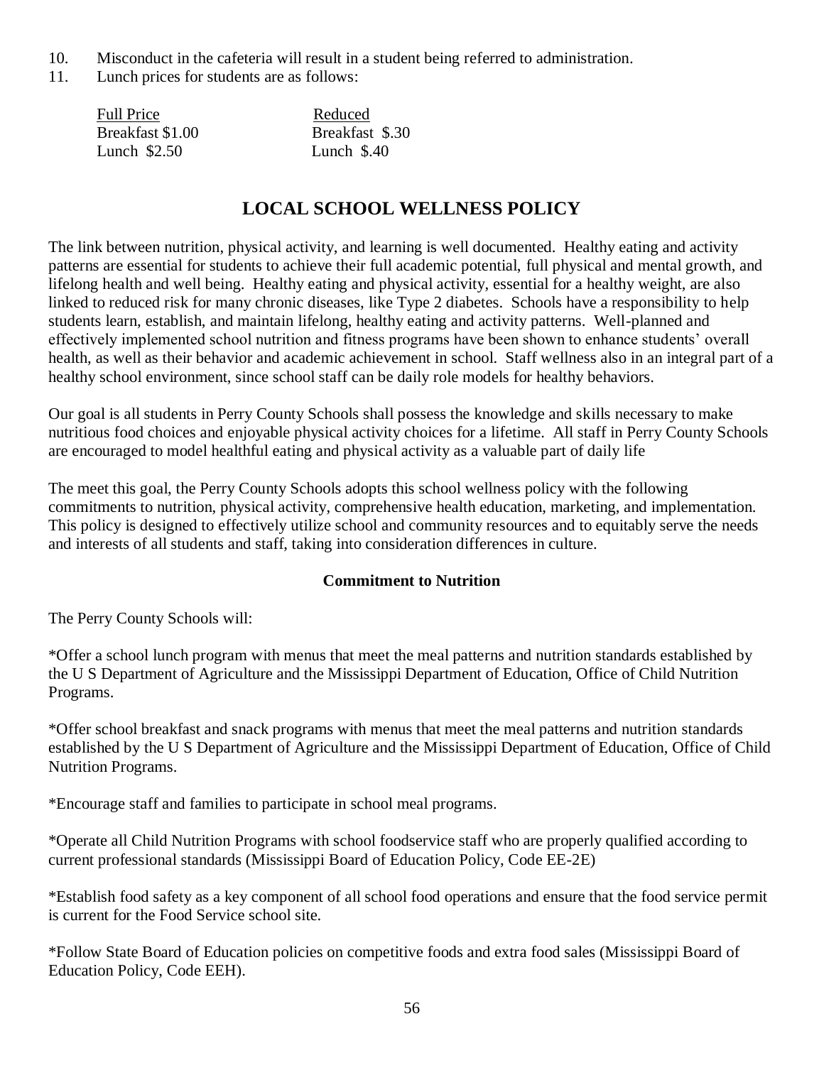10. Misconduct in the cafeteria will result in a student being referred to administration.
11. Lunch prices for students are as follows:

| Full Price | Reduced |
| --- | --- |
| Breakfast $1.00 | Breakfast $.30 |
| Lunch $2.50 | Lunch $.40 |

## LOCAL SCHOOL WELLNESS POLICY

The link between nutrition, physical activity, and learning is well documented. Healthy eating and activity patterns are essential for students to achieve their full academic potential, full physical and mental growth, and lifelong health and well being. Healthy eating and physical activity, essential for a healthy weight, are also linked to reduced risk for many chronic diseases, like Type 2 diabetes. Schools have a responsibility to help students learn, establish, and maintain lifelong, healthy eating and activity patterns. Well-planned and effectively implemented school nutrition and fitness programs have been shown to enhance students' overall health, as well as their behavior and academic achievement in school. Staff wellness also in an integral part of a healthy school environment, since school staff can be daily role models for healthy behaviors.

Our goal is all students in Perry County Schools shall possess the knowledge and skills necessary to make nutritious food choices and enjoyable physical activity choices for a lifetime. All staff in Perry County Schools are encouraged to model healthful eating and physical activity as a valuable part of daily life

The meet this goal, the Perry County Schools adopts this school wellness policy with the following commitments to nutrition, physical activity, comprehensive health education, marketing, and implementation. This policy is designed to effectively utilize school and community resources and to equitably serve the needs and interests of all students and staff, taking into consideration differences in culture.

**Commitment to Nutrition**

The Perry County Schools will:

*Offer a school lunch program with menus that meet the meal patterns and nutrition standards established by the U S Department of Agriculture and the Mississippi Department of Education, Office of Child Nutrition Programs.

*Offer school breakfast and snack programs with menus that meet the meal patterns and nutrition standards established by the U S Department of Agriculture and the Mississippi Department of Education, Office of Child Nutrition Programs.

*Encourage staff and families to participate in school meal programs.

*Operate all Child Nutrition Programs with school foodservice staff who are properly qualified according to current professional standards (Mississippi Board of Education Policy, Code EE-2E)

*Establish food safety as a key component of all school food operations and ensure that the food service permit is current for the Food Service school site.

*Follow State Board of Education policies on competitive foods and extra food sales (Mississippi Board of Education Policy, Code EEH).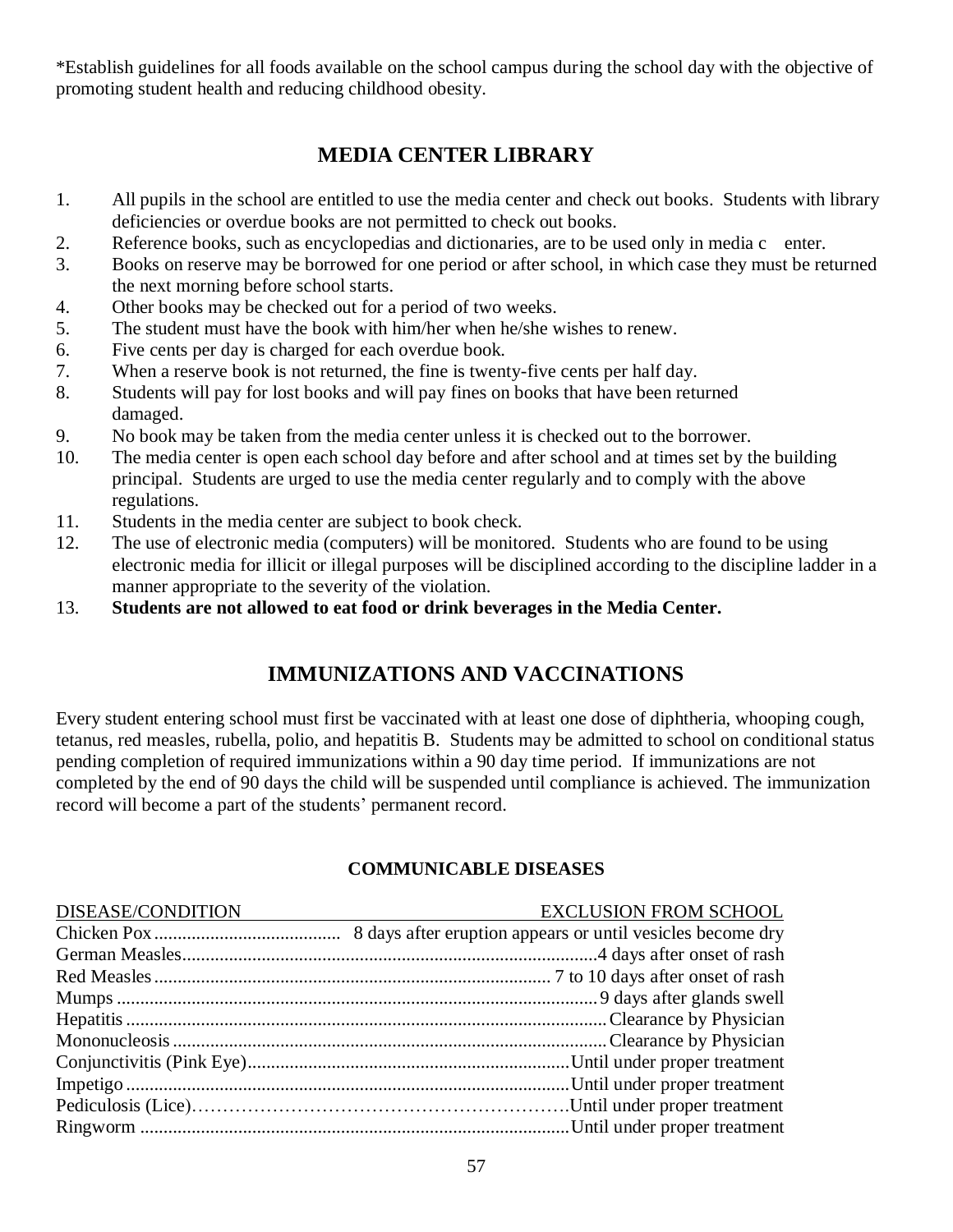*Establish guidelines for all foods available on the school campus during the school day with the objective of promoting student health and reducing childhood obesity.

## MEDIA CENTER LIBRARY

1. All pupils in the school are entitled to use the media center and check out books. Students with library deficiencies or overdue books are not permitted to check out books.
2. Reference books, such as encyclopedias and dictionaries, are to be used only in media c enter.
3. Books on reserve may be borrowed for one period or after school, in which case they must be returned the next morning before school starts.
4. Other books may be checked out for a period of two weeks.
5. The student must have the book with him/her when he/she wishes to renew.
6. Five cents per day is charged for each overdue book.
7. When a reserve book is not returned, the fine is twenty-five cents per half day.
8. Students will pay for lost books and will pay fines on books that have been returned damaged.
9. No book may be taken from the media center unless it is checked out to the borrower.
10. The media center is open each school day before and after school and at times set by the building principal. Students are urged to use the media center regularly and to comply with the above regulations.
11. Students in the media center are subject to book check.
12. The use of electronic media (computers) will be monitored. Students who are found to be using electronic media for illicit or illegal purposes will be disciplined according to the discipline ladder in a manner appropriate to the severity of the violation.
13. **Students are not allowed to eat food or drink beverages in the Media Center.**

## IMMUNIZATIONS AND VACCINATIONS

Every student entering school must first be vaccinated with at least one dose of diphtheria, whooping cough, tetanus, red measles, rubella, polio, and hepatitis B. Students may be admitted to school on conditional status pending completion of required immunizations within a 90 day time period. If immunizations are not completed by the end of 90 days the child will be suspended until compliance is achieved. The immunization record will become a part of the students' permanent record.

### COMMUNICABLE DISEASES

| DISEASE/CONDITION | EXCLUSION FROM SCHOOL |
| --- | --- |
| Chicken Pox | 8 days after eruption appears or until vesicles become dry |
| German Measles | 4 days after onset of rash |
| Red Measles | 7 to 10 days after onset of rash |
| Mumps | 9 days after glands swell |
| Hepatitis | Clearance by Physician |
| Mononucleosis | Clearance by Physician |
| Conjunctivitis (Pink Eye) | Until under proper treatment |
| Impetigo | Until under proper treatment |
| Pediculosis (Lice) | Until under proper treatment |
| Ringworm | Until under proper treatment |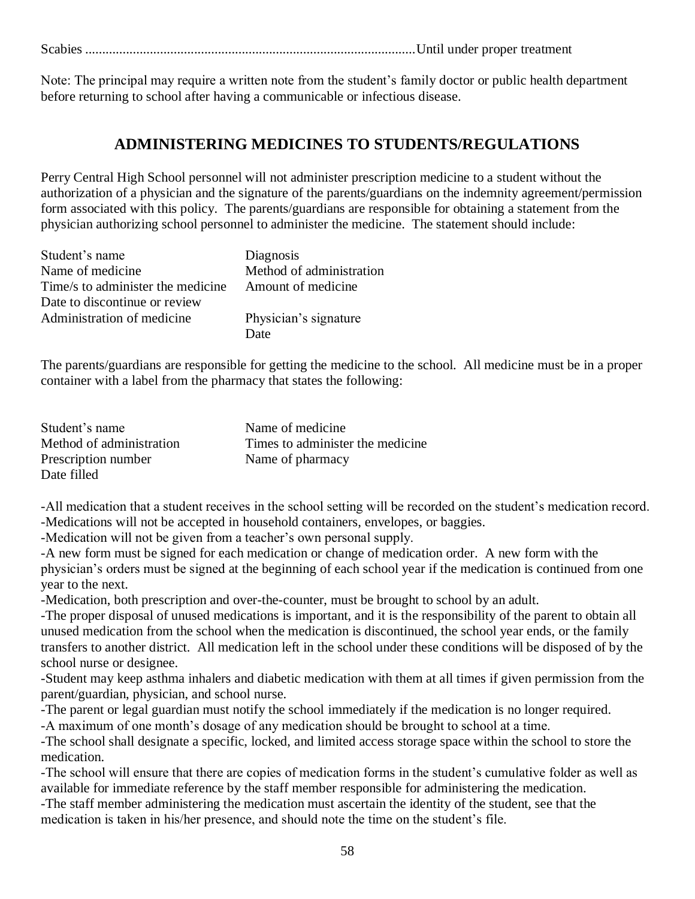Scabies ................................................................................................Until under proper treatment

Note: The principal may require a written note from the student's family doctor or public health department before returning to school after having a communicable or infectious disease.

## ADMINISTERING MEDICINES TO STUDENTS/REGULATIONS

Perry Central High School personnel will not administer prescription medicine to a student without the authorization of a physician and the signature of the parents/guardians on the indemnity agreement/permission form associated with this policy. The parents/guardians are responsible for obtaining a statement from the physician authorizing school personnel to administer the medicine. The statement should include:

| | |
|---|---|
| Student's name | Diagnosis |
| Name of medicine | Method of administration |
| Time/s to administer the medicine | Amount of medicine |
| Date to discontinue or review | |
| Administration of medicine | Physician's signature |
| | Date |

The parents/guardians are responsible for getting the medicine to the school. All medicine must be in a proper container with a label from the pharmacy that states the following:

| | |
|---|---|
| Student's name | Name of medicine |
| Method of administration | Times to administer the medicine |
| Prescription number | Name of pharmacy |
| Date filled | |

-All medication that a student receives in the school setting will be recorded on the student's medication record.
-Medications will not be accepted in household containers, envelopes, or baggies.
-Medication will not be given from a teacher's own personal supply.
-A new form must be signed for each medication or change of medication order. A new form with the physician's orders must be signed at the beginning of each school year if the medication is continued from one year to the next.
-Medication, both prescription and over-the-counter, must be brought to school by an adult.
-The proper disposal of unused medications is important, and it is the responsibility of the parent to obtain all unused medication from the school when the medication is discontinued, the school year ends, or the family transfers to another district. All medication left in the school under these conditions will be disposed of by the school nurse or designee.
-Student may keep asthma inhalers and diabetic medication with them at all times if given permission from the parent/guardian, physician, and school nurse.
-The parent or legal guardian must notify the school immediately if the medication is no longer required.
-A maximum of one month's dosage of any medication should be brought to school at a time.
-The school shall designate a specific, locked, and limited access storage space within the school to store the medication.
-The school will ensure that there are copies of medication forms in the student's cumulative folder as well as available for immediate reference by the staff member responsible for administering the medication.
-The staff member administering the medication must ascertain the identity of the student, see that the medication is taken in his/her presence, and should note the time on the student's file.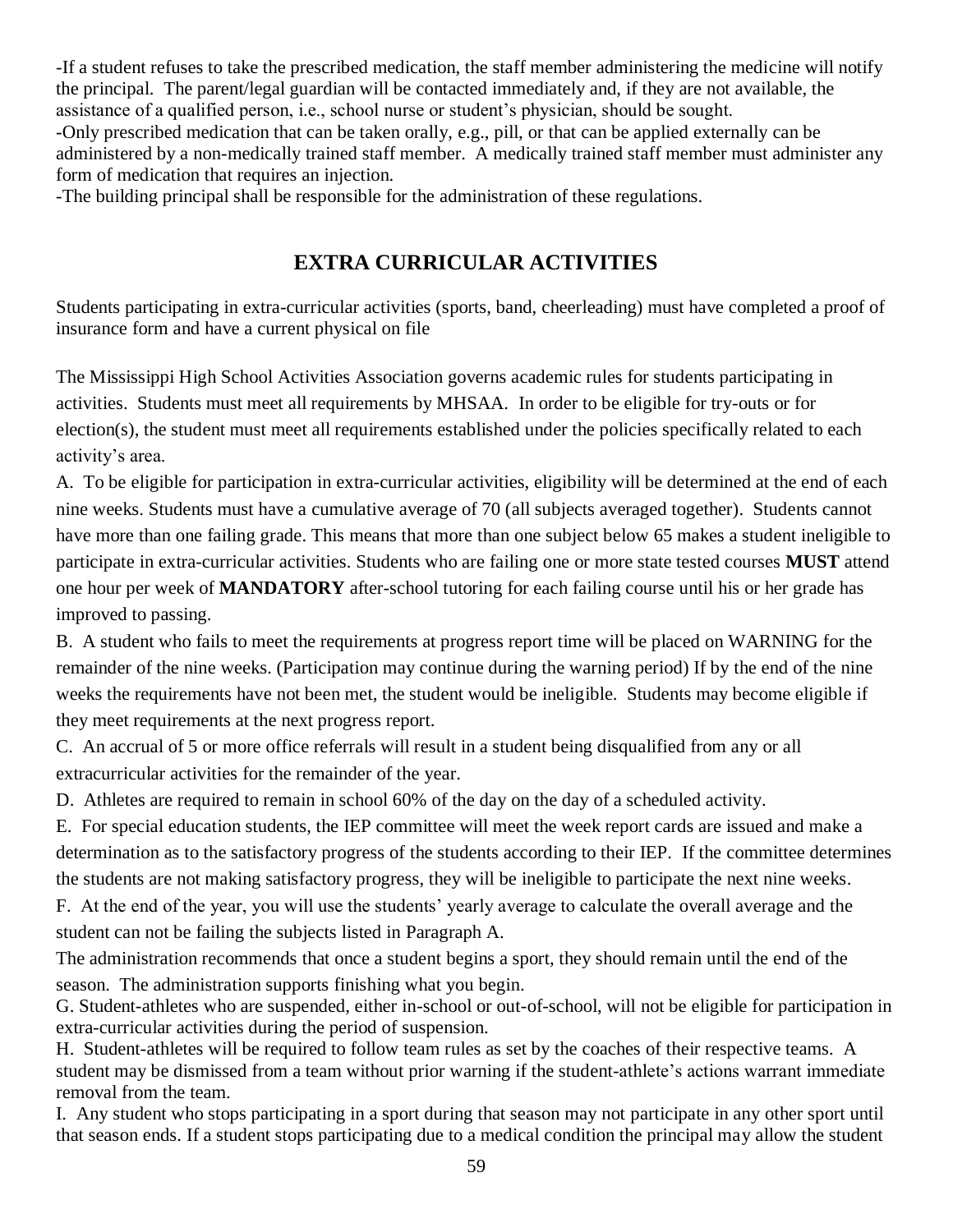-If a student refuses to take the prescribed medication, the staff member administering the medicine will notify the principal. The parent/legal guardian will be contacted immediately and, if they are not available, the assistance of a qualified person, i.e., school nurse or student's physician, should be sought.
-Only prescribed medication that can be taken orally, e.g., pill, or that can be applied externally can be administered by a non-medically trained staff member. A medically trained staff member must administer any form of medication that requires an injection.
-The building principal shall be responsible for the administration of these regulations.

## EXTRA CURRICULAR ACTIVITIES

Students participating in extra-curricular activities (sports, band, cheerleading) must have completed a proof of insurance form and have a current physical on file

The Mississippi High School Activities Association governs academic rules for students participating in activities. Students must meet all requirements by MHSAA. In order to be eligible for try-outs or for election(s), the student must meet all requirements established under the policies specifically related to each activity's area.

A. To be eligible for participation in extra-curricular activities, eligibility will be determined at the end of each nine weeks. Students must have a cumulative average of 70 (all subjects averaged together). Students cannot have more than one failing grade. This means that more than one subject below 65 makes a student ineligible to participate in extra-curricular activities. Students who are failing one or more state tested courses **MUST** attend one hour per week of **MANDATORY** after-school tutoring for each failing course until his or her grade has improved to passing.

B. A student who fails to meet the requirements at progress report time will be placed on WARNING for the remainder of the nine weeks. (Participation may continue during the warning period) If by the end of the nine weeks the requirements have not been met, the student would be ineligible. Students may become eligible if they meet requirements at the next progress report.

C. An accrual of 5 or more office referrals will result in a student being disqualified from any or all extracurricular activities for the remainder of the year.

D. Athletes are required to remain in school 60% of the day on the day of a scheduled activity.

E. For special education students, the IEP committee will meet the week report cards are issued and make a determination as to the satisfactory progress of the students according to their IEP. If the committee determines the students are not making satisfactory progress, they will be ineligible to participate the next nine weeks.

F. At the end of the year, you will use the students' yearly average to calculate the overall average and the student can not be failing the subjects listed in Paragraph A.

The administration recommends that once a student begins a sport, they should remain until the end of the season. The administration supports finishing what you begin.

G. Student-athletes who are suspended, either in-school or out-of-school, will not be eligible for participation in extra-curricular activities during the period of suspension.

H. Student-athletes will be required to follow team rules as set by the coaches of their respective teams. A student may be dismissed from a team without prior warning if the student-athlete's actions warrant immediate removal from the team.

I. Any student who stops participating in a sport during that season may not participate in any other sport until that season ends. If a student stops participating due to a medical condition the principal may allow the student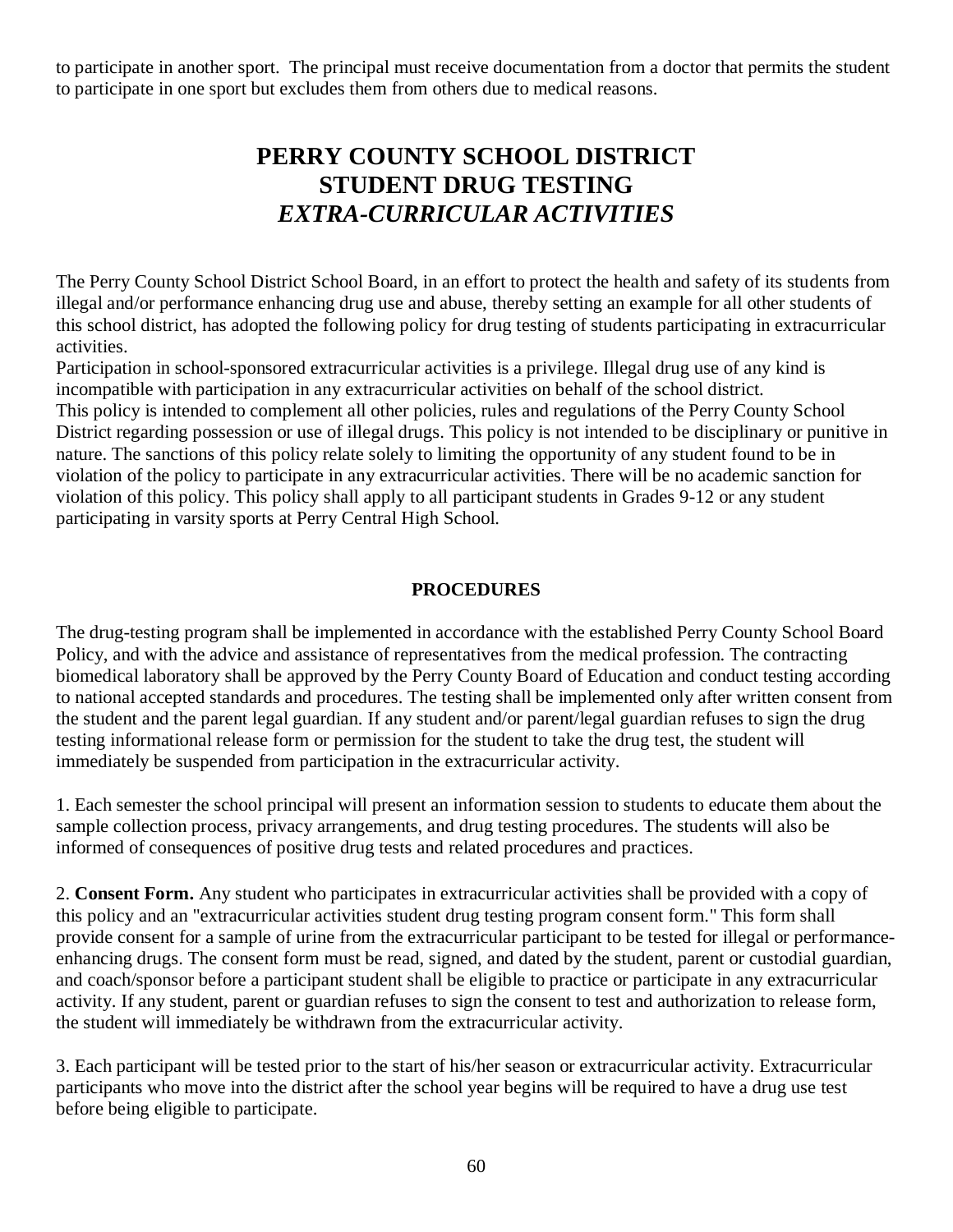to participate in another sport. The principal must receive documentation from a doctor that permits the student to participate in one sport but excludes them from others due to medical reasons.

# PERRY COUNTY SCHOOL DISTRICT
# STUDENT DRUG TESTING
# *EXTRA-CURRICULAR ACTIVITIES*

The Perry County School District School Board, in an effort to protect the health and safety of its students from illegal and/or performance enhancing drug use and abuse, thereby setting an example for all other students of this school district, has adopted the following policy for drug testing of students participating in extracurricular activities.

Participation in school-sponsored extracurricular activities is a privilege. Illegal drug use of any kind is incompatible with participation in any extracurricular activities on behalf of the school district.

This policy is intended to complement all other policies, rules and regulations of the Perry County School District regarding possession or use of illegal drugs. This policy is not intended to be disciplinary or punitive in nature. The sanctions of this policy relate solely to limiting the opportunity of any student found to be in violation of the policy to participate in any extracurricular activities. There will be no academic sanction for violation of this policy. This policy shall apply to all participant students in Grades 9-12 or any student participating in varsity sports at Perry Central High School.

## PROCEDURES

The drug-testing program shall be implemented in accordance with the established Perry County School Board Policy, and with the advice and assistance of representatives from the medical profession. The contracting biomedical laboratory shall be approved by the Perry County Board of Education and conduct testing according to national accepted standards and procedures. The testing shall be implemented only after written consent from the student and the parent legal guardian. If any student and/or parent/legal guardian refuses to sign the drug testing informational release form or permission for the student to take the drug test, the student will immediately be suspended from participation in the extracurricular activity.

1. Each semester the school principal will present an information session to students to educate them about the sample collection process, privacy arrangements, and drug testing procedures. The students will also be informed of consequences of positive drug tests and related procedures and practices.

2. **Consent Form.** Any student who participates in extracurricular activities shall be provided with a copy of this policy and an "extracurricular activities student drug testing program consent form." This form shall provide consent for a sample of urine from the extracurricular participant to be tested for illegal or performance-enhancing drugs. The consent form must be read, signed, and dated by the student, parent or custodial guardian, and coach/sponsor before a participant student shall be eligible to practice or participate in any extracurricular activity. If any student, parent or guardian refuses to sign the consent to test and authorization to release form, the student will immediately be withdrawn from the extracurricular activity.

3. Each participant will be tested prior to the start of his/her season or extracurricular activity. Extracurricular participants who move into the district after the school year begins will be required to have a drug use test before being eligible to participate.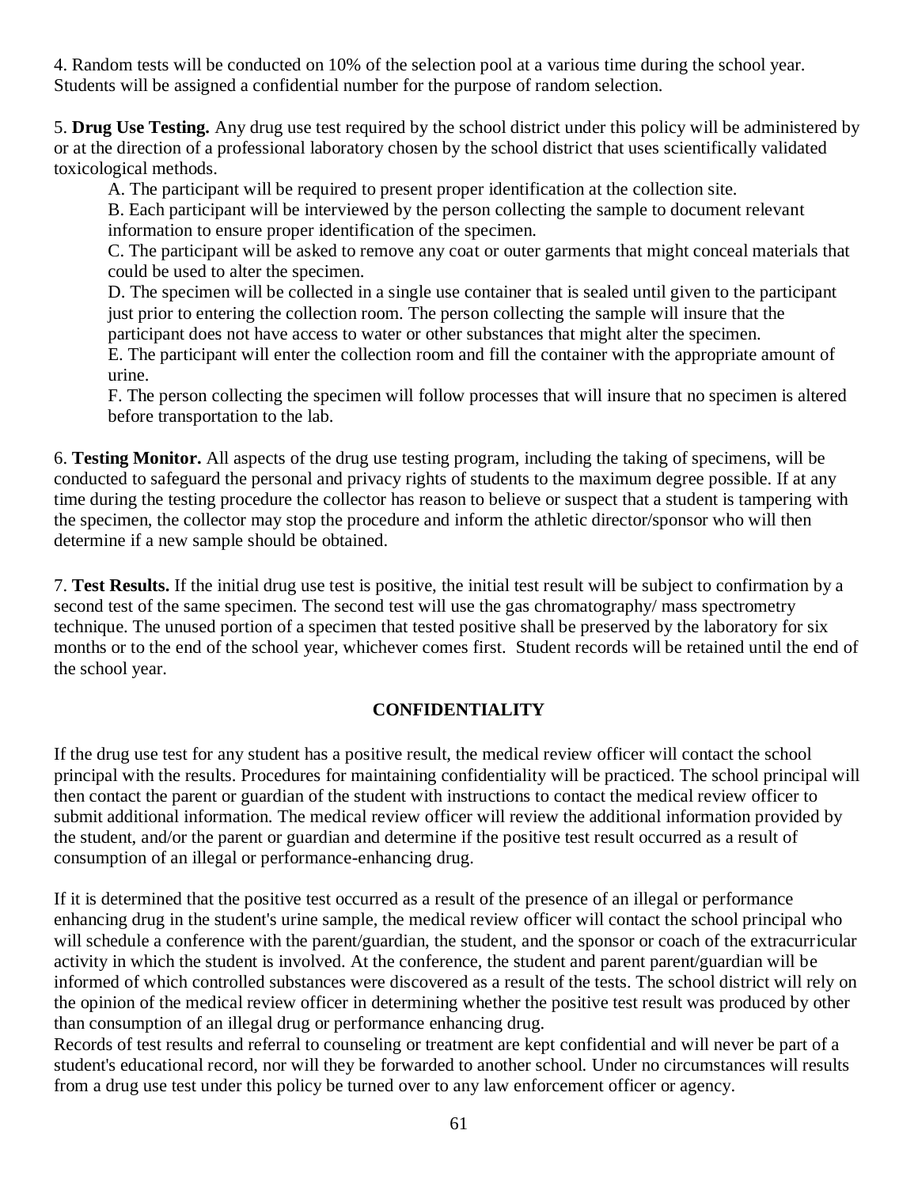4. Random tests will be conducted on 10% of the selection pool at a various time during the school year. Students will be assigned a confidential number for the purpose of random selection.

5. **Drug Use Testing.** Any drug use test required by the school district under this policy will be administered by or at the direction of a professional laboratory chosen by the school district that uses scientifically validated toxicological methods.

A. The participant will be required to present proper identification at the collection site.

B. Each participant will be interviewed by the person collecting the sample to document relevant information to ensure proper identification of the specimen.

C. The participant will be asked to remove any coat or outer garments that might conceal materials that could be used to alter the specimen.

D. The specimen will be collected in a single use container that is sealed until given to the participant just prior to entering the collection room. The person collecting the sample will insure that the participant does not have access to water or other substances that might alter the specimen.

E. The participant will enter the collection room and fill the container with the appropriate amount of urine.

F. The person collecting the specimen will follow processes that will insure that no specimen is altered before transportation to the lab.

6. **Testing Monitor.** All aspects of the drug use testing program, including the taking of specimens, will be conducted to safeguard the personal and privacy rights of students to the maximum degree possible. If at any time during the testing procedure the collector has reason to believe or suspect that a student is tampering with the specimen, the collector may stop the procedure and inform the athletic director/sponsor who will then determine if a new sample should be obtained.

7. **Test Results.** If the initial drug use test is positive, the initial test result will be subject to confirmation by a second test of the same specimen. The second test will use the gas chromatography/ mass spectrometry technique. The unused portion of a specimen that tested positive shall be preserved by the laboratory for six months or to the end of the school year, whichever comes first. Student records will be retained until the end of the school year.

## CONFIDENTIALITY

If the drug use test for any student has a positive result, the medical review officer will contact the school principal with the results. Procedures for maintaining confidentiality will be practiced. The school principal will then contact the parent or guardian of the student with instructions to contact the medical review officer to submit additional information. The medical review officer will review the additional information provided by the student, and/or the parent or guardian and determine if the positive test result occurred as a result of consumption of an illegal or performance-enhancing drug.

If it is determined that the positive test occurred as a result of the presence of an illegal or performance enhancing drug in the student's urine sample, the medical review officer will contact the school principal who will schedule a conference with the parent/guardian, the student, and the sponsor or coach of the extracurricular activity in which the student is involved. At the conference, the student and parent parent/guardian will be informed of which controlled substances were discovered as a result of the tests. The school district will rely on the opinion of the medical review officer in determining whether the positive test result was produced by other than consumption of an illegal drug or performance enhancing drug.

Records of test results and referral to counseling or treatment are kept confidential and will never be part of a student's educational record, nor will they be forwarded to another school. Under no circumstances will results from a drug use test under this policy be turned over to any law enforcement officer or agency.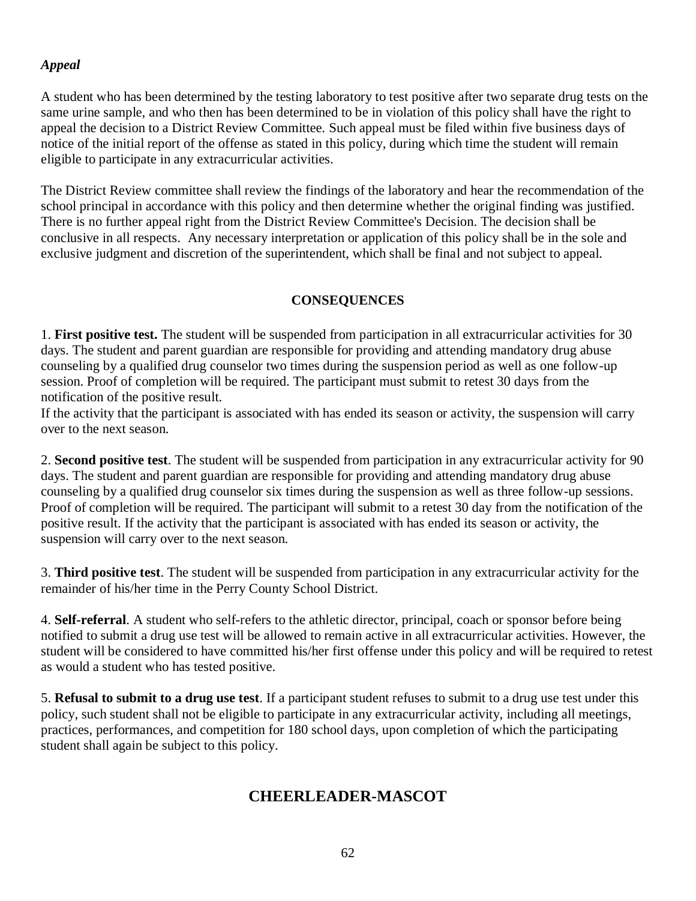### *Appeal*

A student who has been determined by the testing laboratory to test positive after two separate drug tests on the same urine sample, and who then has been determined to be in violation of this policy shall have the right to appeal the decision to a District Review Committee. Such appeal must be filed within five business days of notice of the initial report of the offense as stated in this policy, during which time the student will remain eligible to participate in any extracurricular activities.

The District Review committee shall review the findings of the laboratory and hear the recommendation of the school principal in accordance with this policy and then determine whether the original finding was justified. There is no further appeal right from the District Review Committee's Decision. The decision shall be conclusive in all respects. Any necessary interpretation or application of this policy shall be in the sole and exclusive judgment and discretion of the superintendent, which shall be final and not subject to appeal.

## CONSEQUENCES

1. **First positive test.** The student will be suspended from participation in all extracurricular activities for 30 days. The student and parent guardian are responsible for providing and attending mandatory drug abuse counseling by a qualified drug counselor two times during the suspension period as well as one follow-up session. Proof of completion will be required. The participant must submit to retest 30 days from the notification of the positive result.
If the activity that the participant is associated with has ended its season or activity, the suspension will carry over to the next season.

2. **Second positive test**. The student will be suspended from participation in any extracurricular activity for 90 days. The student and parent guardian are responsible for providing and attending mandatory drug abuse counseling by a qualified drug counselor six times during the suspension as well as three follow-up sessions. Proof of completion will be required. The participant will submit to a retest 30 day from the notification of the positive result. If the activity that the participant is associated with has ended its season or activity, the suspension will carry over to the next season.

3. **Third positive test**. The student will be suspended from participation in any extracurricular activity for the remainder of his/her time in the Perry County School District.

4. **Self-referral**. A student who self-refers to the athletic director, principal, coach or sponsor before being notified to submit a drug use test will be allowed to remain active in all extracurricular activities. However, the student will be considered to have committed his/her first offense under this policy and will be required to retest as would a student who has tested positive.

5. **Refusal to submit to a drug use test**. If a participant student refuses to submit to a drug use test under this policy, such student shall not be eligible to participate in any extracurricular activity, including all meetings, practices, performances, and competition for 180 school days, upon completion of which the participating student shall again be subject to this policy.

## CHEERLEADER-MASCOT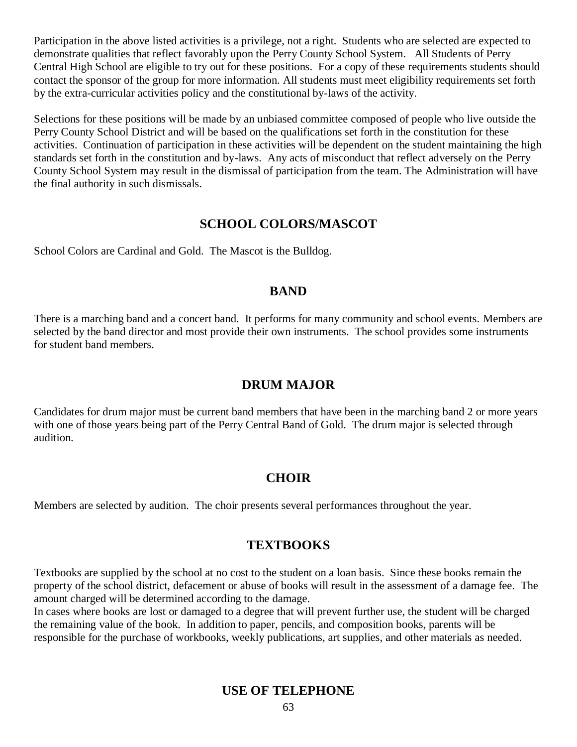Participation in the above listed activities is a privilege, not a right. Students who are selected are expected to demonstrate qualities that reflect favorably upon the Perry County School System. All Students of Perry Central High School are eligible to try out for these positions. For a copy of these requirements students should contact the sponsor of the group for more information. All students must meet eligibility requirements set forth by the extra-curricular activities policy and the constitutional by-laws of the activity.

Selections for these positions will be made by an unbiased committee composed of people who live outside the Perry County School District and will be based on the qualifications set forth in the constitution for these activities. Continuation of participation in these activities will be dependent on the student maintaining the high standards set forth in the constitution and by-laws. Any acts of misconduct that reflect adversely on the Perry County School System may result in the dismissal of participation from the team. The Administration will have the final authority in such dismissals.

## SCHOOL COLORS/MASCOT

School Colors are Cardinal and Gold. The Mascot is the Bulldog.

## BAND

There is a marching band and a concert band. It performs for many community and school events. Members are selected by the band director and most provide their own instruments. The school provides some instruments for student band members.

## DRUM MAJOR

Candidates for drum major must be current band members that have been in the marching band 2 or more years with one of those years being part of the Perry Central Band of Gold. The drum major is selected through audition.

## CHOIR

Members are selected by audition. The choir presents several performances throughout the year.

## TEXTBOOKS

Textbooks are supplied by the school at no cost to the student on a loan basis. Since these books remain the property of the school district, defacement or abuse of books will result in the assessment of a damage fee. The amount charged will be determined according to the damage.
In cases where books are lost or damaged to a degree that will prevent further use, the student will be charged the remaining value of the book. In addition to paper, pencils, and composition books, parents will be responsible for the purchase of workbooks, weekly publications, art supplies, and other materials as needed.

## USE OF TELEPHONE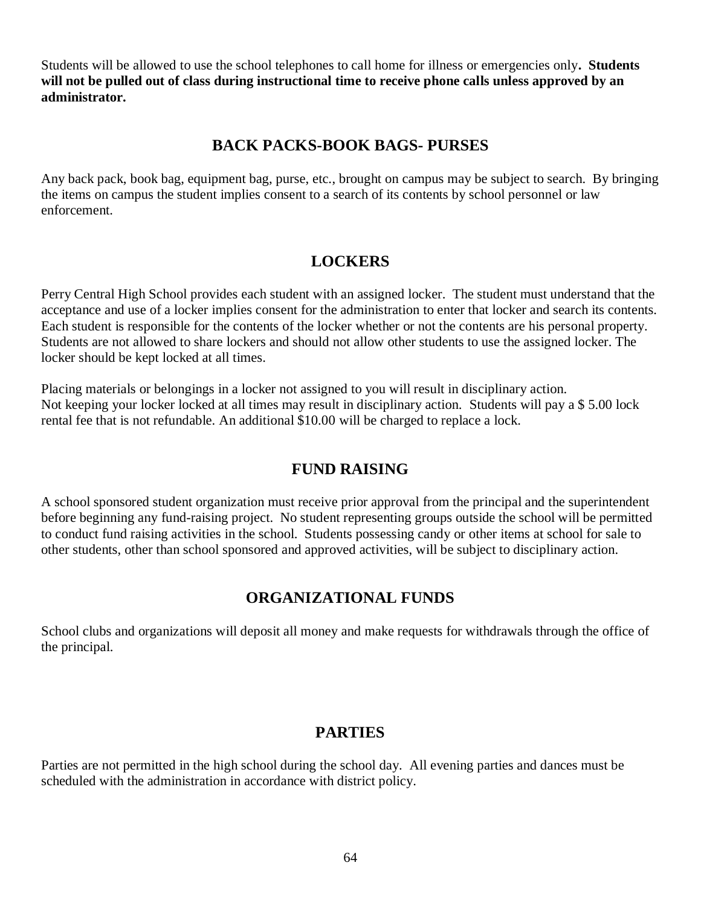Students will be allowed to use the school telephones to call home for illness or emergencies only**. Students will not be pulled out of class during instructional time to receive phone calls unless approved by an administrator.**

## BACK PACKS-BOOK BAGS- PURSES

Any back pack, book bag, equipment bag, purse, etc., brought on campus may be subject to search. By bringing the items on campus the student implies consent to a search of its contents by school personnel or law enforcement.

## LOCKERS

Perry Central High School provides each student with an assigned locker. The student must understand that the acceptance and use of a locker implies consent for the administration to enter that locker and search its contents. Each student is responsible for the contents of the locker whether or not the contents are his personal property. Students are not allowed to share lockers and should not allow other students to use the assigned locker. The locker should be kept locked at all times.

Placing materials or belongings in a locker not assigned to you will result in disciplinary action.
Not keeping your locker locked at all times may result in disciplinary action. Students will pay a $ 5.00 lock rental fee that is not refundable. An additional $10.00 will be charged to replace a lock.

## FUND RAISING

A school sponsored student organization must receive prior approval from the principal and the superintendent before beginning any fund-raising project. No student representing groups outside the school will be permitted to conduct fund raising activities in the school. Students possessing candy or other items at school for sale to other students, other than school sponsored and approved activities, will be subject to disciplinary action.

## ORGANIZATIONAL FUNDS

School clubs and organizations will deposit all money and make requests for withdrawals through the office of the principal.

## PARTIES

Parties are not permitted in the high school during the school day. All evening parties and dances must be scheduled with the administration in accordance with district policy.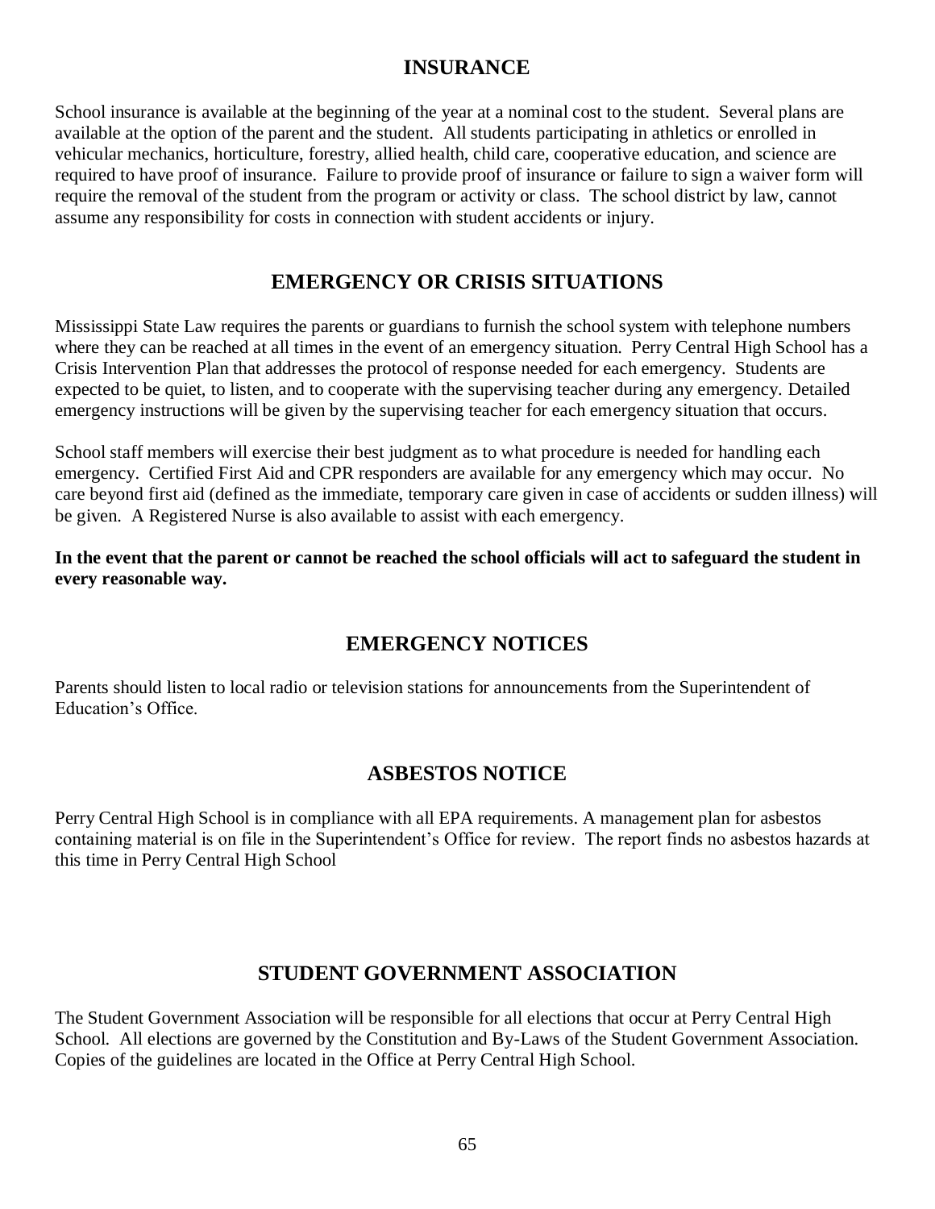## INSURANCE

School insurance is available at the beginning of the year at a nominal cost to the student. Several plans are available at the option of the parent and the student. All students participating in athletics or enrolled in vehicular mechanics, horticulture, forestry, allied health, child care, cooperative education, and science are required to have proof of insurance. Failure to provide proof of insurance or failure to sign a waiver form will require the removal of the student from the program or activity or class. The school district by law, cannot assume any responsibility for costs in connection with student accidents or injury.

## EMERGENCY OR CRISIS SITUATIONS

Mississippi State Law requires the parents or guardians to furnish the school system with telephone numbers where they can be reached at all times in the event of an emergency situation. Perry Central High School has a Crisis Intervention Plan that addresses the protocol of response needed for each emergency. Students are expected to be quiet, to listen, and to cooperate with the supervising teacher during any emergency. Detailed emergency instructions will be given by the supervising teacher for each emergency situation that occurs.

School staff members will exercise their best judgment as to what procedure is needed for handling each emergency. Certified First Aid and CPR responders are available for any emergency which may occur. No care beyond first aid (defined as the immediate, temporary care given in case of accidents or sudden illness) will be given. A Registered Nurse is also available to assist with each emergency.

**In the event that the parent or cannot be reached the school officials will act to safeguard the student in every reasonable way.**

## EMERGENCY NOTICES

Parents should listen to local radio or television stations for announcements from the Superintendent of Education's Office.

## ASBESTOS NOTICE

Perry Central High School is in compliance with all EPA requirements. A management plan for asbestos containing material is on file in the Superintendent's Office for review. The report finds no asbestos hazards at this time in Perry Central High School

## STUDENT GOVERNMENT ASSOCIATION

The Student Government Association will be responsible for all elections that occur at Perry Central High School. All elections are governed by the Constitution and By-Laws of the Student Government Association. Copies of the guidelines are located in the Office at Perry Central High School.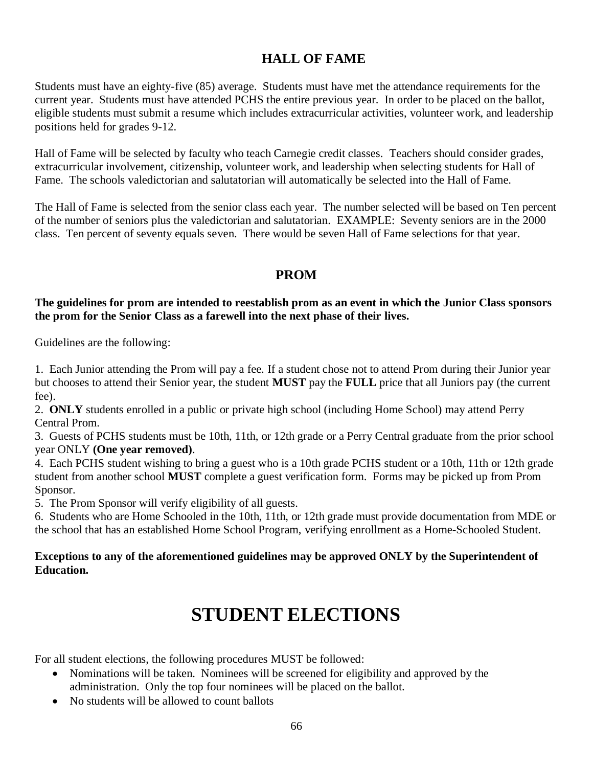## HALL OF FAME

Students must have an eighty-five (85) average. Students must have met the attendance requirements for the current year. Students must have attended PCHS the entire previous year. In order to be placed on the ballot, eligible students must submit a resume which includes extracurricular activities, volunteer work, and leadership positions held for grades 9-12.

Hall of Fame will be selected by faculty who teach Carnegie credit classes. Teachers should consider grades, extracurricular involvement, citizenship, volunteer work, and leadership when selecting students for Hall of Fame. The schools valedictorian and salutatorian will automatically be selected into the Hall of Fame.

The Hall of Fame is selected from the senior class each year. The number selected will be based on Ten percent of the number of seniors plus the valedictorian and salutatorian. EXAMPLE: Seventy seniors are in the 2000 class. Ten percent of seventy equals seven. There would be seven Hall of Fame selections for that year.

## PROM

**The guidelines for prom are intended to reestablish prom as an event in which the Junior Class sponsors the prom for the Senior Class as a farewell into the next phase of their lives.**

Guidelines are the following:

1. Each Junior attending the Prom will pay a fee. If a student chose not to attend Prom during their Junior year but chooses to attend their Senior year, the student **MUST** pay the **FULL** price that all Juniors pay (the current fee).
2. **ONLY** students enrolled in a public or private high school (including Home School) may attend Perry Central Prom.
3. Guests of PCHS students must be 10th, 11th, or 12th grade or a Perry Central graduate from the prior school year ONLY **(One year removed)**.
4. Each PCHS student wishing to bring a guest who is a 10th grade PCHS student or a 10th, 11th or 12th grade student from another school **MUST** complete a guest verification form. Forms may be picked up from Prom Sponsor.
5. The Prom Sponsor will verify eligibility of all guests.
6. Students who are Home Schooled in the 10th, 11th, or 12th grade must provide documentation from MDE or the school that has an established Home School Program, verifying enrollment as a Home-Schooled Student.

**Exceptions to any of the aforementioned guidelines may be approved ONLY by the Superintendent of Education.**

# STUDENT ELECTIONS

For all student elections, the following procedures MUST be followed:

- Nominations will be taken. Nominees will be screened for eligibility and approved by the administration. Only the top four nominees will be placed on the ballot.
- No students will be allowed to count ballots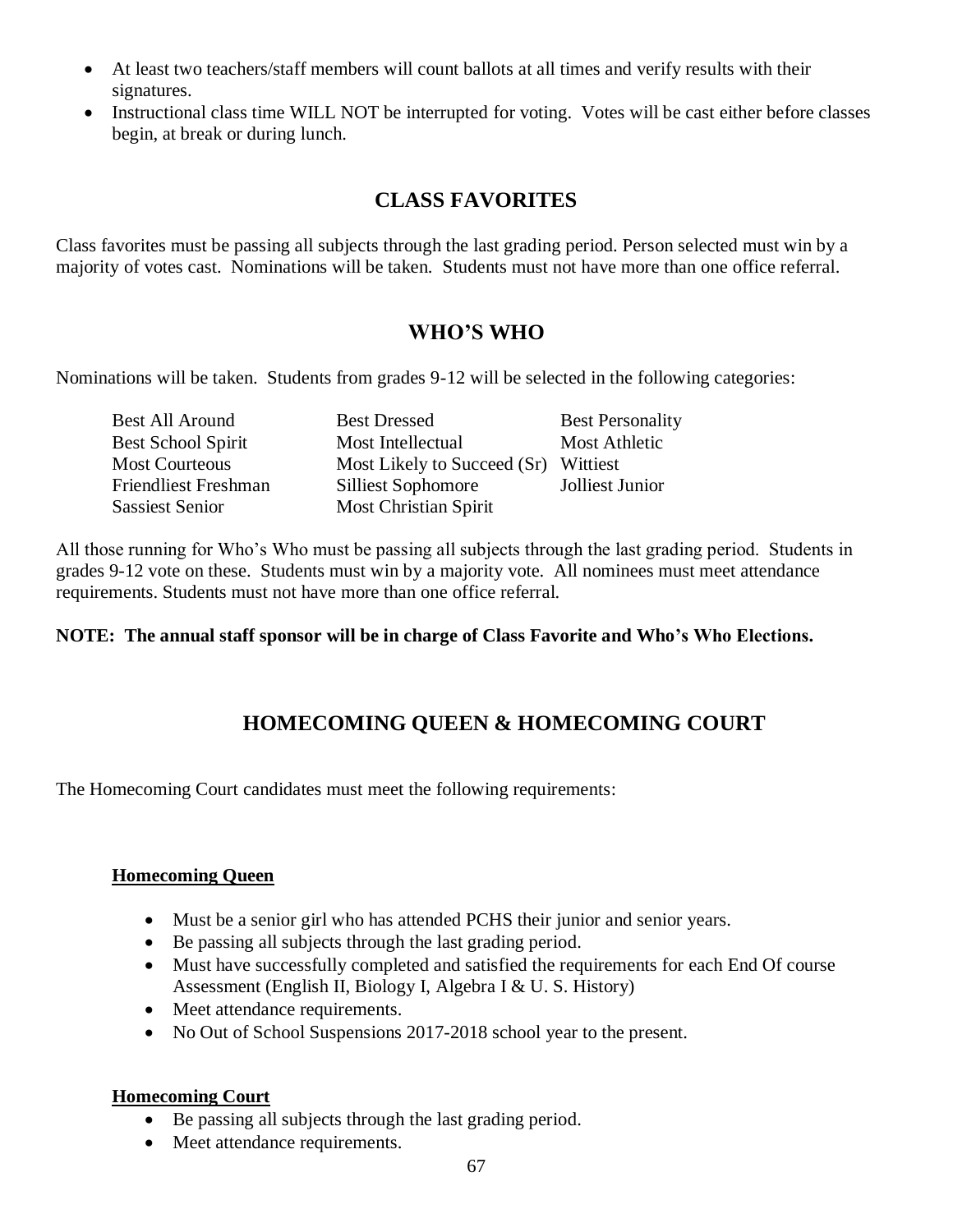- At least two teachers/staff members will count ballots at all times and verify results with their signatures.
- Instructional class time WILL NOT be interrupted for voting. Votes will be cast either before classes begin, at break or during lunch.

## CLASS FAVORITES

Class favorites must be passing all subjects through the last grading period. Person selected must win by a majority of votes cast. Nominations will be taken. Students must not have more than one office referral.

## WHO'S WHO

Nominations will be taken. Students from grades 9-12 will be selected in the following categories:

| | | |
|---|---|---|
| Best All Around | Best Dressed | Best Personality |
| Best School Spirit | Most Intellectual | Most Athletic |
| Most Courteous | Most Likely to Succeed (Sr) | Wittiest |
| Friendliest Freshman | Silliest Sophomore | Jolliest Junior |
| Sassiest Senior | Most Christian Spirit | |

All those running for Who's Who must be passing all subjects through the last grading period. Students in grades 9-12 vote on these. Students must win by a majority vote. All nominees must meet attendance requirements. Students must not have more than one office referral.

**NOTE: The annual staff sponsor will be in charge of Class Favorite and Who's Who Elections.**

## HOMECOMING QUEEN & HOMECOMING COURT

The Homecoming Court candidates must meet the following requirements:

### Homecoming Queen

- Must be a senior girl who has attended PCHS their junior and senior years.
- Be passing all subjects through the last grading period.
- Must have successfully completed and satisfied the requirements for each End Of course Assessment (English II, Biology I, Algebra I & U. S. History)
- Meet attendance requirements.
- No Out of School Suspensions 2017-2018 school year to the present.

### Homecoming Court

- Be passing all subjects through the last grading period.
- Meet attendance requirements.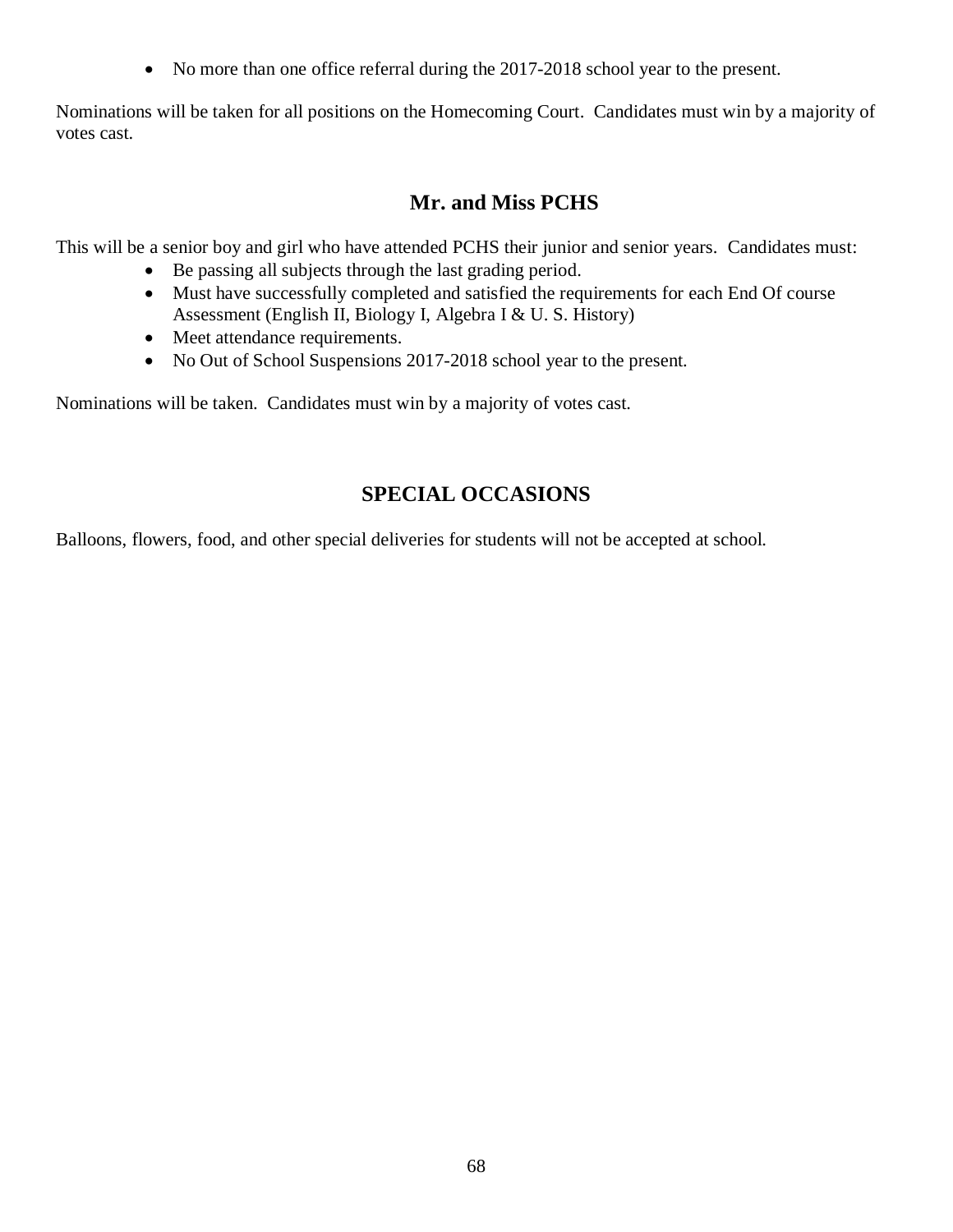- No more than one office referral during the 2017-2018 school year to the present.

Nominations will be taken for all positions on the Homecoming Court. Candidates must win by a majority of votes cast.

## Mr. and Miss PCHS

This will be a senior boy and girl who have attended PCHS their junior and senior years. Candidates must:

- Be passing all subjects through the last grading period.
- Must have successfully completed and satisfied the requirements for each End Of course Assessment (English II, Biology I, Algebra I & U. S. History)
- Meet attendance requirements.
- No Out of School Suspensions 2017-2018 school year to the present.

Nominations will be taken. Candidates must win by a majority of votes cast.

## SPECIAL OCCASIONS

Balloons, flowers, food, and other special deliveries for students will not be accepted at school.